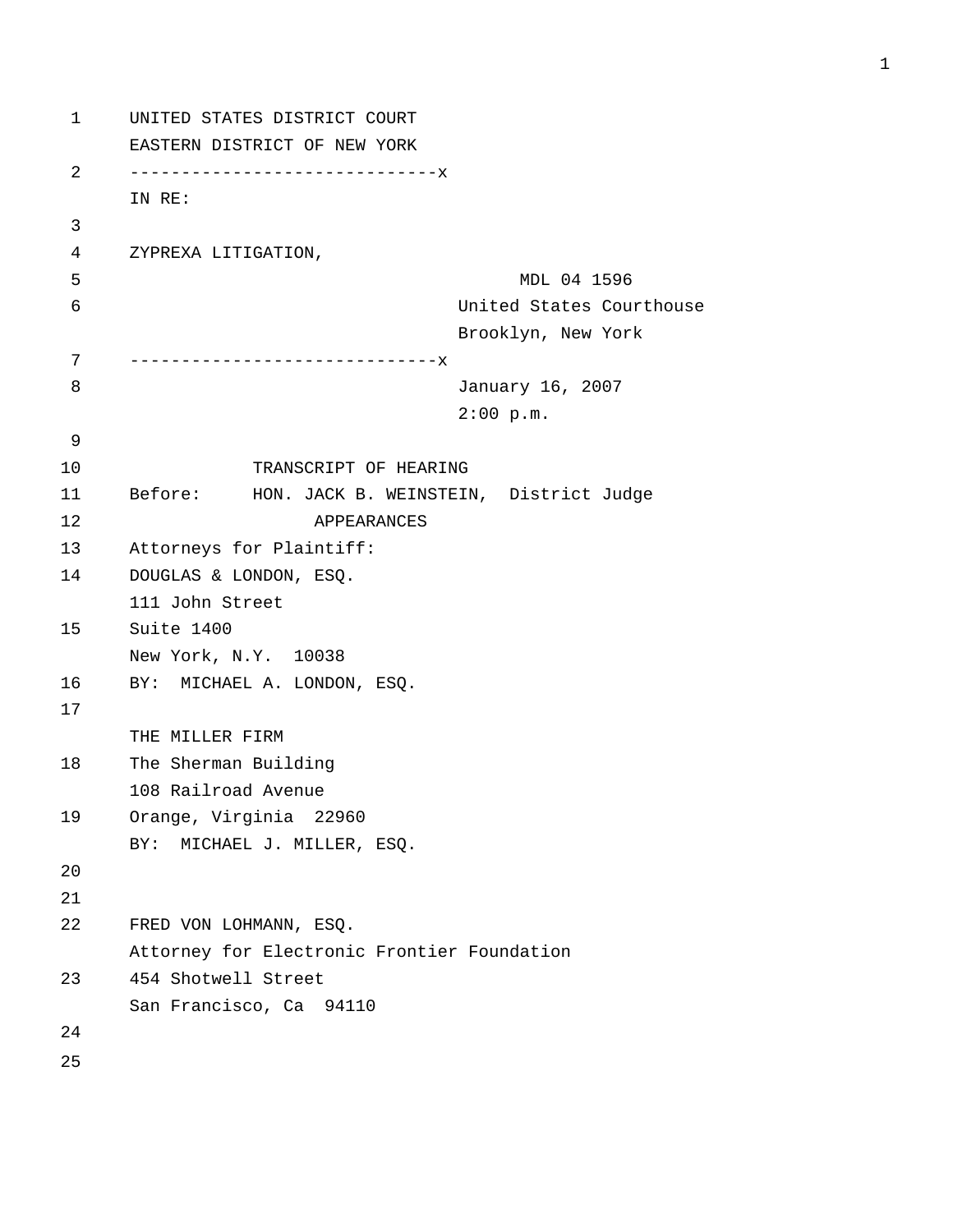UNITED STATES DISTRICT COURT
EASTERN DISTRICT OF NEW YORK

------------------------------x

IN RE:

ZYPREXA LITIGATION,

MDL 04 1596

United States Courthouse
Brooklyn, New York

------------------------------x

January 16, 2007
2:00 p.m.

TRANSCRIPT OF HEARING

Before: HON. JACK B. WEINSTEIN, District Judge

APPEARANCES

Attorneys for Plaintiff:

DOUGLAS & LONDON, ESQ.
111 John Street
Suite 1400
New York, N.Y. 10038
BY: MICHAEL A. LONDON, ESQ.

THE MILLER FIRM
The Sherman Building
108 Railroad Avenue
Orange, Virginia 22960
BY: MICHAEL J. MILLER, ESQ.

FRED VON LOHMANN, ESQ.
Attorney for Electronic Frontier Foundation
454 Shotwell Street
San Francisco, Ca 94110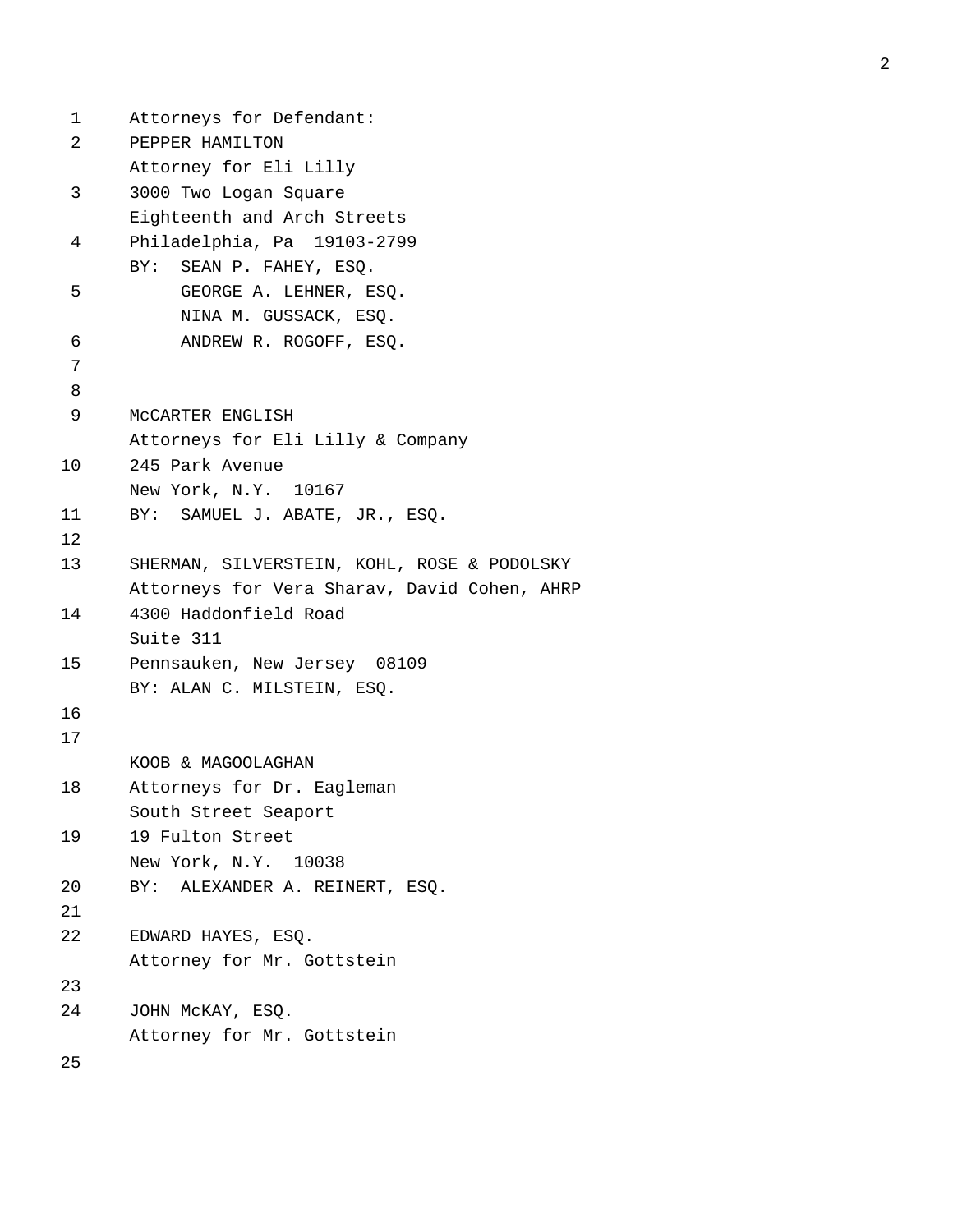Attorneys for Defendant:

PEPPER HAMILTON
Attorney for Eli Lilly
3000 Two Logan Square
Eighteenth and Arch Streets
Philadelphia, Pa 19103-2799
BY: SEAN P. FAHEY, ESQ.
GEORGE A. LEHNER, ESQ.
NINA M. GUSSACK, ESQ.
ANDREW R. ROGOFF, ESQ.

McCARTER ENGLISH
Attorneys for Eli Lilly & Company
245 Park Avenue
New York, N.Y. 10167
BY: SAMUEL J. ABATE, JR., ESQ.

SHERMAN, SILVERSTEIN, KOHL, ROSE & PODOLSKY
Attorneys for Vera Sharav, David Cohen, AHRP
4300 Haddonfield Road
Suite 311
Pennsauken, New Jersey 08109
BY: ALAN C. MILSTEIN, ESQ.

KOOB & MAGOOLAGHAN
Attorneys for Dr. Eagleman
South Street Seaport
19 Fulton Street
New York, N.Y. 10038
BY: ALEXANDER A. REINERT, ESQ.

EDWARD HAYES, ESQ.
Attorney for Mr. Gottstein

JOHN McKAY, ESQ.
Attorney for Mr. Gottstein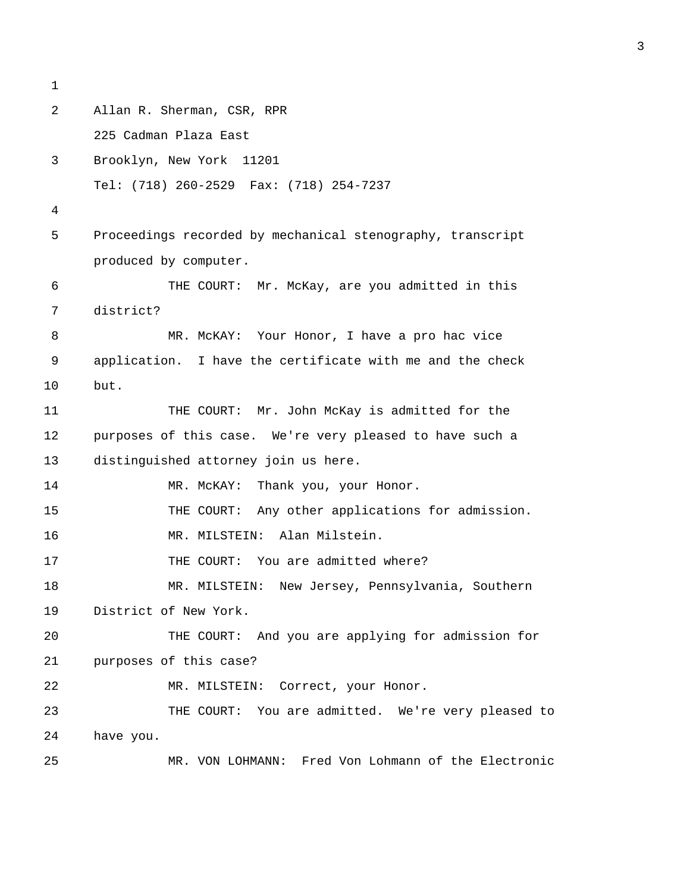Allan R. Sherman, CSR, RPR
225 Cadman Plaza East
Brooklyn, New York 11201
Tel: (718) 260-2529 Fax: (718) 254-7237

Proceedings recorded by mechanical stenography, transcript produced by computer.

THE COURT: Mr. McKay, are you admitted in this district?

MR. McKAY: Your Honor, I have a pro hac vice application. I have the certificate with me and the check but.

THE COURT: Mr. John McKay is admitted for the purposes of this case. We're very pleased to have such a distinguished attorney join us here.

MR. McKAY: Thank you, your Honor.

THE COURT: Any other applications for admission.

MR. MILSTEIN: Alan Milstein.

THE COURT: You are admitted where?

MR. MILSTEIN: New Jersey, Pennsylvania, Southern District of New York.

THE COURT: And you are applying for admission for purposes of this case?

MR. MILSTEIN: Correct, your Honor.

THE COURT: You are admitted. We're very pleased to have you.

MR. VON LOHMANN: Fred Von Lohmann of the Electronic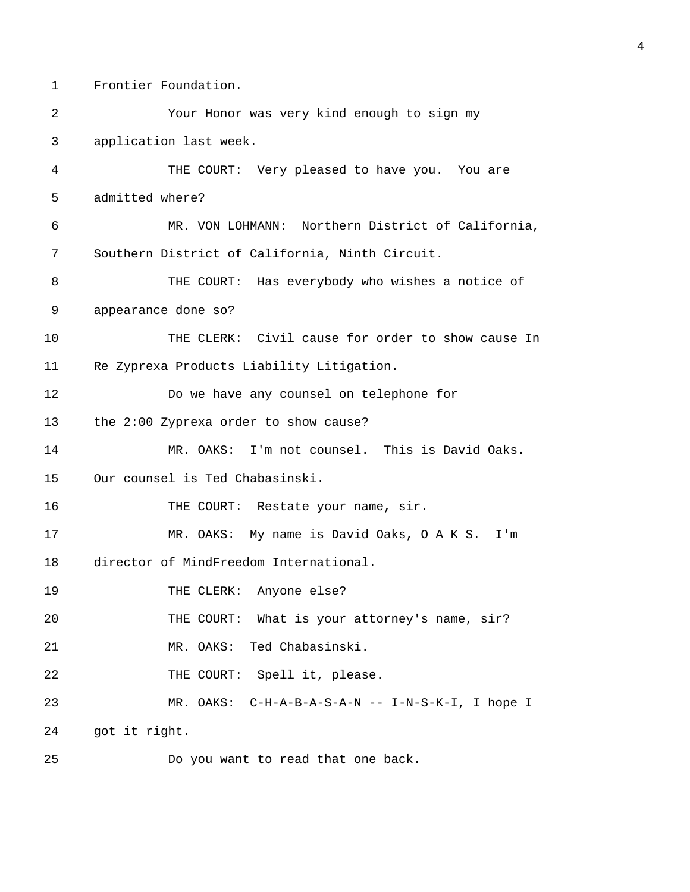1 Frontier Foundation.

2 Your Honor was very kind enough to sign my

3 application last week.

4 THE COURT: Very pleased to have you. You are

5 admitted where?

6 MR. VON LOHMANN: Northern District of California,

7 Southern District of California, Ninth Circuit.

8 THE COURT: Has everybody who wishes a notice of

9 appearance done so?

10 THE CLERK: Civil cause for order to show cause In

11 Re Zyprexa Products Liability Litigation.

12 Do we have any counsel on telephone for

13 the 2:00 Zyprexa order to show cause?

14 MR. OAKS: I'm not counsel. This is David Oaks.

15 Our counsel is Ted Chabasinski.

16 THE COURT: Restate your name, sir.

17 MR. OAKS: My name is David Oaks, O A K S. I'm

18 director of MindFreedom International.

19 THE CLERK: Anyone else?

20 THE COURT: What is your attorney's name, sir?

21 MR. OAKS: Ted Chabasinski.

22 THE COURT: Spell it, please.

23 MR. OAKS: C-H-A-B-A-S-A-N -- I-N-S-K-I, I hope I

24 got it right.

25 Do you want to read that one back.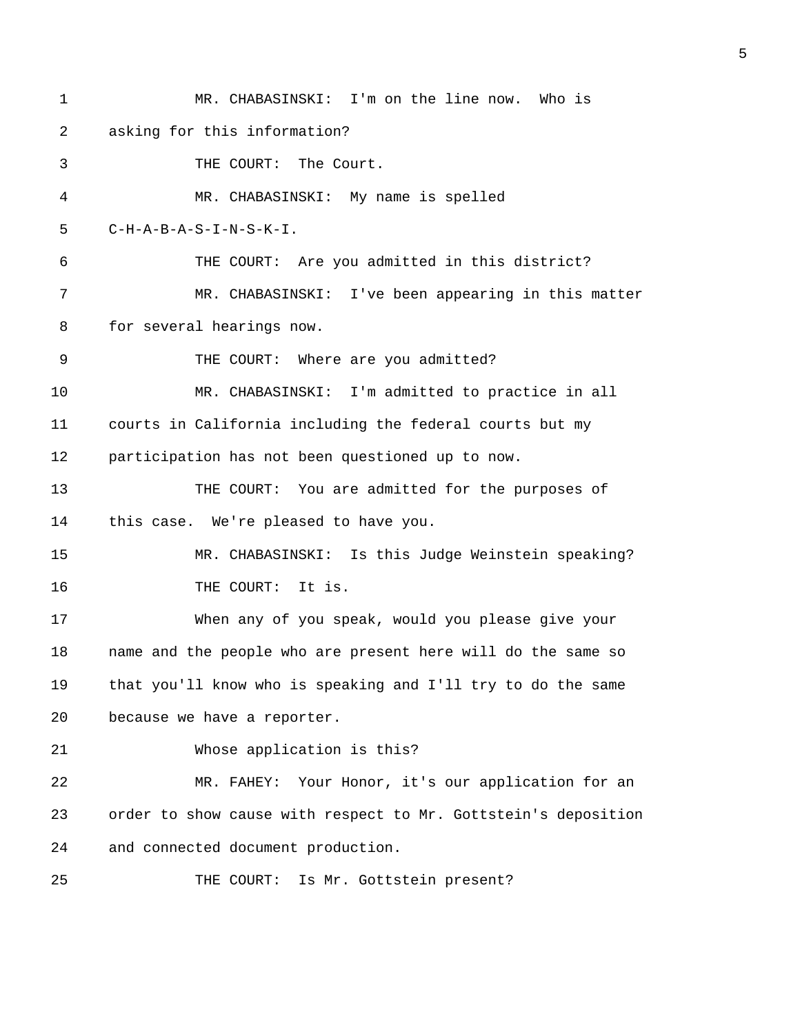MR. CHABASINSKI: I'm on the line now. Who is asking for this information?

THE COURT: The Court.

MR. CHABASINSKI: My name is spelled C-H-A-B-A-S-I-N-S-K-I.

THE COURT: Are you admitted in this district?

MR. CHABASINSKI: I've been appearing in this matter for several hearings now.

THE COURT: Where are you admitted?

MR. CHABASINSKI: I'm admitted to practice in all courts in California including the federal courts but my participation has not been questioned up to now.

THE COURT: You are admitted for the purposes of this case. We're pleased to have you.

MR. CHABASINSKI: Is this Judge Weinstein speaking?

THE COURT: It is.

When any of you speak, would you please give your name and the people who are present here will do the same so that you'll know who is speaking and I'll try to do the same because we have a reporter.

Whose application is this?

MR. FAHEY: Your Honor, it's our application for an order to show cause with respect to Mr. Gottstein's deposition and connected document production.

THE COURT: Is Mr. Gottstein present?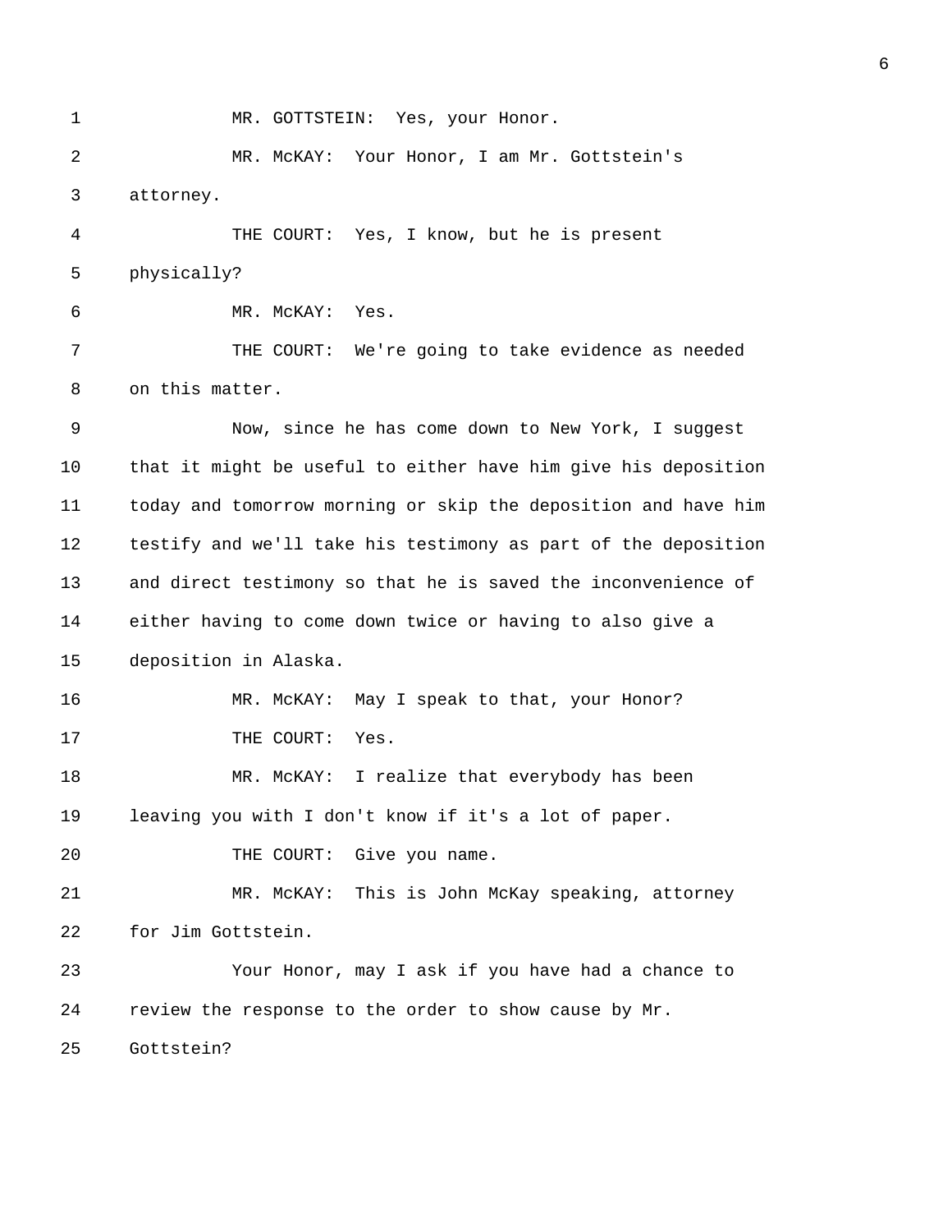MR. GOTTSTEIN: Yes, your Honor.

MR. McKAY: Your Honor, I am Mr. Gottstein's attorney.

THE COURT: Yes, I know, but he is present physically?

MR. McKAY: Yes.

THE COURT: We're going to take evidence as needed on this matter.

Now, since he has come down to New York, I suggest that it might be useful to either have him give his deposition today and tomorrow morning or skip the deposition and have him testify and we'll take his testimony as part of the deposition and direct testimony so that he is saved the inconvenience of either having to come down twice or having to also give a deposition in Alaska.

MR. McKAY: May I speak to that, your Honor?

THE COURT: Yes.

MR. McKAY: I realize that everybody has been leaving you with I don't know if it's a lot of paper.

THE COURT: Give you name.

MR. McKAY: This is John McKay speaking, attorney for Jim Gottstein.

Your Honor, may I ask if you have had a chance to review the response to the order to show cause by Mr. Gottstein?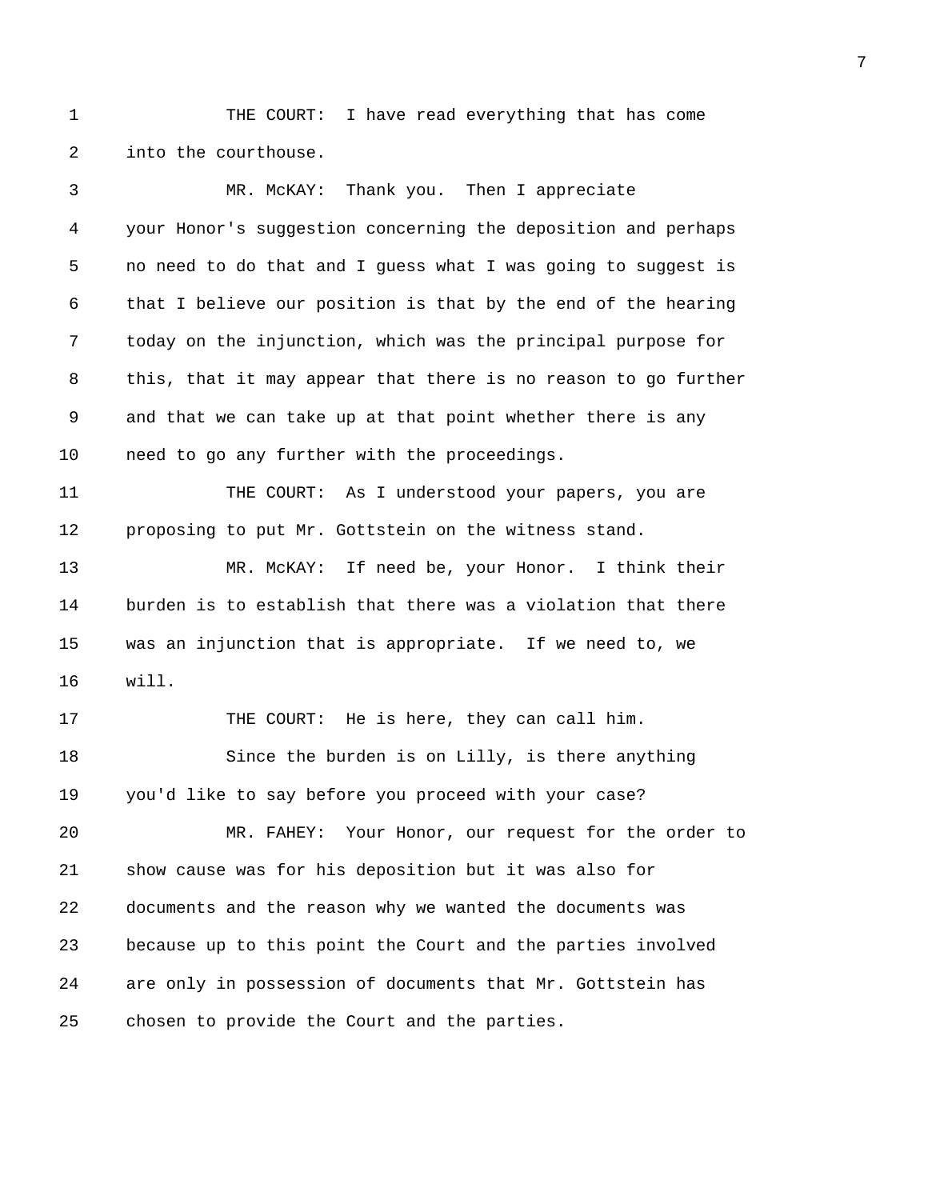THE COURT: I have read everything that has come into the courthouse.

MR. McKAY: Thank you. Then I appreciate your Honor's suggestion concerning the deposition and perhaps no need to do that and I guess what I was going to suggest is that I believe our position is that by the end of the hearing today on the injunction, which was the principal purpose for this, that it may appear that there is no reason to go further and that we can take up at that point whether there is any need to go any further with the proceedings.

THE COURT: As I understood your papers, you are proposing to put Mr. Gottstein on the witness stand.

MR. McKAY: If need be, your Honor. I think their burden is to establish that there was a violation that there was an injunction that is appropriate. If we need to, we will.

THE COURT: He is here, they can call him.

Since the burden is on Lilly, is there anything you'd like to say before you proceed with your case?

MR. FAHEY: Your Honor, our request for the order to show cause was for his deposition but it was also for documents and the reason why we wanted the documents was because up to this point the Court and the parties involved are only in possession of documents that Mr. Gottstein has chosen to provide the Court and the parties.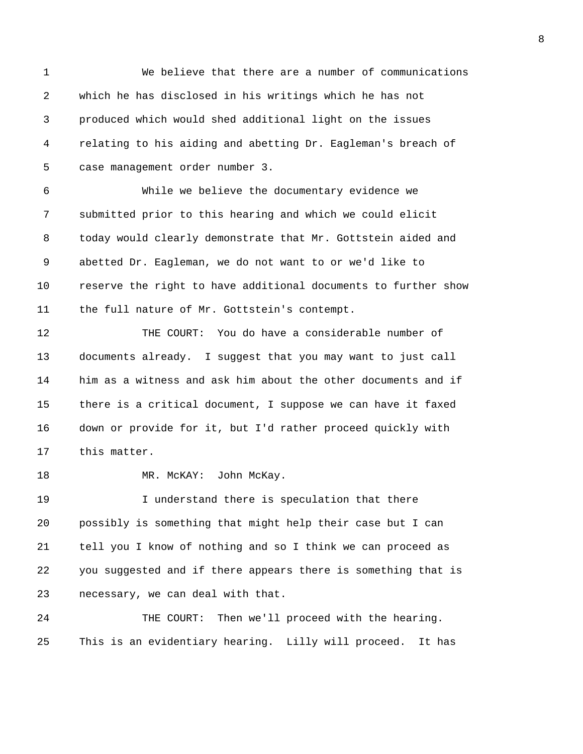We believe that there are a number of communications which he has disclosed in his writings which he has not produced which would shed additional light on the issues relating to his aiding and abetting Dr. Eagleman's breach of case management order number 3.

While we believe the documentary evidence we submitted prior to this hearing and which we could elicit today would clearly demonstrate that Mr. Gottstein aided and abetted Dr. Eagleman, we do not want to or we'd like to reserve the right to have additional documents to further show the full nature of Mr. Gottstein's contempt.

THE COURT: You do have a considerable number of documents already. I suggest that you may want to just call him as a witness and ask him about the other documents and if there is a critical document, I suppose we can have it faxed down or provide for it, but I'd rather proceed quickly with this matter.

MR. McKAY: John McKay.

I understand there is speculation that there possibly is something that might help their case but I can tell you I know of nothing and so I think we can proceed as you suggested and if there appears there is something that is necessary, we can deal with that.

THE COURT: Then we'll proceed with the hearing. This is an evidentiary hearing. Lilly will proceed. It has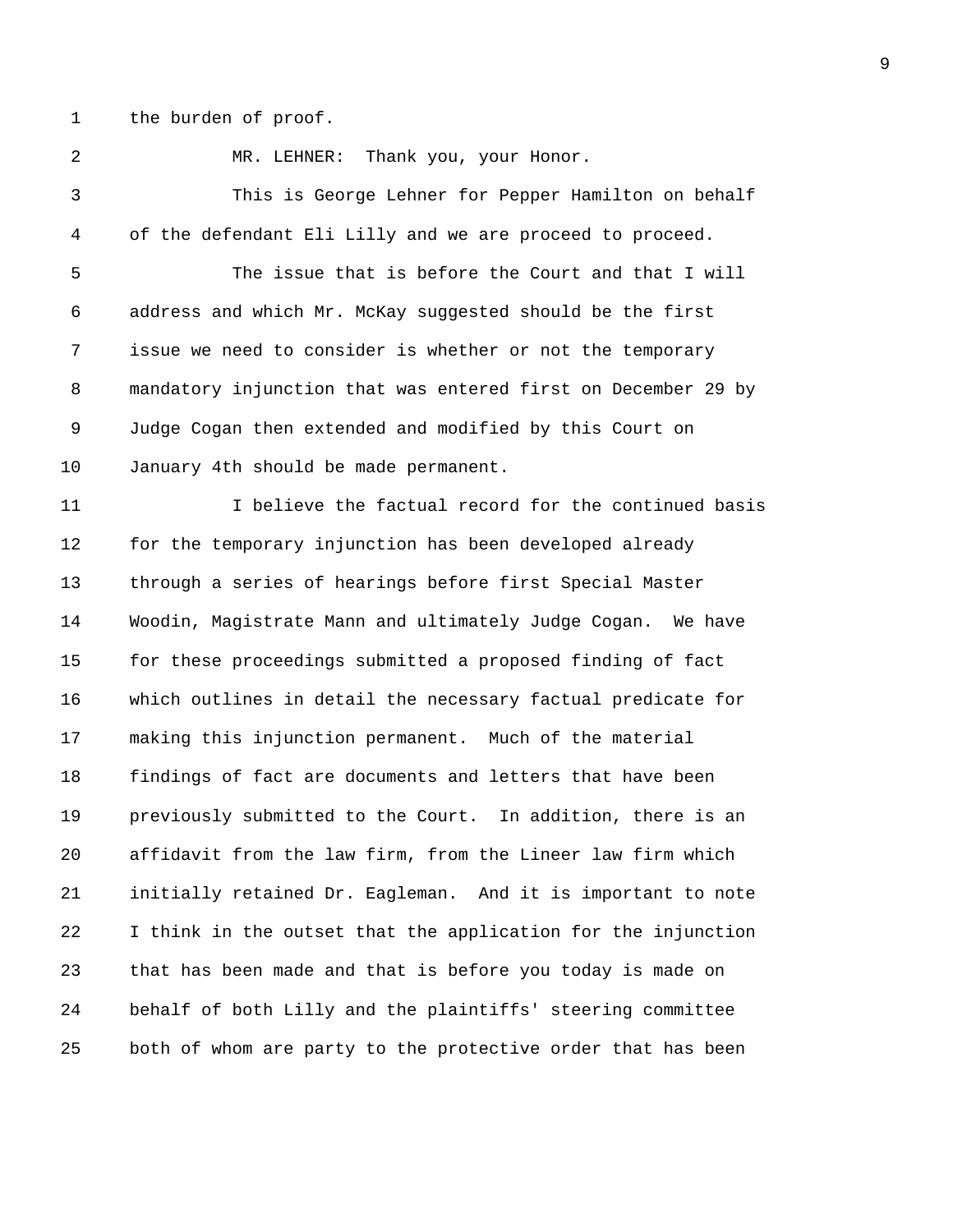the burden of proof.

MR. LEHNER: Thank you, your Honor.

This is George Lehner for Pepper Hamilton on behalf of the defendant Eli Lilly and we are proceed to proceed.

The issue that is before the Court and that I will address and which Mr. McKay suggested should be the first issue we need to consider is whether or not the temporary mandatory injunction that was entered first on December 29 by Judge Cogan then extended and modified by this Court on January 4th should be made permanent.

I believe the factual record for the continued basis for the temporary injunction has been developed already through a series of hearings before first Special Master Woodin, Magistrate Mann and ultimately Judge Cogan. We have for these proceedings submitted a proposed finding of fact which outlines in detail the necessary factual predicate for making this injunction permanent. Much of the material findings of fact are documents and letters that have been previously submitted to the Court. In addition, there is an affidavit from the law firm, from the Lineer law firm which initially retained Dr. Eagleman. And it is important to note I think in the outset that the application for the injunction that has been made and that is before you today is made on behalf of both Lilly and the plaintiffs' steering committee both of whom are party to the protective order that has been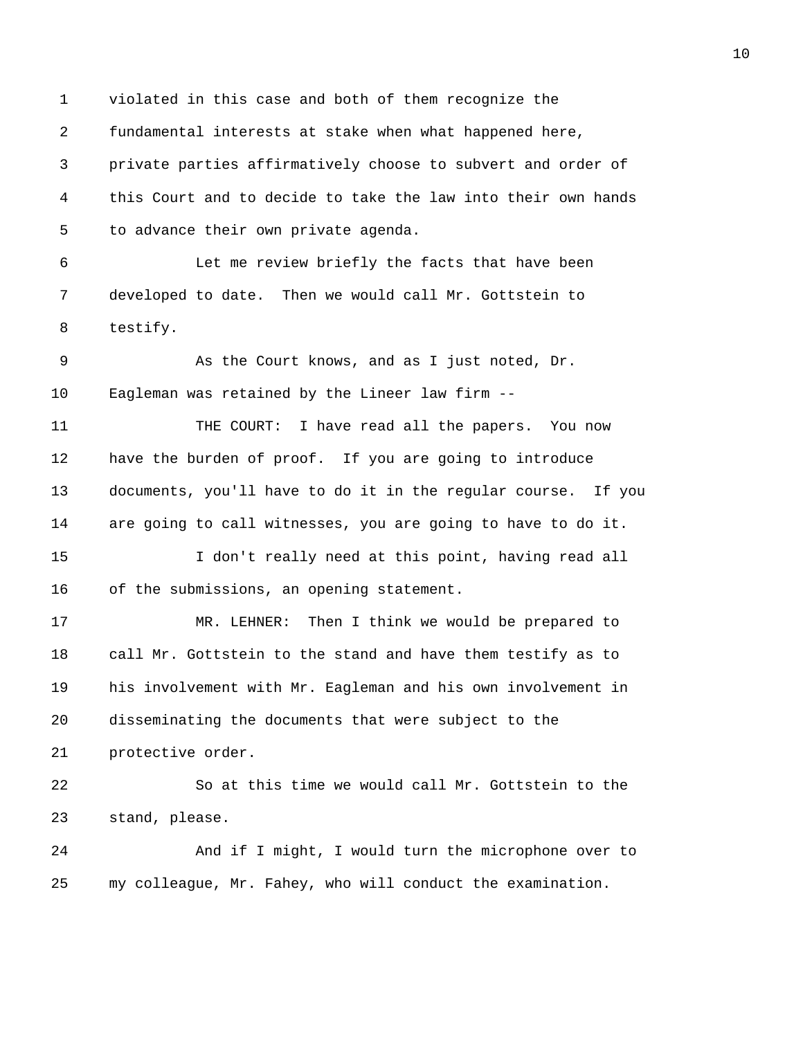1 violated in this case and both of them recognize the
2 fundamental interests at stake when what happened here,
3 private parties affirmatively choose to subvert and order of
4 this Court and to decide to take the law into their own hands
5 to advance their own private agenda.
6 Let me review briefly the facts that have been
7 developed to date. Then we would call Mr. Gottstein to
8 testify.
9 As the Court knows, and as I just noted, Dr.
10 Eagleman was retained by the Lineer law firm --
11 THE COURT: I have read all the papers. You now
12 have the burden of proof. If you are going to introduce
13 documents, you'll have to do it in the regular course. If you
14 are going to call witnesses, you are going to have to do it.
15 I don't really need at this point, having read all
16 of the submissions, an opening statement.
17 MR. LEHNER: Then I think we would be prepared to
18 call Mr. Gottstein to the stand and have them testify as to
19 his involvement with Mr. Eagleman and his own involvement in
20 disseminating the documents that were subject to the
21 protective order.
22 So at this time we would call Mr. Gottstein to the
23 stand, please.
24 And if I might, I would turn the microphone over to
25 my colleague, Mr. Fahey, who will conduct the examination.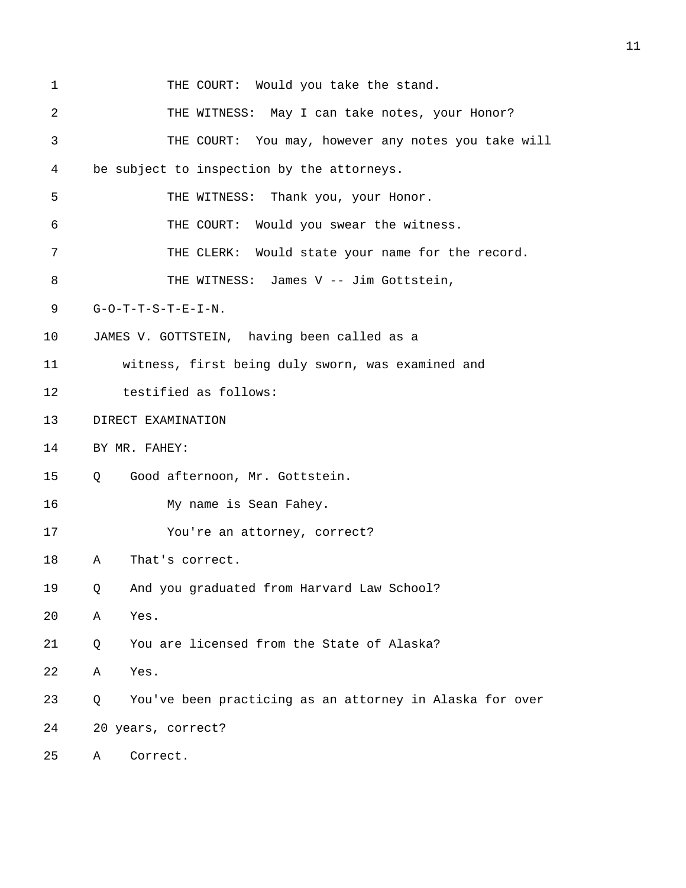THE COURT: Would you take the stand.

THE WITNESS: May I can take notes, your Honor?

THE COURT: You may, however any notes you take will be subject to inspection by the attorneys.

THE WITNESS: Thank you, your Honor.

THE COURT: Would you swear the witness.

THE CLERK: Would state your name for the record.

THE WITNESS: James V -- Jim Gottstein, G-O-T-T-S-T-E-I-N.

JAMES V. GOTTSTEIN, having been called as a witness, first being duly sworn, was examined and testified as follows:

DIRECT EXAMINATION

BY MR. FAHEY:

Q Good afternoon, Mr. Gottstein.

My name is Sean Fahey.

You're an attorney, correct?

A That's correct.

Q And you graduated from Harvard Law School?

A Yes.

Q You are licensed from the State of Alaska?

A Yes.

Q You've been practicing as an attorney in Alaska for over 20 years, correct?

A Correct.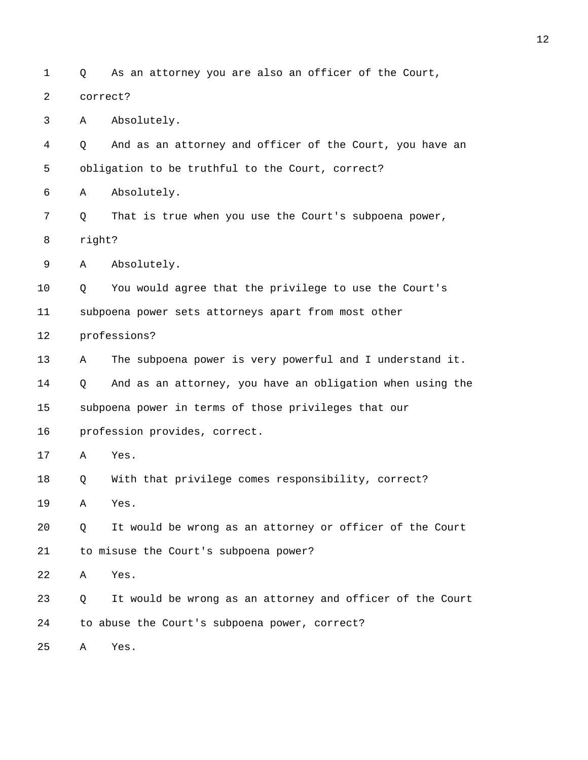1 Q As an attorney you are also an officer of the Court,

2 correct?

3 A Absolutely.

4 Q And as an attorney and officer of the Court, you have an

5 obligation to be truthful to the Court, correct?

6 A Absolutely.

7 Q That is true when you use the Court's subpoena power,

8 right?

9 A Absolutely.

10 Q You would agree that the privilege to use the Court's

11 subpoena power sets attorneys apart from most other

12 professions?

13 A The subpoena power is very powerful and I understand it.

14 Q And as an attorney, you have an obligation when using the

15 subpoena power in terms of those privileges that our

16 profession provides, correct.

17 A Yes.

18 Q With that privilege comes responsibility, correct?

19 A Yes.

20 Q It would be wrong as an attorney or officer of the Court

21 to misuse the Court's subpoena power?

22 A Yes.

23 Q It would be wrong as an attorney and officer of the Court

24 to abuse the Court's subpoena power, correct?

25 A Yes.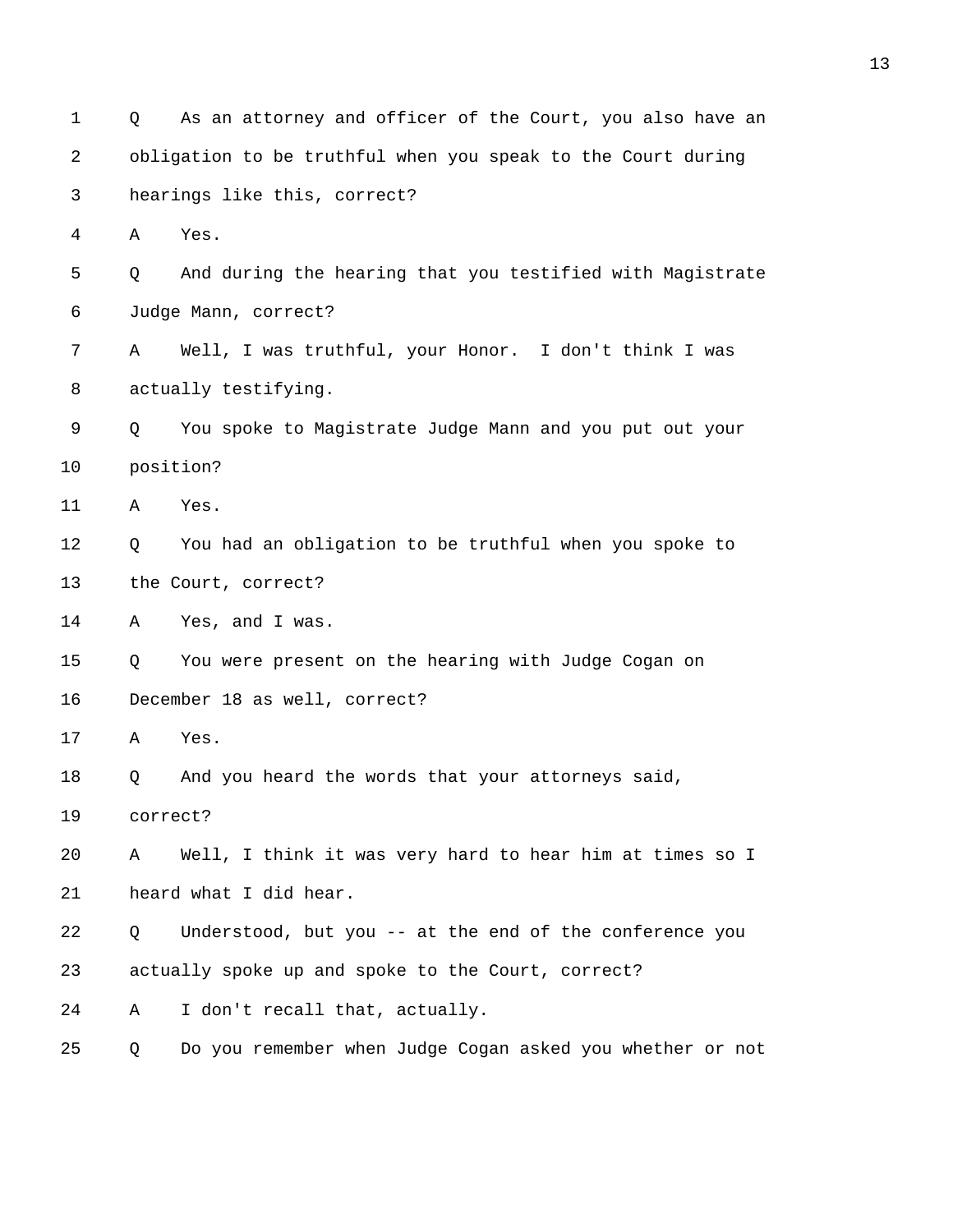1 Q As an attorney and officer of the Court, you also have an

2 obligation to be truthful when you speak to the Court during

3 hearings like this, correct?

4 A Yes.

5 Q And during the hearing that you testified with Magistrate

6 Judge Mann, correct?

7 A Well, I was truthful, your Honor. I don't think I was

8 actually testifying.

9 Q You spoke to Magistrate Judge Mann and you put out your

10 position?

11 A Yes.

12 Q You had an obligation to be truthful when you spoke to

13 the Court, correct?

14 A Yes, and I was.

15 Q You were present on the hearing with Judge Cogan on

16 December 18 as well, correct?

17 A Yes.

18 Q And you heard the words that your attorneys said,

19 correct?

20 A Well, I think it was very hard to hear him at times so I

21 heard what I did hear.

22 Q Understood, but you -- at the end of the conference you

23 actually spoke up and spoke to the Court, correct?

24 A I don't recall that, actually.

25 Q Do you remember when Judge Cogan asked you whether or not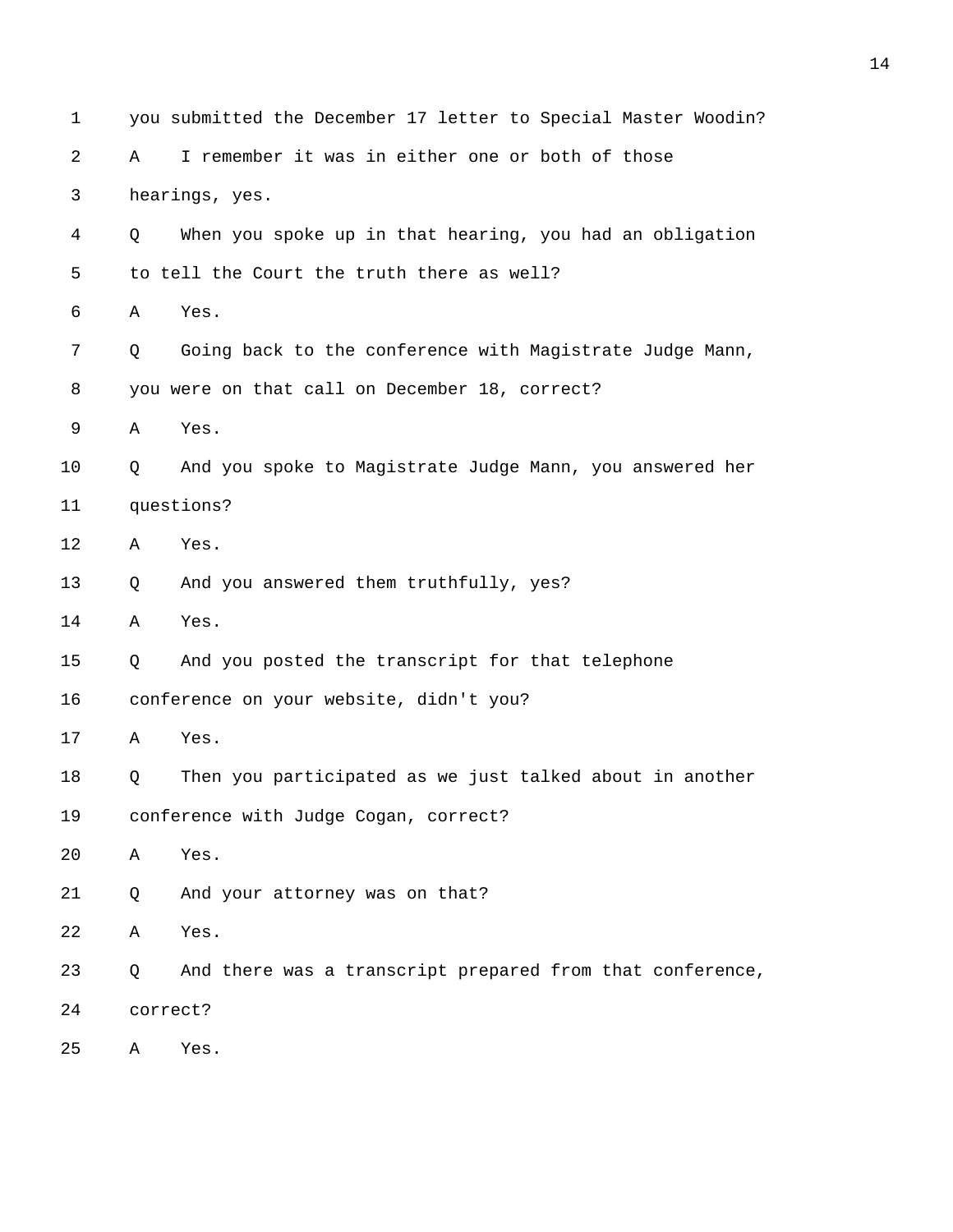1 you submitted the December 17 letter to Special Master Woodin?

2 A I remember it was in either one or both of those

3 hearings, yes.

4 Q When you spoke up in that hearing, you had an obligation

5 to tell the Court the truth there as well?

6 A Yes.

7 Q Going back to the conference with Magistrate Judge Mann,

8 you were on that call on December 18, correct?

9 A Yes.

10 Q And you spoke to Magistrate Judge Mann, you answered her

11 questions?

12 A Yes.

13 Q And you answered them truthfully, yes?

14 A Yes.

15 Q And you posted the transcript for that telephone

16 conference on your website, didn't you?

17 A Yes.

18 Q Then you participated as we just talked about in another

19 conference with Judge Cogan, correct?

20 A Yes.

21 Q And your attorney was on that?

22 A Yes.

23 Q And there was a transcript prepared from that conference,

24 correct?

25 A Yes.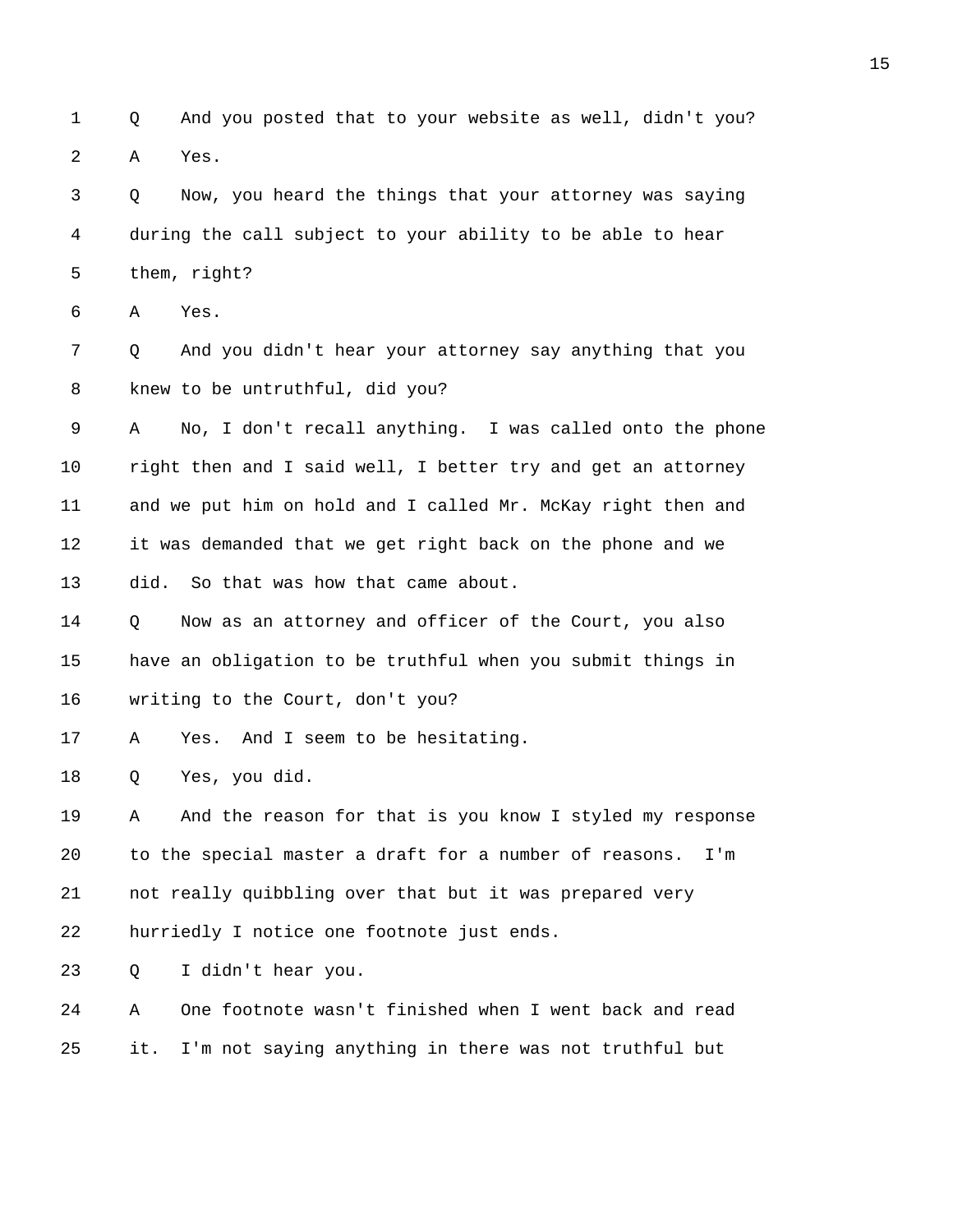1 Q And you posted that to your website as well, didn't you?

2 A Yes.

3 Q Now, you heard the things that your attorney was saying

4 during the call subject to your ability to be able to hear

5 them, right?

6 A Yes.

7 Q And you didn't hear your attorney say anything that you

8 knew to be untruthful, did you?

9 A No, I don't recall anything. I was called onto the phone

10 right then and I said well, I better try and get an attorney

11 and we put him on hold and I called Mr. McKay right then and

12 it was demanded that we get right back on the phone and we

13 did. So that was how that came about.

14 Q Now as an attorney and officer of the Court, you also

15 have an obligation to be truthful when you submit things in

16 writing to the Court, don't you?

17 A Yes. And I seem to be hesitating.

18 Q Yes, you did.

19 A And the reason for that is you know I styled my response

20 to the special master a draft for a number of reasons. I'm

21 not really quibbling over that but it was prepared very

22 hurriedly I notice one footnote just ends.

23 Q I didn't hear you.

24 A One footnote wasn't finished when I went back and read

25 it. I'm not saying anything in there was not truthful but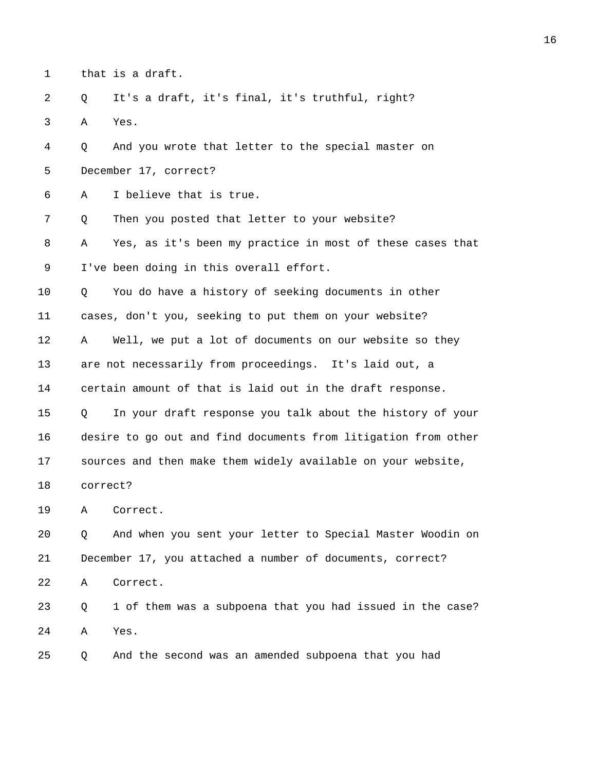1 that is a draft.

2 Q It's a draft, it's final, it's truthful, right?

3 A Yes.

4 Q And you wrote that letter to the special master on

5 December 17, correct?

6 A I believe that is true.

7 Q Then you posted that letter to your website?

8 A Yes, as it's been my practice in most of these cases that

9 I've been doing in this overall effort.

10 Q You do have a history of seeking documents in other

11 cases, don't you, seeking to put them on your website?

12 A Well, we put a lot of documents on our website so they

13 are not necessarily from proceedings. It's laid out, a

14 certain amount of that is laid out in the draft response.

15 Q In your draft response you talk about the history of your

16 desire to go out and find documents from litigation from other

17 sources and then make them widely available on your website,

18 correct?

19 A Correct.

20 Q And when you sent your letter to Special Master Woodin on

21 December 17, you attached a number of documents, correct?

22 A Correct.

23 Q 1 of them was a subpoena that you had issued in the case?

24 A Yes.

25 Q And the second was an amended subpoena that you had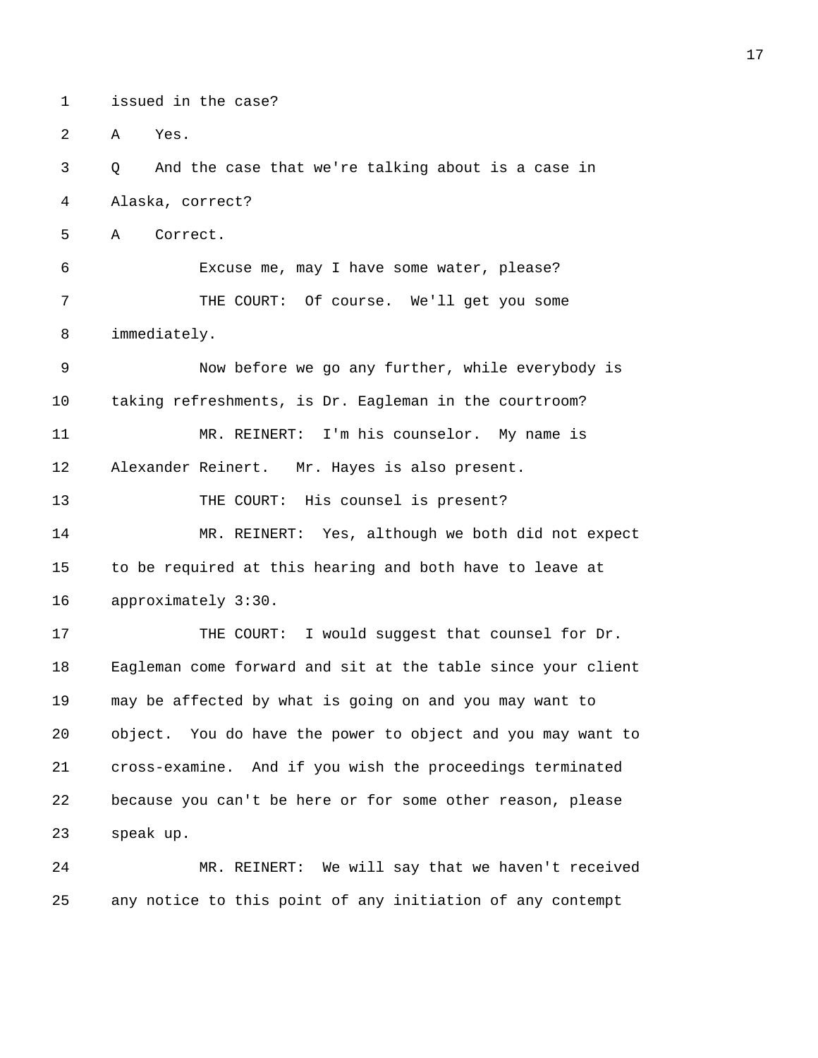1 issued in the case?

2 A Yes.

3 Q And the case that we're talking about is a case in

4 Alaska, correct?

5 A Correct.

6 Excuse me, may I have some water, please?

7 THE COURT: Of course. We'll get you some

8 immediately.

9 Now before we go any further, while everybody is

10 taking refreshments, is Dr. Eagleman in the courtroom?

11 MR. REINERT: I'm his counselor. My name is

12 Alexander Reinert. Mr. Hayes is also present.

13 THE COURT: His counsel is present?

14 MR. REINERT: Yes, although we both did not expect

15 to be required at this hearing and both have to leave at

16 approximately 3:30.

17 THE COURT: I would suggest that counsel for Dr.

18 Eagleman come forward and sit at the table since your client

19 may be affected by what is going on and you may want to

20 object. You do have the power to object and you may want to

21 cross-examine. And if you wish the proceedings terminated

22 because you can't be here or for some other reason, please

23 speak up.

24 MR. REINERT: We will say that we haven't received

25 any notice to this point of any initiation of any contempt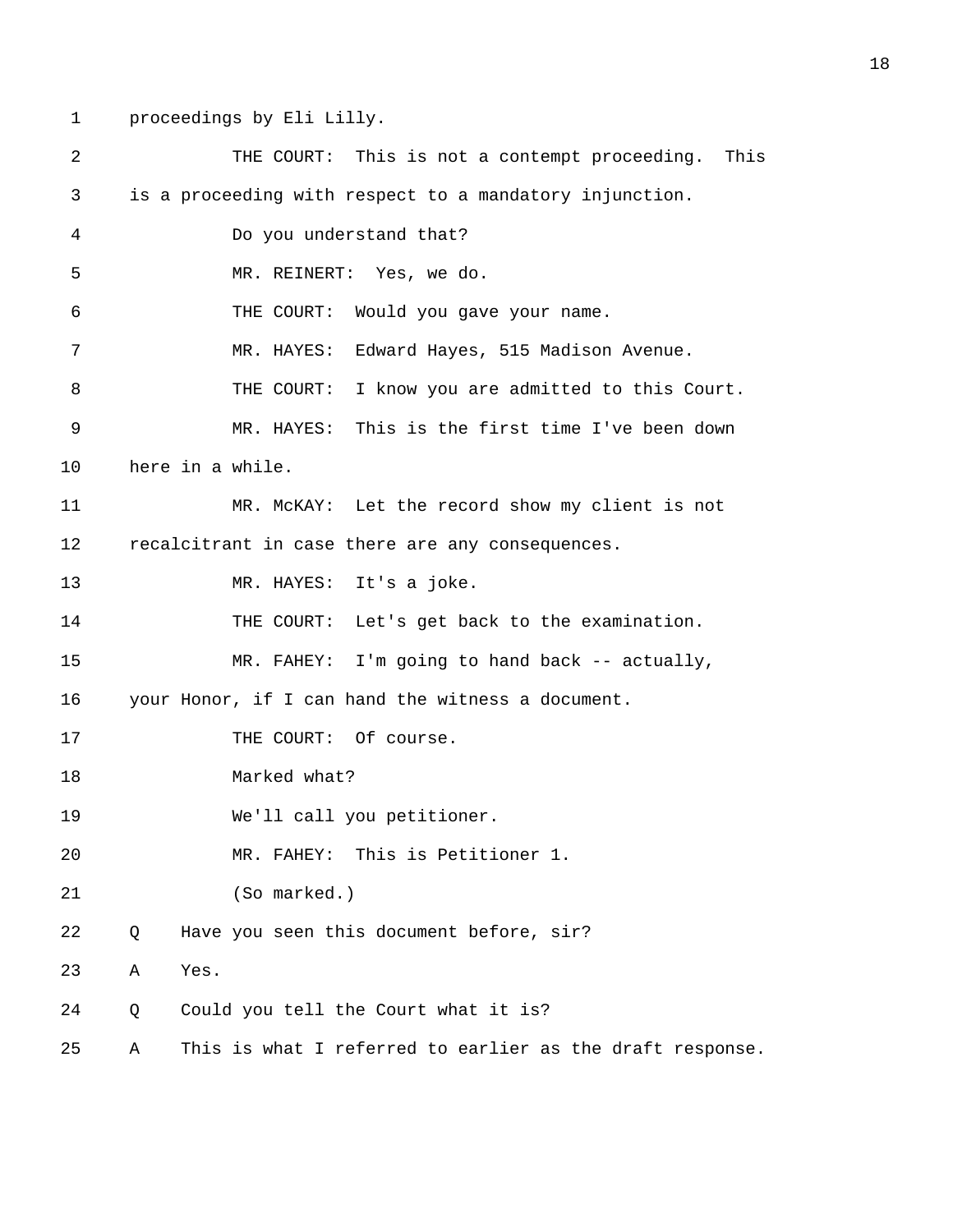1 proceedings by Eli Lilly.

2 THE COURT: This is not a contempt proceeding. This

3 is a proceeding with respect to a mandatory injunction.

4 Do you understand that?

5 MR. REINERT: Yes, we do.

6 THE COURT: Would you gave your name.

7 MR. HAYES: Edward Hayes, 515 Madison Avenue.

8 THE COURT: I know you are admitted to this Court.

9 MR. HAYES: This is the first time I've been down

10 here in a while.

11 MR. McKAY: Let the record show my client is not

12 recalcitrant in case there are any consequences.

13 MR. HAYES: It's a joke.

14 THE COURT: Let's get back to the examination.

15 MR. FAHEY: I'm going to hand back -- actually,

16 your Honor, if I can hand the witness a document.

17 THE COURT: Of course.

18 Marked what?

19 We'll call you petitioner.

20 MR. FAHEY: This is Petitioner 1.

21 (So marked.)

22 Q Have you seen this document before, sir?

23 A Yes.

24 Q Could you tell the Court what it is?

25 A This is what I referred to earlier as the draft response.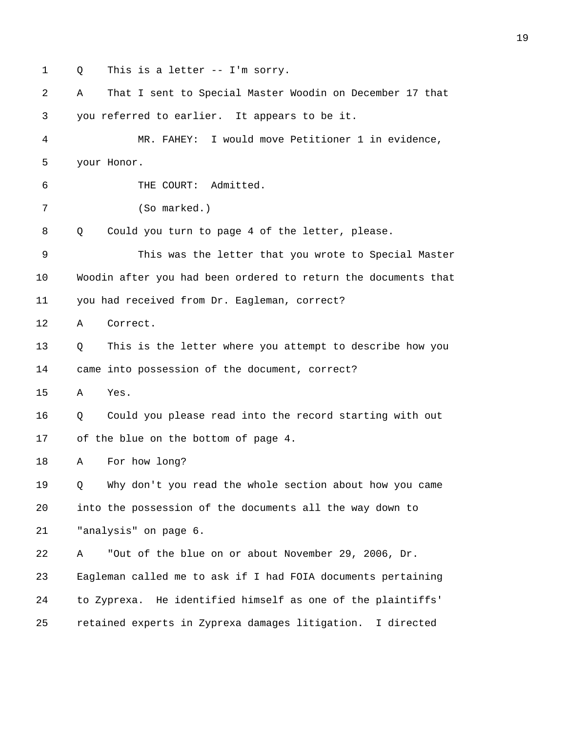1 Q This is a letter -- I'm sorry.

2 A That I sent to Special Master Woodin on December 17 that

3 you referred to earlier. It appears to be it.

4 MR. FAHEY: I would move Petitioner 1 in evidence,

5 your Honor.

6 THE COURT: Admitted.

7 (So marked.)

8 Q Could you turn to page 4 of the letter, please.

9 This was the letter that you wrote to Special Master

10 Woodin after you had been ordered to return the documents that

11 you had received from Dr. Eagleman, correct?

12 A Correct.

13 Q This is the letter where you attempt to describe how you

14 came into possession of the document, correct?

15 A Yes.

16 Q Could you please read into the record starting with out

17 of the blue on the bottom of page 4.

18 A For how long?

19 Q Why don't you read the whole section about how you came

20 into the possession of the documents all the way down to

21 "analysis" on page 6.

22 A "Out of the blue on or about November 29, 2006, Dr.

23 Eagleman called me to ask if I had FOIA documents pertaining

24 to Zyprexa. He identified himself as one of the plaintiffs'

25 retained experts in Zyprexa damages litigation. I directed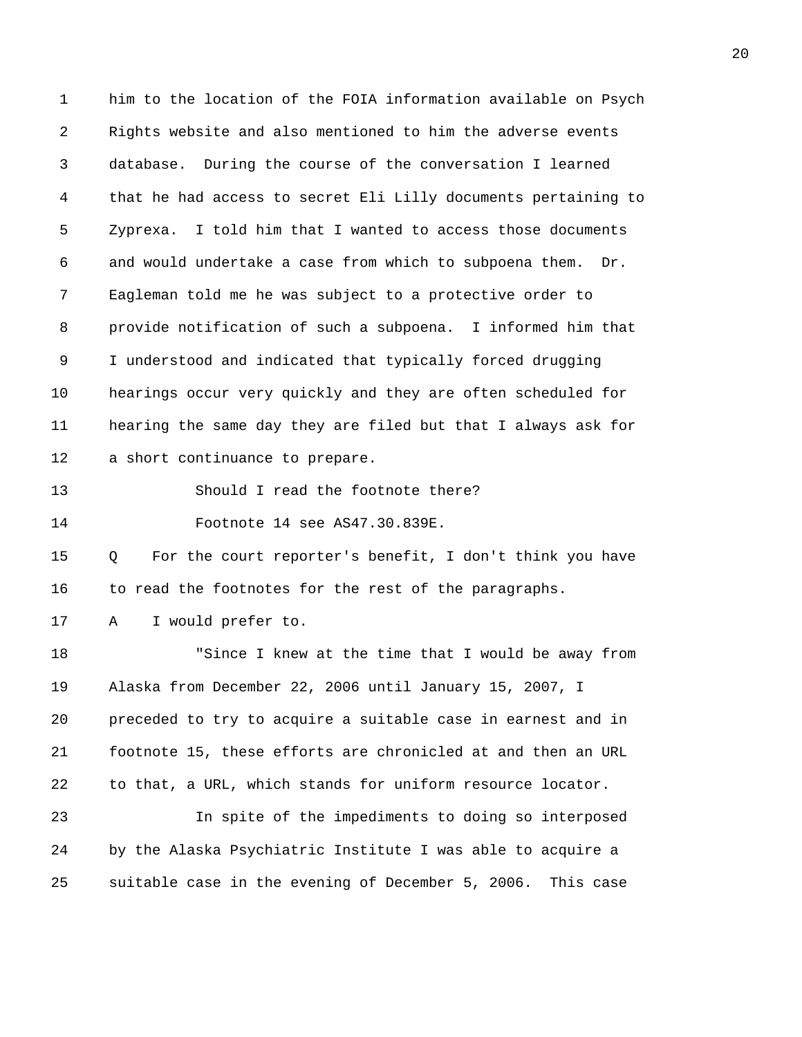1 him to the location of the FOIA information available on Psych
2 Rights website and also mentioned to him the adverse events
3 database. During the course of the conversation I learned
4 that he had access to secret Eli Lilly documents pertaining to
5 Zyprexa. I told him that I wanted to access those documents
6 and would undertake a case from which to subpoena them. Dr.
7 Eagleman told me he was subject to a protective order to
8 provide notification of such a subpoena. I informed him that
9 I understood and indicated that typically forced drugging
10 hearings occur very quickly and they are often scheduled for
11 hearing the same day they are filed but that I always ask for
12 a short continuance to prepare.

13 Should I read the footnote there?

14 Footnote 14 see AS47.30.839E.

15 Q For the court reporter's benefit, I don't think you have
16 to read the footnotes for the rest of the paragraphs.

17 A I would prefer to.

18 "Since I knew at the time that I would be away from
19 Alaska from December 22, 2006 until January 15, 2007, I
20 preceded to try to acquire a suitable case in earnest and in
21 footnote 15, these efforts are chronicled at and then an URL
22 to that, a URL, which stands for uniform resource locator.

23 In spite of the impediments to doing so interposed
24 by the Alaska Psychiatric Institute I was able to acquire a
25 suitable case in the evening of December 5, 2006. This case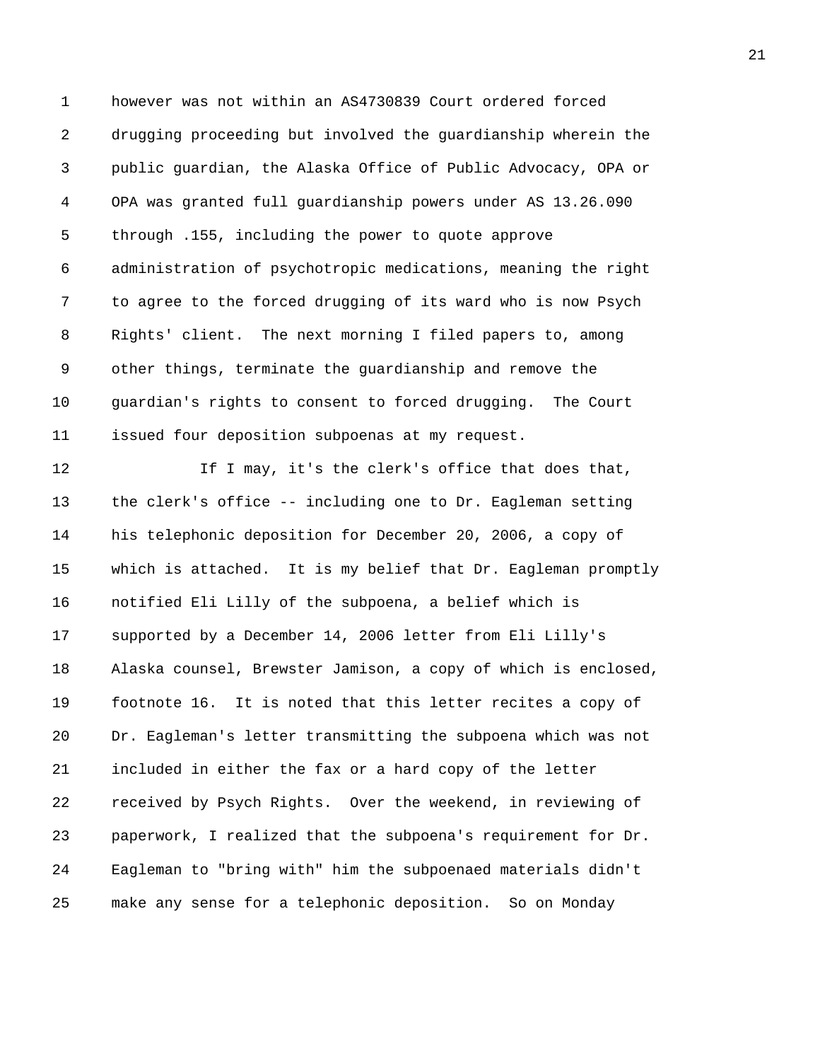however was not within an AS4730839 Court ordered forced drugging proceeding but involved the guardianship wherein the public guardian, the Alaska Office of Public Advocacy, OPA or OPA was granted full guardianship powers under AS 13.26.090 through .155, including the power to quote approve administration of psychotropic medications, meaning the right to agree to the forced drugging of its ward who is now Psych Rights' client. The next morning I filed papers to, among other things, terminate the guardianship and remove the guardian's rights to consent to forced drugging. The Court issued four deposition subpoenas at my request.

If I may, it's the clerk's office that does that, the clerk's office -- including one to Dr. Eagleman setting his telephonic deposition for December 20, 2006, a copy of which is attached. It is my belief that Dr. Eagleman promptly notified Eli Lilly of the subpoena, a belief which is supported by a December 14, 2006 letter from Eli Lilly's Alaska counsel, Brewster Jamison, a copy of which is enclosed, footnote 16. It is noted that this letter recites a copy of Dr. Eagleman's letter transmitting the subpoena which was not included in either the fax or a hard copy of the letter received by Psych Rights. Over the weekend, in reviewing of paperwork, I realized that the subpoena's requirement for Dr. Eagleman to "bring with" him the subpoenaed materials didn't make any sense for a telephonic deposition. So on Monday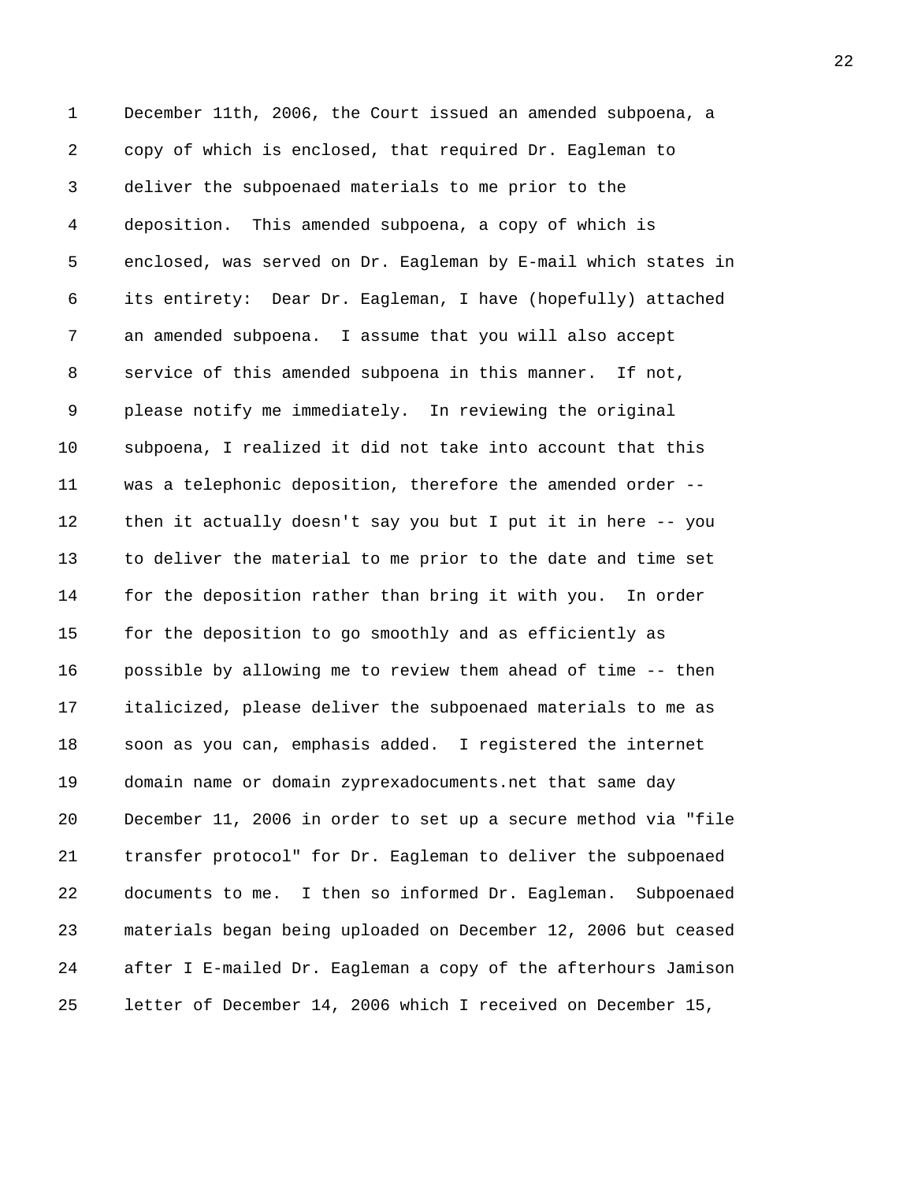December 11th, 2006, the Court issued an amended subpoena, a copy of which is enclosed, that required Dr. Eagleman to deliver the subpoenaed materials to me prior to the deposition. This amended subpoena, a copy of which is enclosed, was served on Dr. Eagleman by E-mail which states in its entirety: Dear Dr. Eagleman, I have (hopefully) attached an amended subpoena. I assume that you will also accept service of this amended subpoena in this manner. If not, please notify me immediately. In reviewing the original subpoena, I realized it did not take into account that this was a telephonic deposition, therefore the amended order -- then it actually doesn't say you but I put it in here -- you to deliver the material to me prior to the date and time set for the deposition rather than bring it with you. In order for the deposition to go smoothly and as efficiently as possible by allowing me to review them ahead of time -- then italicized, please deliver the subpoenaed materials to me as soon as you can, emphasis added. I registered the internet domain name or domain zyprexadocuments.net that same day December 11, 2006 in order to set up a secure method via "file transfer protocol" for Dr. Eagleman to deliver the subpoenaed documents to me. I then so informed Dr. Eagleman. Subpoenaed materials began being uploaded on December 12, 2006 but ceased after I E-mailed Dr. Eagleman a copy of the afterhours Jamison letter of December 14, 2006 which I received on December 15,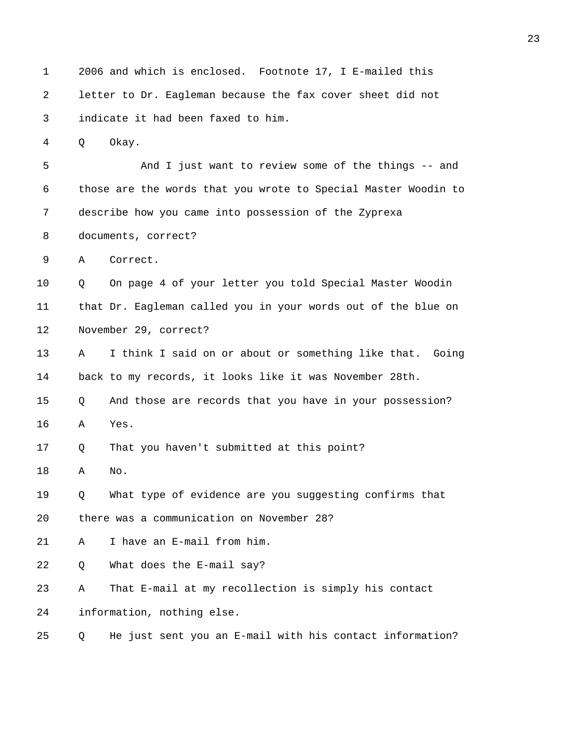2006 and which is enclosed. Footnote 17, I E-mailed this letter to Dr. Eagleman because the fax cover sheet did not indicate it had been faxed to him.

Q Okay.

And I just want to review some of the things -- and those are the words that you wrote to Special Master Woodin to describe how you came into possession of the Zyprexa documents, correct?

A Correct.

Q On page 4 of your letter you told Special Master Woodin that Dr. Eagleman called you in your words out of the blue on November 29, correct?

A I think I said on or about or something like that. Going back to my records, it looks like it was November 28th.

Q And those are records that you have in your possession?

A Yes.

Q That you haven't submitted at this point?

A No.

Q What type of evidence are you suggesting confirms that there was a communication on November 28?

A I have an E-mail from him.

Q What does the E-mail say?

A That E-mail at my recollection is simply his contact information, nothing else.

Q He just sent you an E-mail with his contact information?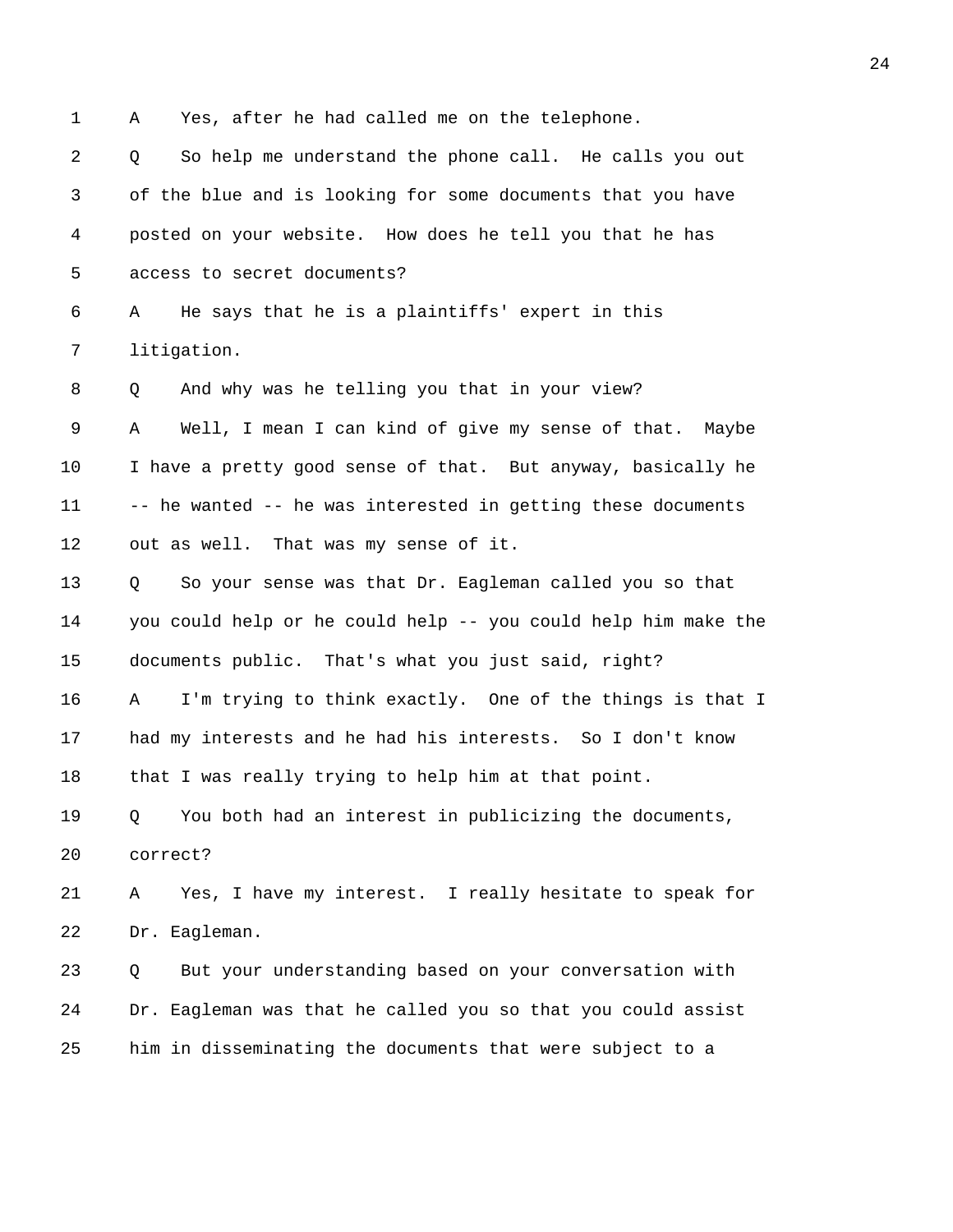1 A Yes, after he had called me on the telephone.

2 Q So help me understand the phone call. He calls you out

3 of the blue and is looking for some documents that you have

4 posted on your website. How does he tell you that he has

5 access to secret documents?

6 A He says that he is a plaintiffs' expert in this

7 litigation.

8 Q And why was he telling you that in your view?

9 A Well, I mean I can kind of give my sense of that. Maybe

10 I have a pretty good sense of that. But anyway, basically he

11 -- he wanted -- he was interested in getting these documents

12 out as well. That was my sense of it.

13 Q So your sense was that Dr. Eagleman called you so that

14 you could help or he could help -- you could help him make the

15 documents public. That's what you just said, right?

16 A I'm trying to think exactly. One of the things is that I

17 had my interests and he had his interests. So I don't know

18 that I was really trying to help him at that point.

19 Q You both had an interest in publicizing the documents,

20 correct?

21 A Yes, I have my interest. I really hesitate to speak for

22 Dr. Eagleman.

23 Q But your understanding based on your conversation with

24 Dr. Eagleman was that he called you so that you could assist

25 him in disseminating the documents that were subject to a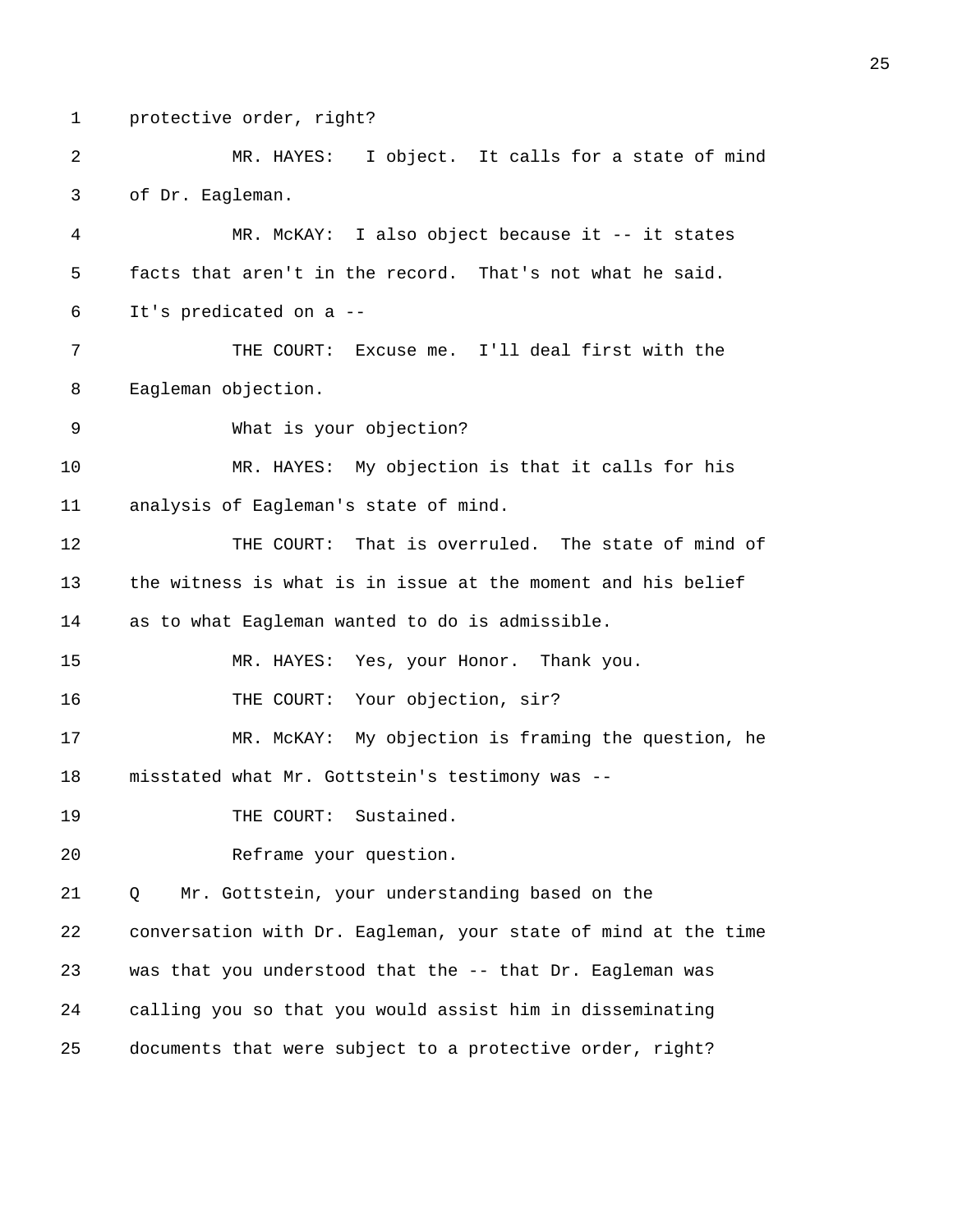protective order, right?

MR. HAYES: I object. It calls for a state of mind of Dr. Eagleman.

MR. McKAY: I also object because it -- it states facts that aren't in the record. That's not what he said. It's predicated on a --

THE COURT: Excuse me. I'll deal first with the Eagleman objection.

What is your objection?

MR. HAYES: My objection is that it calls for his analysis of Eagleman's state of mind.

THE COURT: That is overruled. The state of mind of the witness is what is in issue at the moment and his belief as to what Eagleman wanted to do is admissible.

MR. HAYES: Yes, your Honor. Thank you.

THE COURT: Your objection, sir?

MR. McKAY: My objection is framing the question, he misstated what Mr. Gottstein's testimony was --

THE COURT: Sustained.

Reframe your question.

Q Mr. Gottstein, your understanding based on the conversation with Dr. Eagleman, your state of mind at the time was that you understood that the -- that Dr. Eagleman was calling you so that you would assist him in disseminating documents that were subject to a protective order, right?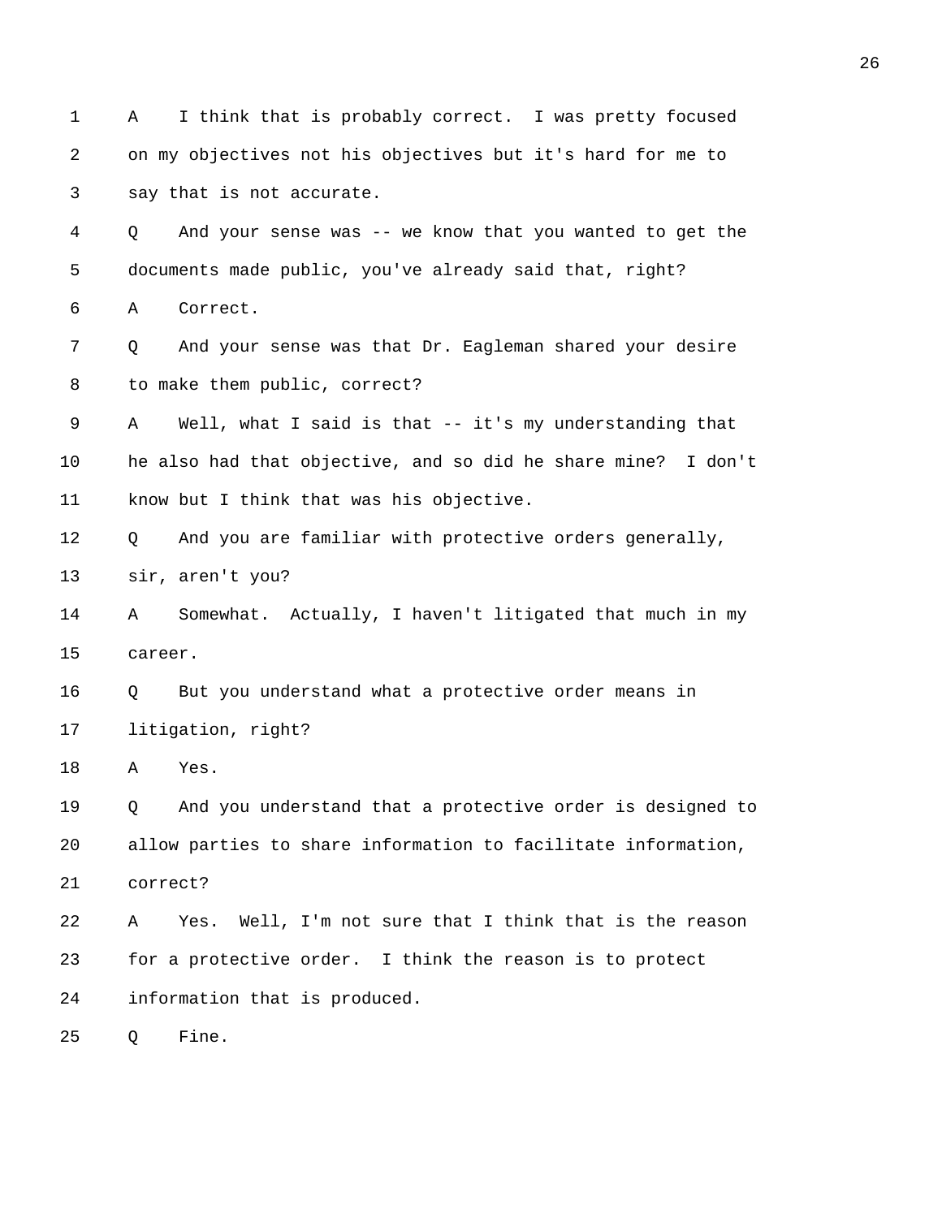1 A I think that is probably correct. I was pretty focused
2 on my objectives not his objectives but it's hard for me to
3 say that is not accurate.
4 Q And your sense was -- we know that you wanted to get the
5 documents made public, you've already said that, right?
6 A Correct.
7 Q And your sense was that Dr. Eagleman shared your desire
8 to make them public, correct?
9 A Well, what I said is that -- it's my understanding that
10 he also had that objective, and so did he share mine? I don't
11 know but I think that was his objective.
12 Q And you are familiar with protective orders generally,
13 sir, aren't you?
14 A Somewhat. Actually, I haven't litigated that much in my
15 career.
16 Q But you understand what a protective order means in
17 litigation, right?
18 A Yes.
19 Q And you understand that a protective order is designed to
20 allow parties to share information to facilitate information,
21 correct?
22 A Yes. Well, I'm not sure that I think that is the reason
23 for a protective order. I think the reason is to protect
24 information that is produced.
25 Q Fine.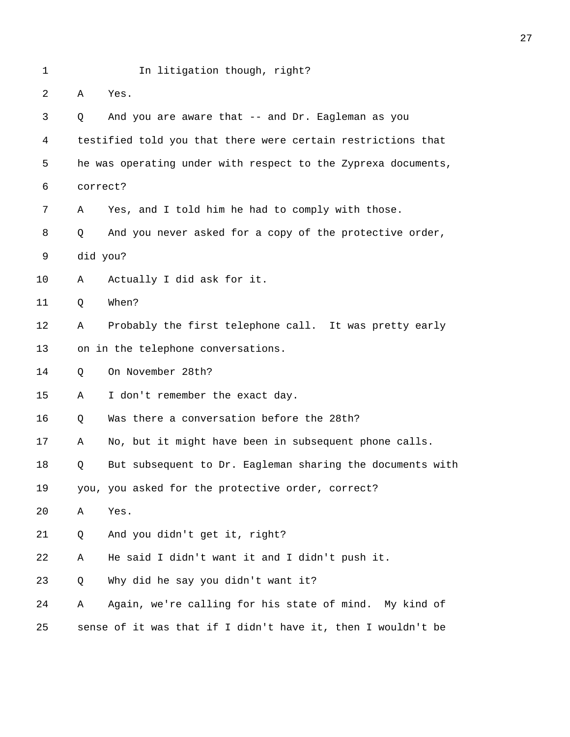1 In litigation though, right?

2 A Yes.

3 Q And you are aware that -- and Dr. Eagleman as you

4 testified told you that there were certain restrictions that

5 he was operating under with respect to the Zyprexa documents,

6 correct?

7 A Yes, and I told him he had to comply with those.

8 Q And you never asked for a copy of the protective order,

9 did you?

10 A Actually I did ask for it.

11 Q When?

12 A Probably the first telephone call. It was pretty early

13 on in the telephone conversations.

14 Q On November 28th?

15 A I don't remember the exact day.

16 Q Was there a conversation before the 28th?

17 A No, but it might have been in subsequent phone calls.

18 Q But subsequent to Dr. Eagleman sharing the documents with

19 you, you asked for the protective order, correct?

20 A Yes.

21 Q And you didn't get it, right?

22 A He said I didn't want it and I didn't push it.

23 Q Why did he say you didn't want it?

24 A Again, we're calling for his state of mind. My kind of

25 sense of it was that if I didn't have it, then I wouldn't be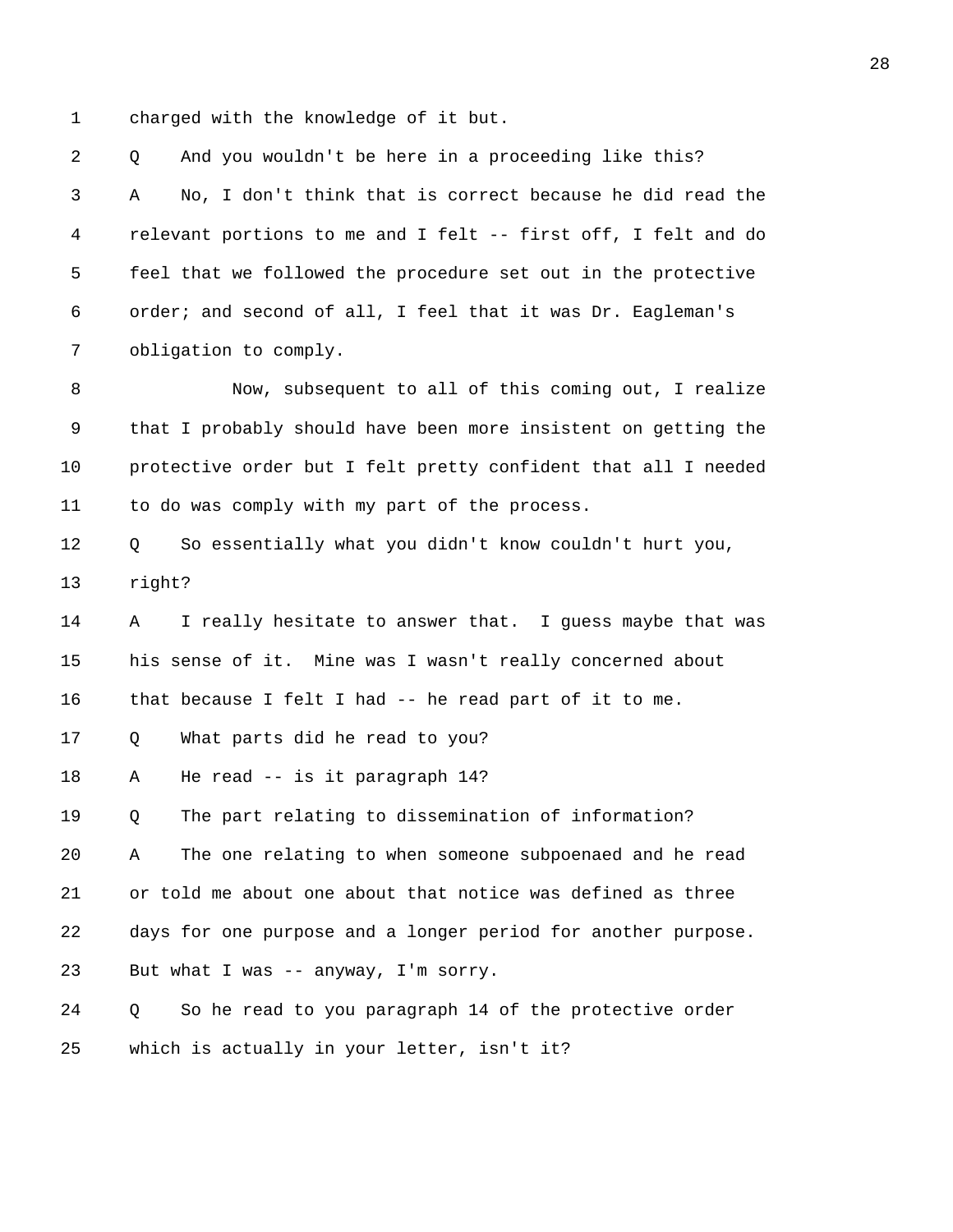1 charged with the knowledge of it but.

2 Q And you wouldn't be here in a proceeding like this?

3 A No, I don't think that is correct because he did read the

4 relevant portions to me and I felt -- first off, I felt and do

5 feel that we followed the procedure set out in the protective

6 order; and second of all, I feel that it was Dr. Eagleman's

7 obligation to comply.

8 Now, subsequent to all of this coming out, I realize

9 that I probably should have been more insistent on getting the

10 protective order but I felt pretty confident that all I needed

11 to do was comply with my part of the process.

12 Q So essentially what you didn't know couldn't hurt you,

13 right?

14 A I really hesitate to answer that. I guess maybe that was

15 his sense of it. Mine was I wasn't really concerned about

16 that because I felt I had -- he read part of it to me.

17 Q What parts did he read to you?

18 A He read -- is it paragraph 14?

19 Q The part relating to dissemination of information?

20 A The one relating to when someone subpoenaed and he read

21 or told me about one about that notice was defined as three

22 days for one purpose and a longer period for another purpose.

23 But what I was -- anyway, I'm sorry.

24 Q So he read to you paragraph 14 of the protective order

25 which is actually in your letter, isn't it?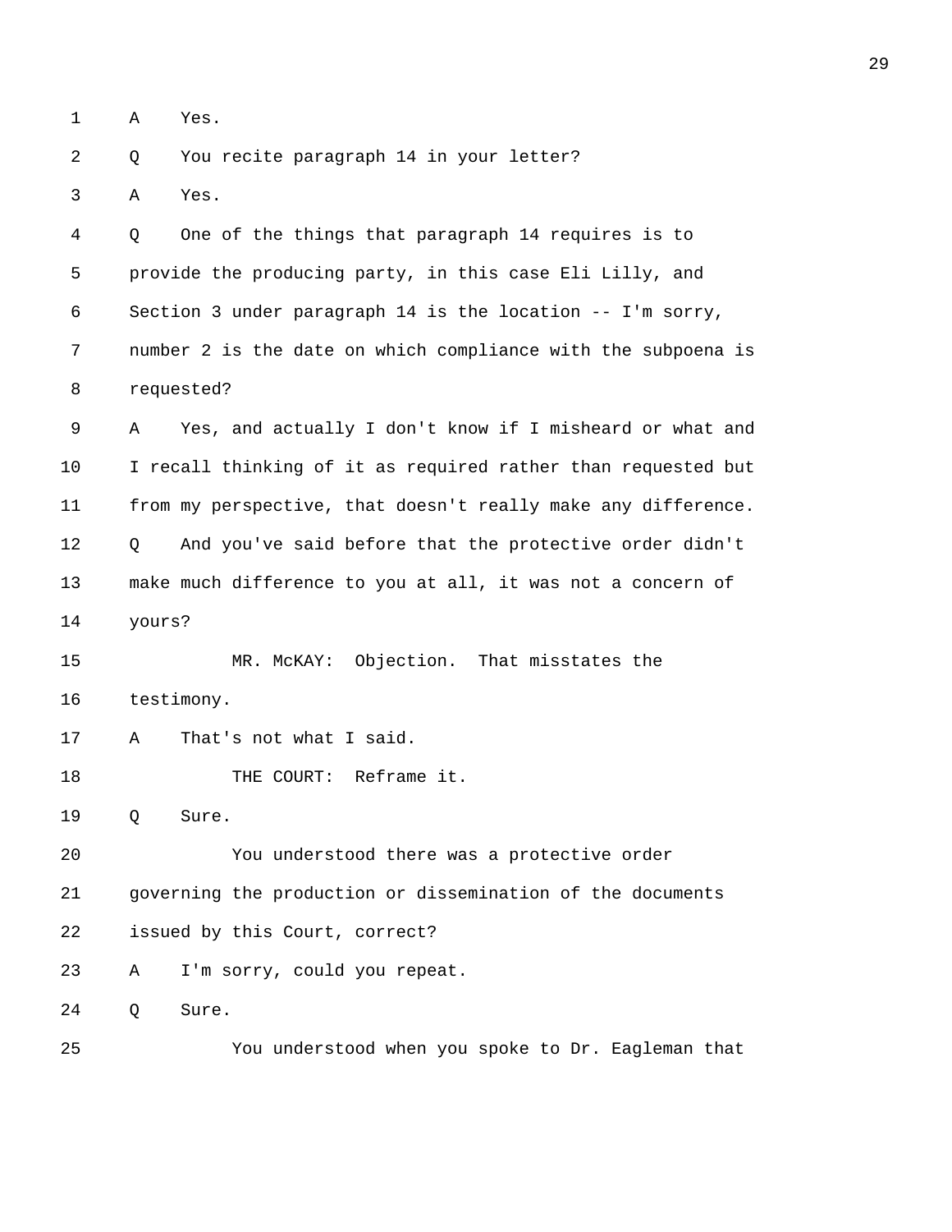1 A Yes.

2 Q You recite paragraph 14 in your letter?

3 A Yes.

4 Q One of the things that paragraph 14 requires is to

5 provide the producing party, in this case Eli Lilly, and

6 Section 3 under paragraph 14 is the location -- I'm sorry,

7 number 2 is the date on which compliance with the subpoena is

8 requested?

9 A Yes, and actually I don't know if I misheard or what and

10 I recall thinking of it as required rather than requested but

11 from my perspective, that doesn't really make any difference.

12 Q And you've said before that the protective order didn't

13 make much difference to you at all, it was not a concern of

14 yours?

15 MR. McKAY: Objection. That misstates the

16 testimony.

17 A That's not what I said.

18 THE COURT: Reframe it.

19 Q Sure.

20 You understood there was a protective order

21 governing the production or dissemination of the documents

22 issued by this Court, correct?

23 A I'm sorry, could you repeat.

24 Q Sure.

25 You understood when you spoke to Dr. Eagleman that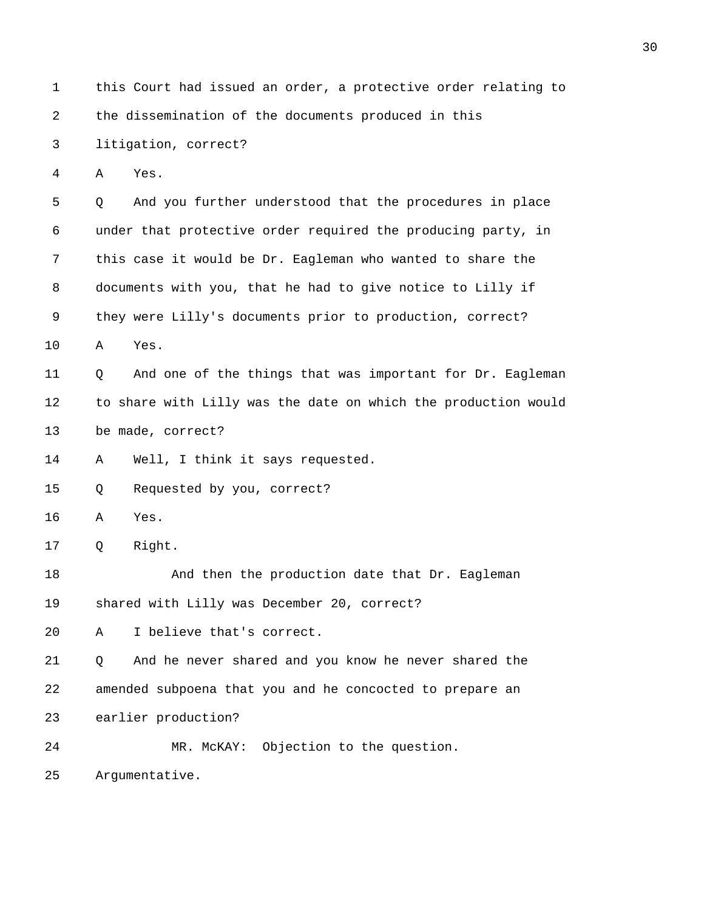1 this Court had issued an order, a protective order relating to

2 the dissemination of the documents produced in this

3 litigation, correct?

4 A Yes.

5 Q And you further understood that the procedures in place

6 under that protective order required the producing party, in

7 this case it would be Dr. Eagleman who wanted to share the

8 documents with you, that he had to give notice to Lilly if

9 they were Lilly's documents prior to production, correct?

10 A Yes.

11 Q And one of the things that was important for Dr. Eagleman

12 to share with Lilly was the date on which the production would

13 be made, correct?

14 A Well, I think it says requested.

15 Q Requested by you, correct?

16 A Yes.

17 Q Right.

18 And then the production date that Dr. Eagleman

19 shared with Lilly was December 20, correct?

20 A I believe that's correct.

21 Q And he never shared and you know he never shared the

22 amended subpoena that you and he concocted to prepare an

23 earlier production?

24 MR. McKAY: Objection to the question.

25 Argumentative.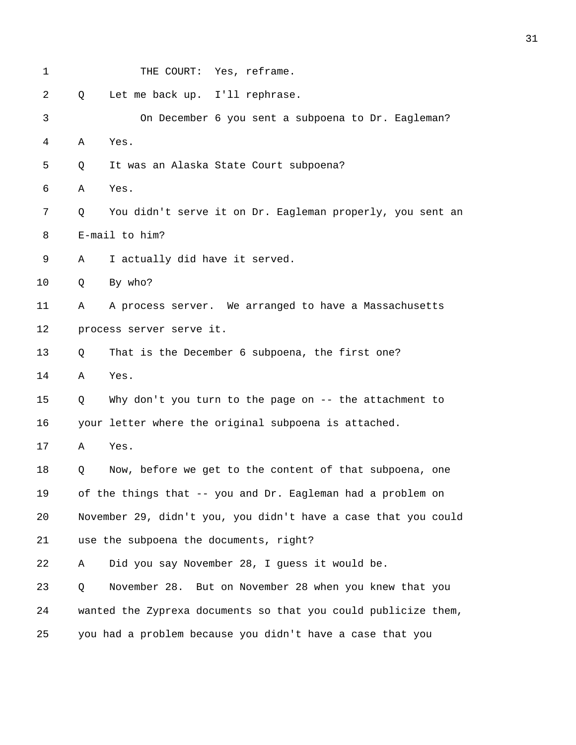1 THE COURT: Yes, reframe.

2 Q Let me back up. I'll rephrase.

3 On December 6 you sent a subpoena to Dr. Eagleman?

4 A Yes.

5 Q It was an Alaska State Court subpoena?

6 A Yes.

7 Q You didn't serve it on Dr. Eagleman properly, you sent an

8 E-mail to him?

9 A I actually did have it served.

10 Q By who?

11 A A process server. We arranged to have a Massachusetts

12 process server serve it.

13 Q That is the December 6 subpoena, the first one?

14 A Yes.

15 Q Why don't you turn to the page on -- the attachment to

16 your letter where the original subpoena is attached.

17 A Yes.

18 Q Now, before we get to the content of that subpoena, one

19 of the things that -- you and Dr. Eagleman had a problem on

20 November 29, didn't you, you didn't have a case that you could

21 use the subpoena the documents, right?

22 A Did you say November 28, I guess it would be.

23 Q November 28. But on November 28 when you knew that you

24 wanted the Zyprexa documents so that you could publicize them,

25 you had a problem because you didn't have a case that you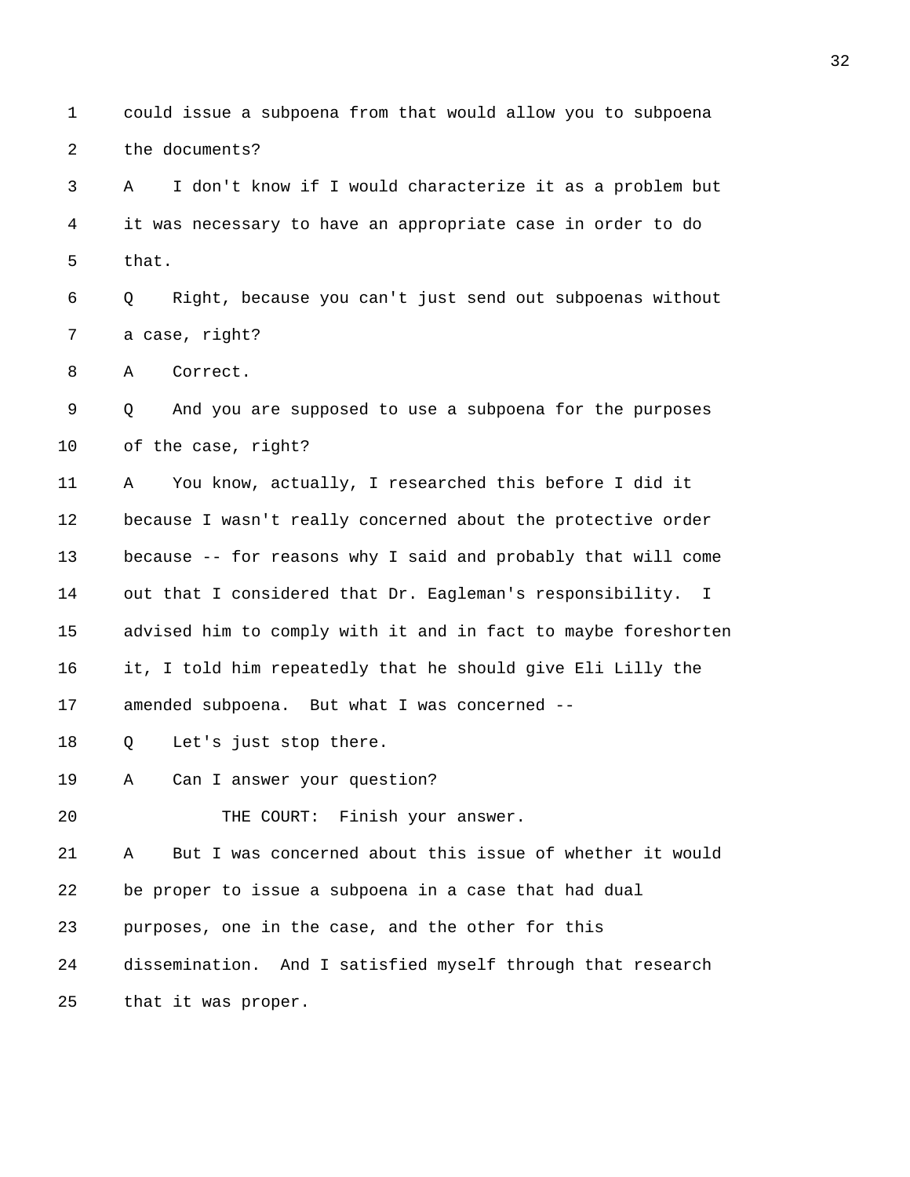1 could issue a subpoena from that would allow you to subpoena
2 the documents?
3 A I don't know if I would characterize it as a problem but
4 it was necessary to have an appropriate case in order to do
5 that.
6 Q Right, because you can't just send out subpoenas without
7 a case, right?
8 A Correct.
9 Q And you are supposed to use a subpoena for the purposes
10 of the case, right?
11 A You know, actually, I researched this before I did it
12 because I wasn't really concerned about the protective order
13 because -- for reasons why I said and probably that will come
14 out that I considered that Dr. Eagleman's responsibility. I
15 advised him to comply with it and in fact to maybe foreshorten
16 it, I told him repeatedly that he should give Eli Lilly the
17 amended subpoena. But what I was concerned --
18 Q Let's just stop there.
19 A Can I answer your question?
20 THE COURT: Finish your answer.
21 A But I was concerned about this issue of whether it would
22 be proper to issue a subpoena in a case that had dual
23 purposes, one in the case, and the other for this
24 dissemination. And I satisfied myself through that research
25 that it was proper.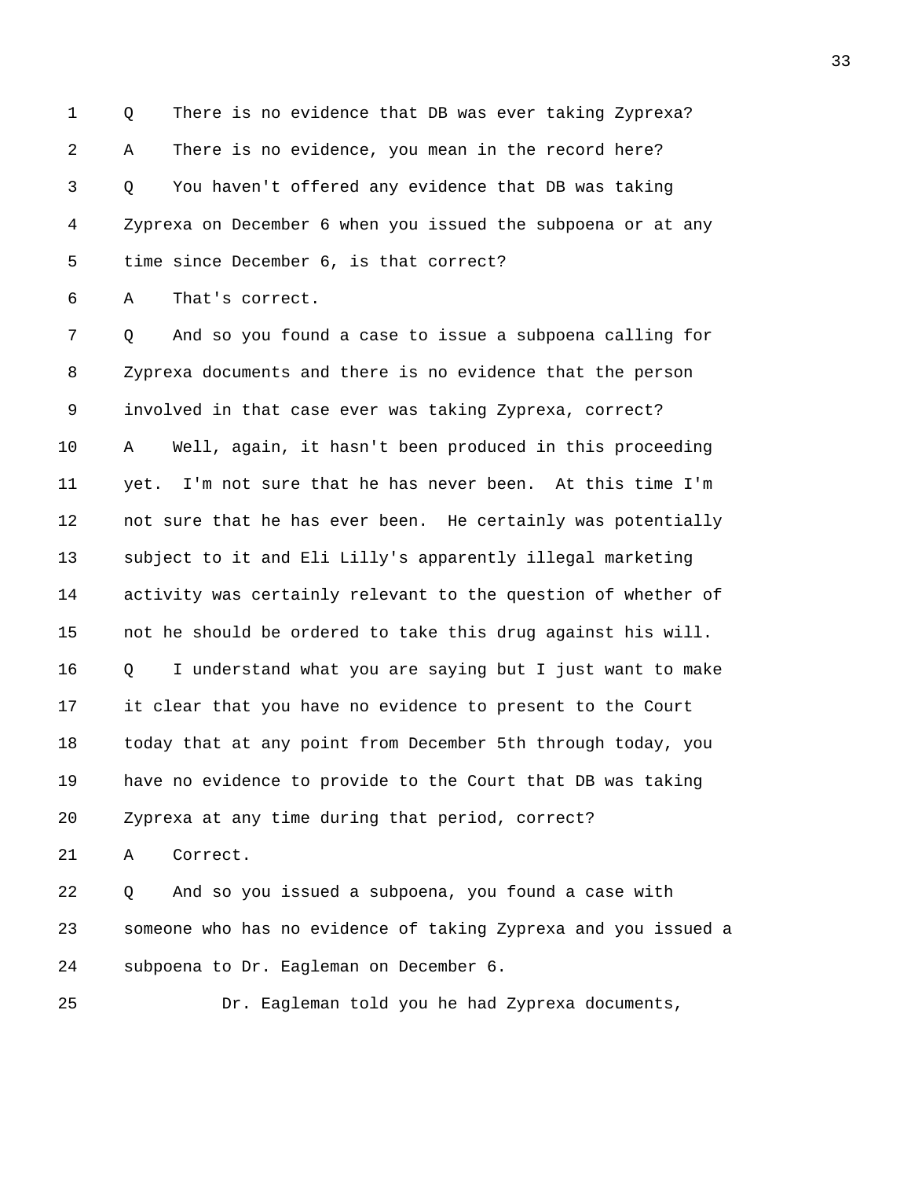1 Q There is no evidence that DB was ever taking Zyprexa?

2 A There is no evidence, you mean in the record here?

3 Q You haven't offered any evidence that DB was taking

4 Zyprexa on December 6 when you issued the subpoena or at any

5 time since December 6, is that correct?

6 A That's correct.

7 Q And so you found a case to issue a subpoena calling for

8 Zyprexa documents and there is no evidence that the person

9 involved in that case ever was taking Zyprexa, correct?

10 A Well, again, it hasn't been produced in this proceeding

11 yet. I'm not sure that he has never been. At this time I'm

12 not sure that he has ever been. He certainly was potentially

13 subject to it and Eli Lilly's apparently illegal marketing

14 activity was certainly relevant to the question of whether of

15 not he should be ordered to take this drug against his will.

16 Q I understand what you are saying but I just want to make

17 it clear that you have no evidence to present to the Court

18 today that at any point from December 5th through today, you

19 have no evidence to provide to the Court that DB was taking

20 Zyprexa at any time during that period, correct?

21 A Correct.

22 Q And so you issued a subpoena, you found a case with

23 someone who has no evidence of taking Zyprexa and you issued a

24 subpoena to Dr. Eagleman on December 6.

25 Dr. Eagleman told you he had Zyprexa documents,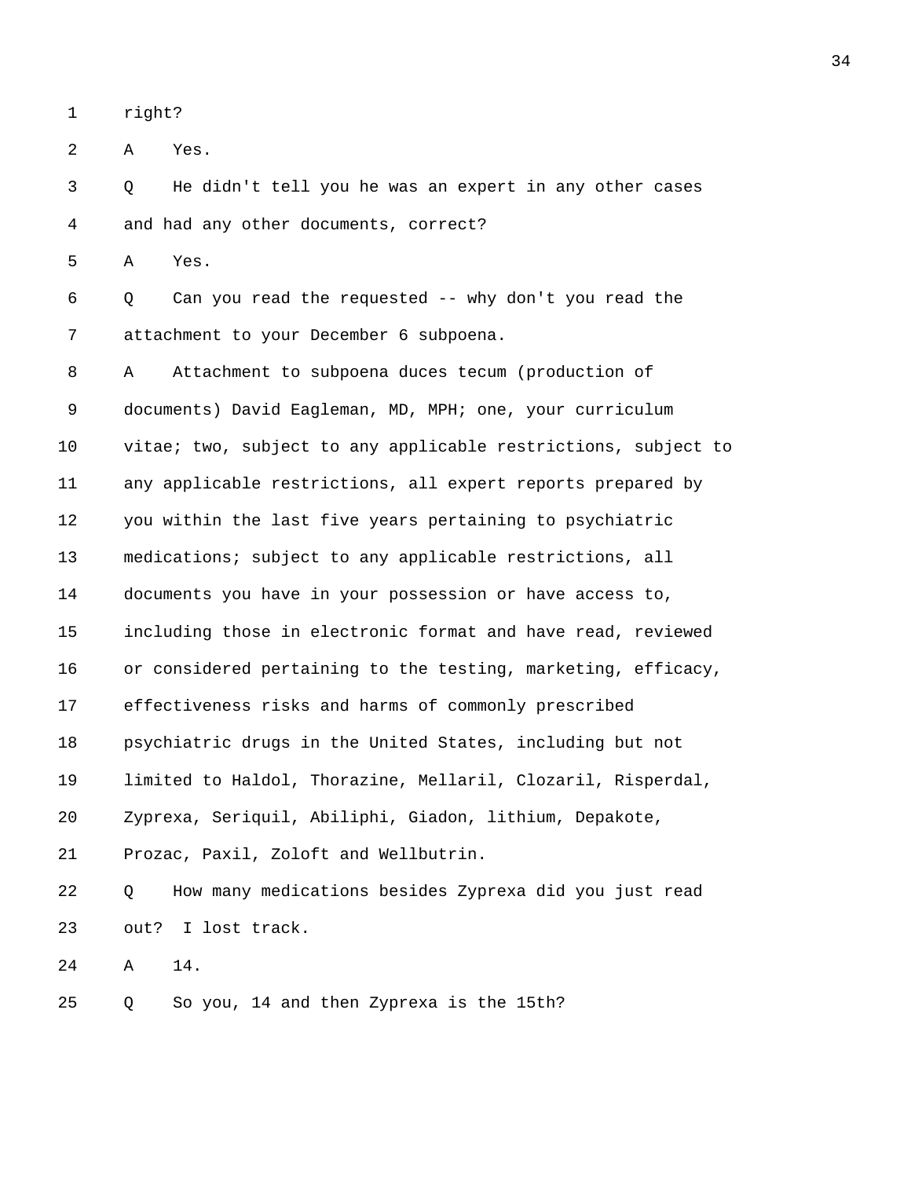1 right?

2 A Yes.

3 Q He didn't tell you he was an expert in any other cases

4 and had any other documents, correct?

5 A Yes.

6 Q Can you read the requested -- why don't you read the

7 attachment to your December 6 subpoena.

8 A Attachment to subpoena duces tecum (production of

9 documents) David Eagleman, MD, MPH; one, your curriculum

10 vitae; two, subject to any applicable restrictions, subject to

11 any applicable restrictions, all expert reports prepared by

12 you within the last five years pertaining to psychiatric

13 medications; subject to any applicable restrictions, all

14 documents you have in your possession or have access to,

15 including those in electronic format and have read, reviewed

16 or considered pertaining to the testing, marketing, efficacy,

17 effectiveness risks and harms of commonly prescribed

18 psychiatric drugs in the United States, including but not

19 limited to Haldol, Thorazine, Mellaril, Clozaril, Risperdal,

20 Zyprexa, Seriquil, Abiliphi, Giadon, lithium, Depakote,

21 Prozac, Paxil, Zoloft and Wellbutrin.

22 Q How many medications besides Zyprexa did you just read

23 out? I lost track.

24 A 14.

25 Q So you, 14 and then Zyprexa is the 15th?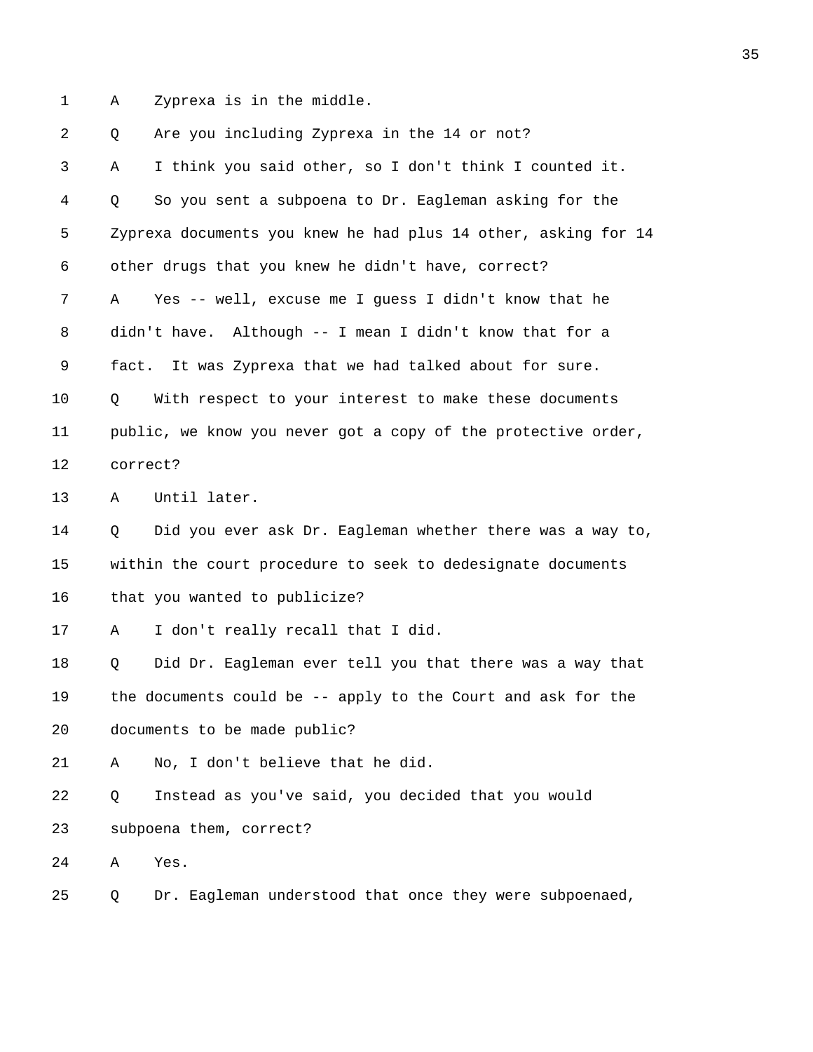1 A Zyprexa is in the middle.

2 Q Are you including Zyprexa in the 14 or not?

3 A I think you said other, so I don't think I counted it.

4 Q So you sent a subpoena to Dr. Eagleman asking for the

5 Zyprexa documents you knew he had plus 14 other, asking for 14

6 other drugs that you knew he didn't have, correct?

7 A Yes -- well, excuse me I guess I didn't know that he

8 didn't have. Although -- I mean I didn't know that for a

9 fact. It was Zyprexa that we had talked about for sure.

10 Q With respect to your interest to make these documents

11 public, we know you never got a copy of the protective order,

12 correct?

13 A Until later.

14 Q Did you ever ask Dr. Eagleman whether there was a way to,

15 within the court procedure to seek to dedesignate documents

16 that you wanted to publicize?

17 A I don't really recall that I did.

18 Q Did Dr. Eagleman ever tell you that there was a way that

19 the documents could be -- apply to the Court and ask for the

20 documents to be made public?

21 A No, I don't believe that he did.

22 Q Instead as you've said, you decided that you would

23 subpoena them, correct?

24 A Yes.

25 Q Dr. Eagleman understood that once they were subpoenaed,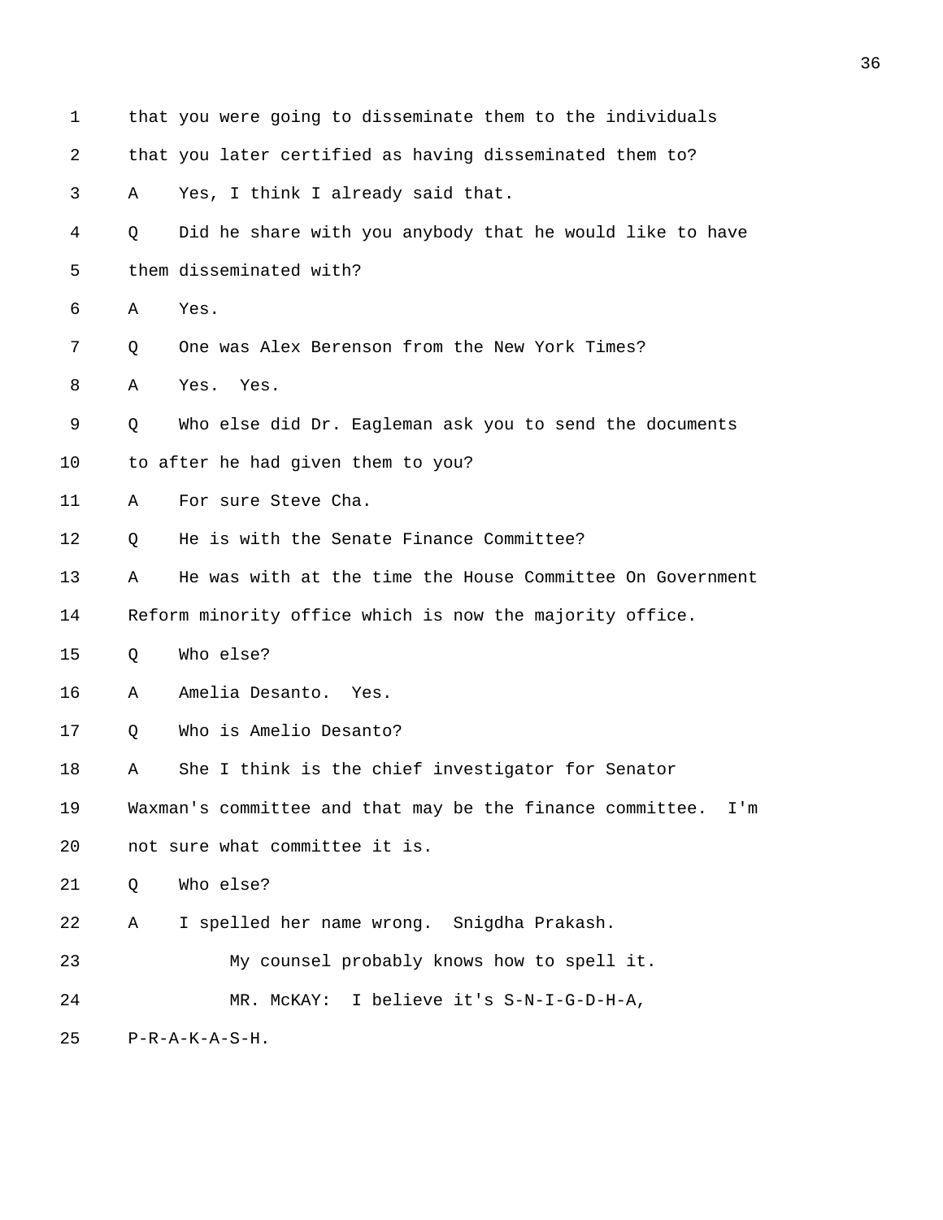1 that you were going to disseminate them to the individuals

2 that you later certified as having disseminated them to?

3 A Yes, I think I already said that.

4 Q Did he share with you anybody that he would like to have

5 them disseminated with?

6 A Yes.

7 Q One was Alex Berenson from the New York Times?

8 A Yes. Yes.

9 Q Who else did Dr. Eagleman ask you to send the documents

10 to after he had given them to you?

11 A For sure Steve Cha.

12 Q He is with the Senate Finance Committee?

13 A He was with at the time the House Committee On Government

14 Reform minority office which is now the majority office.

15 Q Who else?

16 A Amelia Desanto. Yes.

17 Q Who is Amelio Desanto?

18 A She I think is the chief investigator for Senator

19 Waxman's committee and that may be the finance committee. I'm

20 not sure what committee it is.

21 Q Who else?

22 A I spelled her name wrong. Snigdha Prakash.

23 My counsel probably knows how to spell it.

24 MR. McKAY: I believe it's S-N-I-G-D-H-A,

25 P-R-A-K-A-S-H.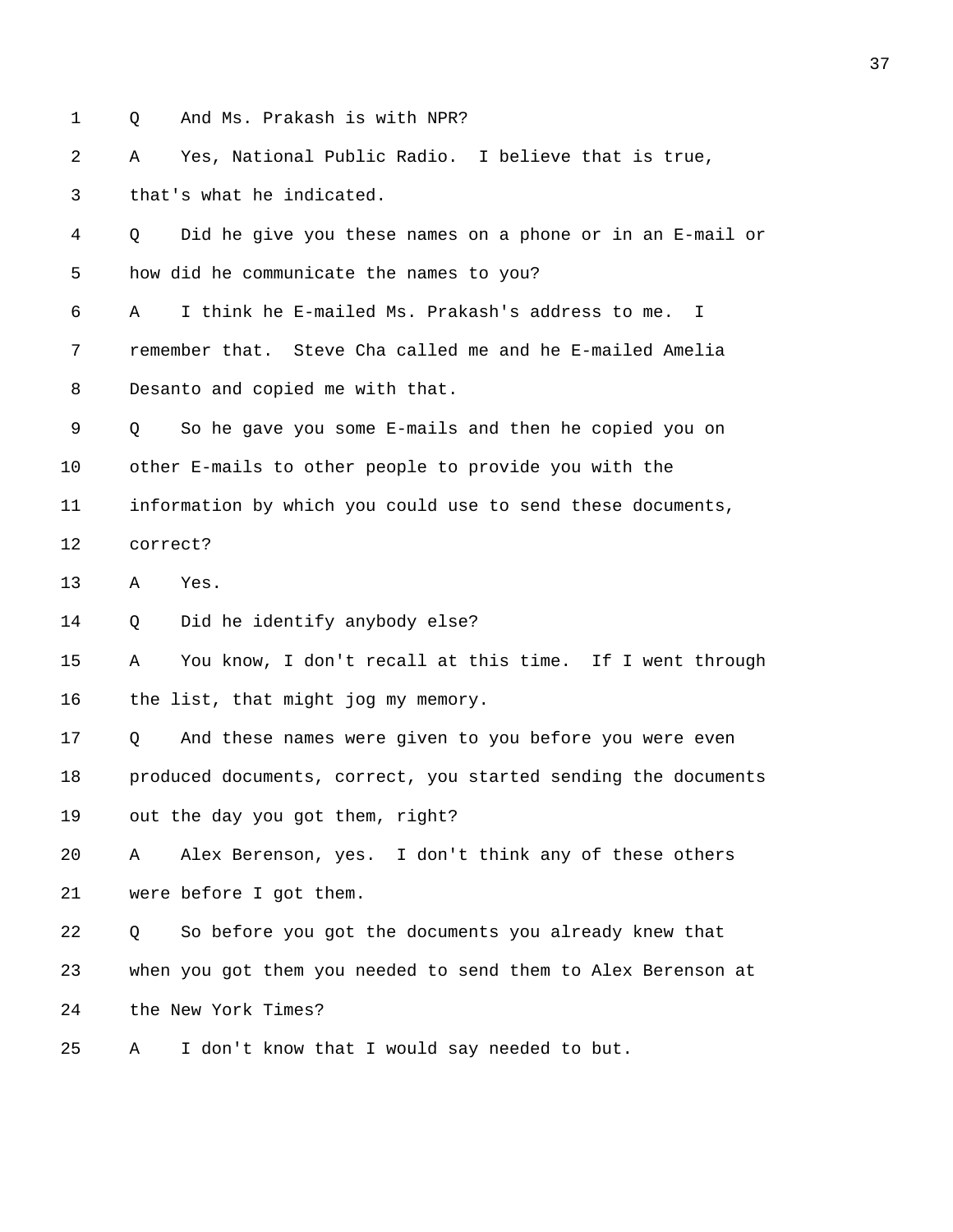1 Q And Ms. Prakash is with NPR?

2 A Yes, National Public Radio. I believe that is true,

3 that's what he indicated.

4 Q Did he give you these names on a phone or in an E-mail or

5 how did he communicate the names to you?

6 A I think he E-mailed Ms. Prakash's address to me. I

7 remember that. Steve Cha called me and he E-mailed Amelia

8 Desanto and copied me with that.

9 Q So he gave you some E-mails and then he copied you on

10 other E-mails to other people to provide you with the

11 information by which you could use to send these documents,

12 correct?

13 A Yes.

14 Q Did he identify anybody else?

15 A You know, I don't recall at this time. If I went through

16 the list, that might jog my memory.

17 Q And these names were given to you before you were even

18 produced documents, correct, you started sending the documents

19 out the day you got them, right?

20 A Alex Berenson, yes. I don't think any of these others

21 were before I got them.

22 Q So before you got the documents you already knew that

23 when you got them you needed to send them to Alex Berenson at

24 the New York Times?

25 A I don't know that I would say needed to but.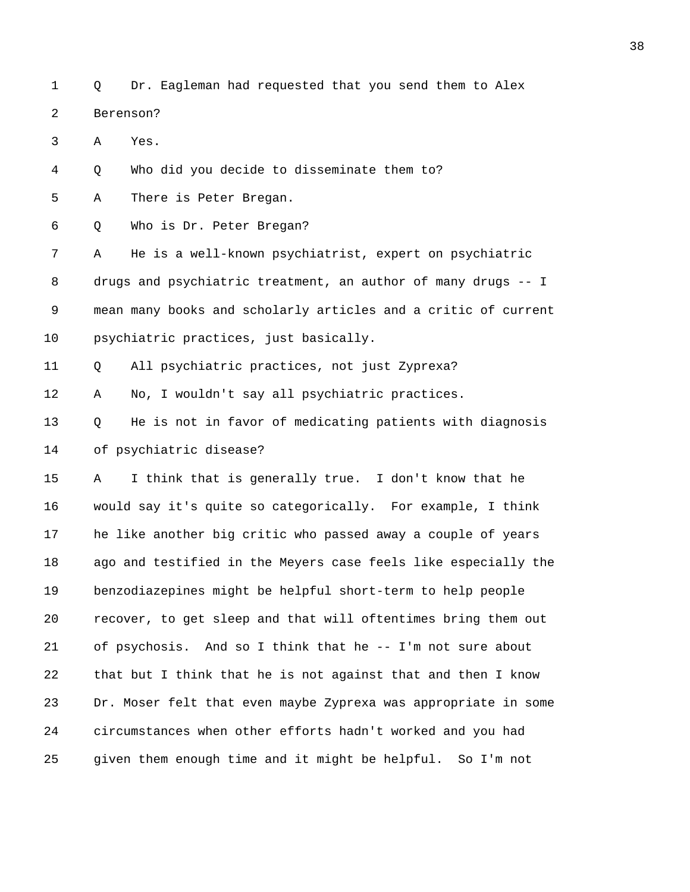1 Q Dr. Eagleman had requested that you send them to Alex

2 Berenson?

3 A Yes.

4 Q Who did you decide to disseminate them to?

5 A There is Peter Bregan.

6 Q Who is Dr. Peter Bregan?

7 A He is a well-known psychiatrist, expert on psychiatric

8 drugs and psychiatric treatment, an author of many drugs -- I

9 mean many books and scholarly articles and a critic of current

10 psychiatric practices, just basically.

11 Q All psychiatric practices, not just Zyprexa?

12 A No, I wouldn't say all psychiatric practices.

13 Q He is not in favor of medicating patients with diagnosis

14 of psychiatric disease?

15 A I think that is generally true. I don't know that he

16 would say it's quite so categorically. For example, I think

17 he like another big critic who passed away a couple of years

18 ago and testified in the Meyers case feels like especially the

19 benzodiazepines might be helpful short-term to help people

20 recover, to get sleep and that will oftentimes bring them out

21 of psychosis. And so I think that he -- I'm not sure about

22 that but I think that he is not against that and then I know

23 Dr. Moser felt that even maybe Zyprexa was appropriate in some

24 circumstances when other efforts hadn't worked and you had

25 given them enough time and it might be helpful. So I'm not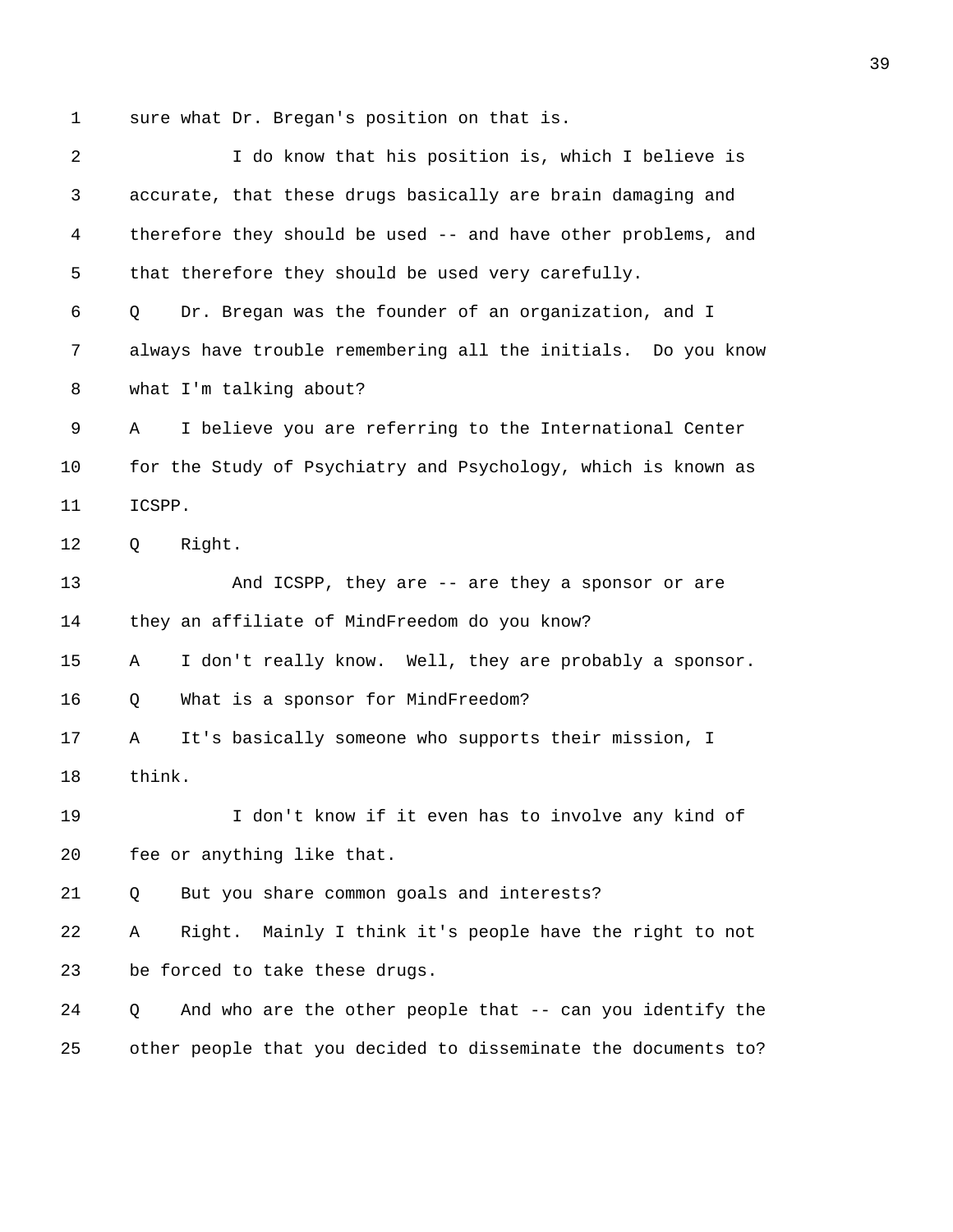1 sure what Dr. Bregan's position on that is.

2 I do know that his position is, which I believe is

3 accurate, that these drugs basically are brain damaging and

4 therefore they should be used -- and have other problems, and

5 that therefore they should be used very carefully.

6 Q Dr. Bregan was the founder of an organization, and I

7 always have trouble remembering all the initials. Do you know

8 what I'm talking about?

9 A I believe you are referring to the International Center

10 for the Study of Psychiatry and Psychology, which is known as

11 ICSPP.

12 Q Right.

13 And ICSPP, they are -- are they a sponsor or are

14 they an affiliate of MindFreedom do you know?

15 A I don't really know. Well, they are probably a sponsor.

16 Q What is a sponsor for MindFreedom?

17 A It's basically someone who supports their mission, I

18 think.

19 I don't know if it even has to involve any kind of

20 fee or anything like that.

21 Q But you share common goals and interests?

22 A Right. Mainly I think it's people have the right to not

23 be forced to take these drugs.

24 Q And who are the other people that -- can you identify the

25 other people that you decided to disseminate the documents to?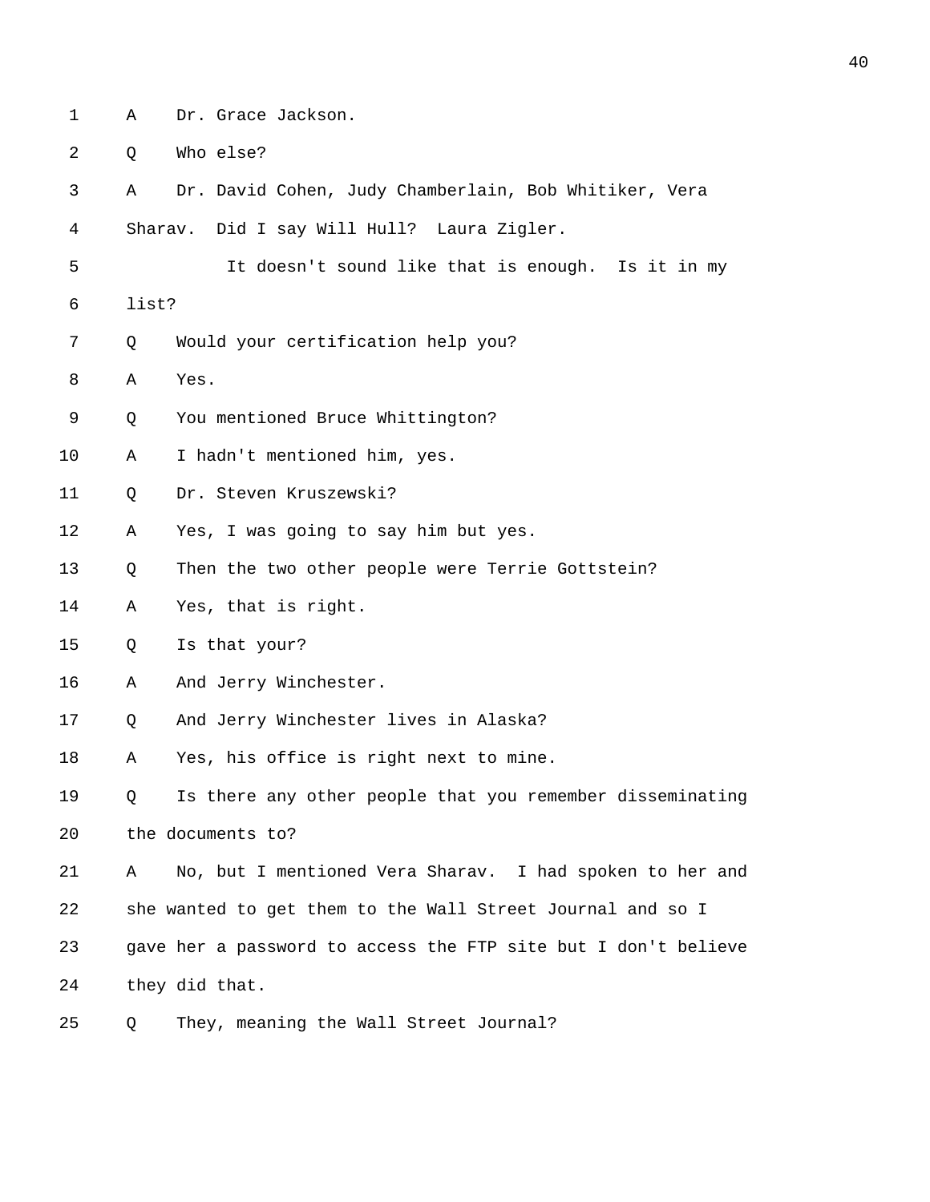1 A Dr. Grace Jackson.

2 Q Who else?

3 A Dr. David Cohen, Judy Chamberlain, Bob Whitiker, Vera

4 Sharav. Did I say Will Hull? Laura Zigler.

5 It doesn't sound like that is enough. Is it in my

6 list?

7 Q Would your certification help you?

8 A Yes.

9 Q You mentioned Bruce Whittington?

10 A I hadn't mentioned him, yes.

11 Q Dr. Steven Kruszewski?

12 A Yes, I was going to say him but yes.

13 Q Then the two other people were Terrie Gottstein?

14 A Yes, that is right.

15 Q Is that your?

16 A And Jerry Winchester.

17 Q And Jerry Winchester lives in Alaska?

18 A Yes, his office is right next to mine.

19 Q Is there any other people that you remember disseminating

20 the documents to?

21 A No, but I mentioned Vera Sharav. I had spoken to her and

22 she wanted to get them to the Wall Street Journal and so I

23 gave her a password to access the FTP site but I don't believe

24 they did that.

25 Q They, meaning the Wall Street Journal?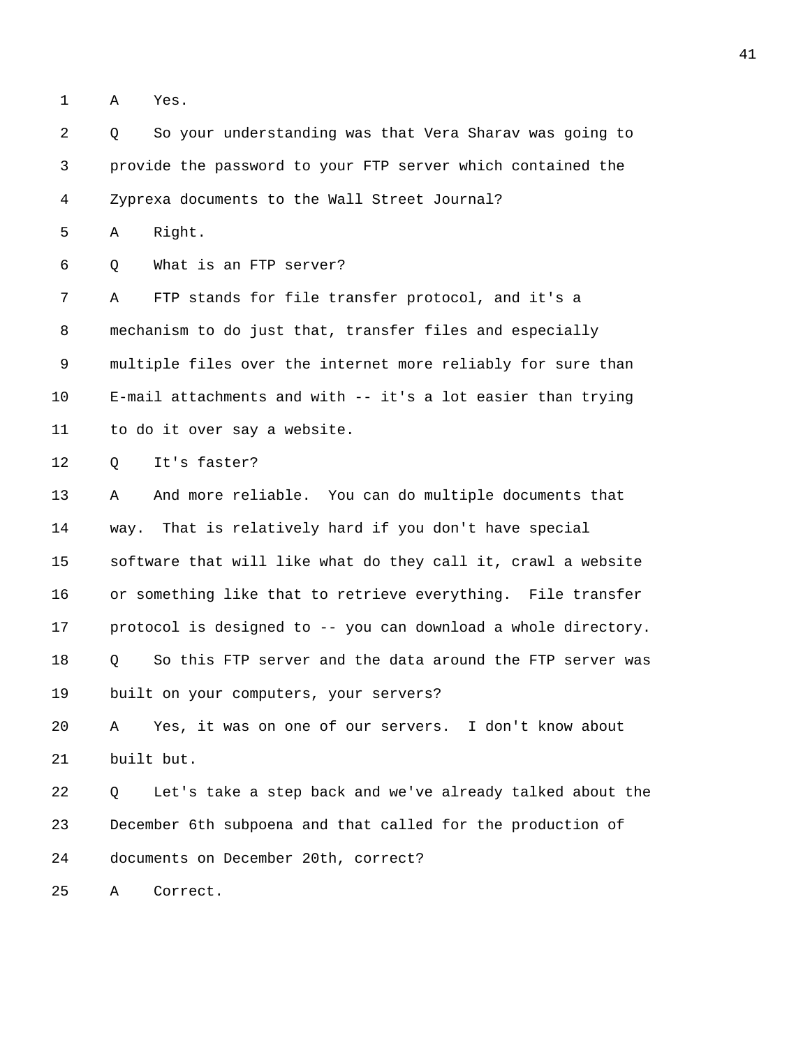1 A Yes.

2 Q So your understanding was that Vera Sharav was going to

3 provide the password to your FTP server which contained the

4 Zyprexa documents to the Wall Street Journal?

5 A Right.

6 Q What is an FTP server?

7 A FTP stands for file transfer protocol, and it's a

8 mechanism to do just that, transfer files and especially

9 multiple files over the internet more reliably for sure than

10 E-mail attachments and with -- it's a lot easier than trying

11 to do it over say a website.

12 Q It's faster?

13 A And more reliable. You can do multiple documents that

14 way. That is relatively hard if you don't have special

15 software that will like what do they call it, crawl a website

16 or something like that to retrieve everything. File transfer

17 protocol is designed to -- you can download a whole directory.

18 Q So this FTP server and the data around the FTP server was

19 built on your computers, your servers?

20 A Yes, it was on one of our servers. I don't know about

21 built but.

22 Q Let's take a step back and we've already talked about the

23 December 6th subpoena and that called for the production of

24 documents on December 20th, correct?

25 A Correct.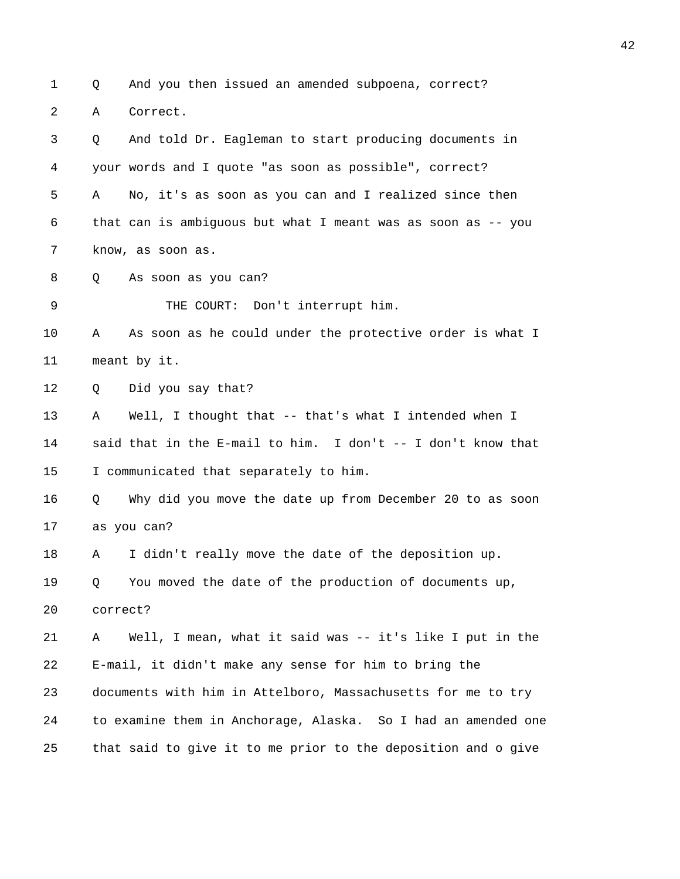1 Q And you then issued an amended subpoena, correct?

2 A Correct.

3 Q And told Dr. Eagleman to start producing documents in

4 your words and I quote "as soon as possible", correct?

5 A No, it's as soon as you can and I realized since then

6 that can is ambiguous but what I meant was as soon as -- you

7 know, as soon as.

8 Q As soon as you can?

9 THE COURT: Don't interrupt him.

10 A As soon as he could under the protective order is what I

11 meant by it.

12 Q Did you say that?

13 A Well, I thought that -- that's what I intended when I

14 said that in the E-mail to him. I don't -- I don't know that

15 I communicated that separately to him.

16 Q Why did you move the date up from December 20 to as soon

17 as you can?

18 A I didn't really move the date of the deposition up.

19 Q You moved the date of the production of documents up,

20 correct?

21 A Well, I mean, what it said was -- it's like I put in the

22 E-mail, it didn't make any sense for him to bring the

23 documents with him in Attelboro, Massachusetts for me to try

24 to examine them in Anchorage, Alaska. So I had an amended one

25 that said to give it to me prior to the deposition and o give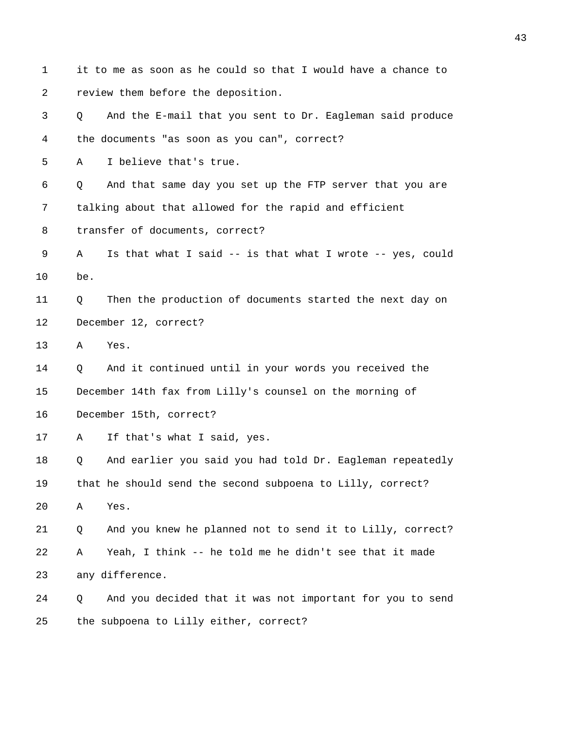1 it to me as soon as he could so that I would have a chance to
2 review them before the deposition.
3 Q And the E-mail that you sent to Dr. Eagleman said produce
4 the documents "as soon as you can", correct?
5 A I believe that's true.
6 Q And that same day you set up the FTP server that you are
7 talking about that allowed for the rapid and efficient
8 transfer of documents, correct?
9 A Is that what I said -- is that what I wrote -- yes, could
10 be.
11 Q Then the production of documents started the next day on
12 December 12, correct?
13 A Yes.
14 Q And it continued until in your words you received the
15 December 14th fax from Lilly's counsel on the morning of
16 December 15th, correct?
17 A If that's what I said, yes.
18 Q And earlier you said you had told Dr. Eagleman repeatedly
19 that he should send the second subpoena to Lilly, correct?
20 A Yes.
21 Q And you knew he planned not to send it to Lilly, correct?
22 A Yeah, I think -- he told me he didn't see that it made
23 any difference.
24 Q And you decided that it was not important for you to send
25 the subpoena to Lilly either, correct?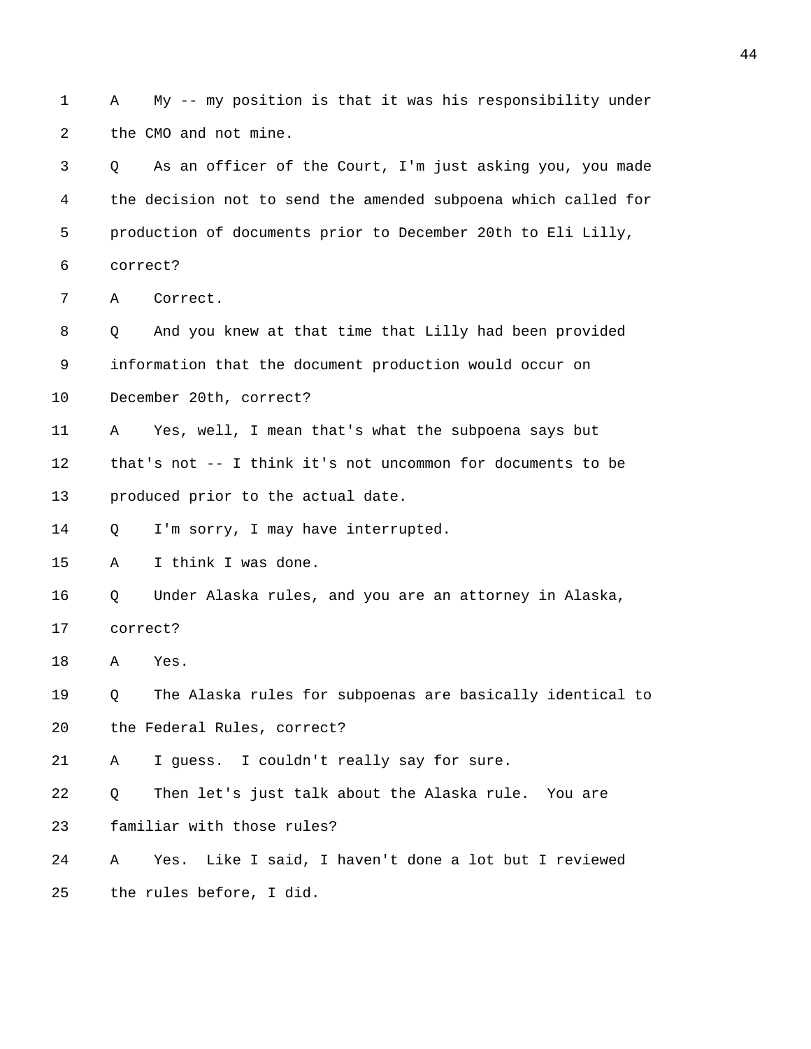1 A My -- my position is that it was his responsibility under
2 the CMO and not mine.
3 Q As an officer of the Court, I'm just asking you, you made
4 the decision not to send the amended subpoena which called for
5 production of documents prior to December 20th to Eli Lilly,
6 correct?
7 A Correct.
8 Q And you knew at that time that Lilly had been provided
9 information that the document production would occur on
10 December 20th, correct?
11 A Yes, well, I mean that's what the subpoena says but
12 that's not -- I think it's not uncommon for documents to be
13 produced prior to the actual date.
14 Q I'm sorry, I may have interrupted.
15 A I think I was done.
16 Q Under Alaska rules, and you are an attorney in Alaska,
17 correct?
18 A Yes.
19 Q The Alaska rules for subpoenas are basically identical to
20 the Federal Rules, correct?
21 A I guess. I couldn't really say for sure.
22 Q Then let's just talk about the Alaska rule. You are
23 familiar with those rules?
24 A Yes. Like I said, I haven't done a lot but I reviewed
25 the rules before, I did.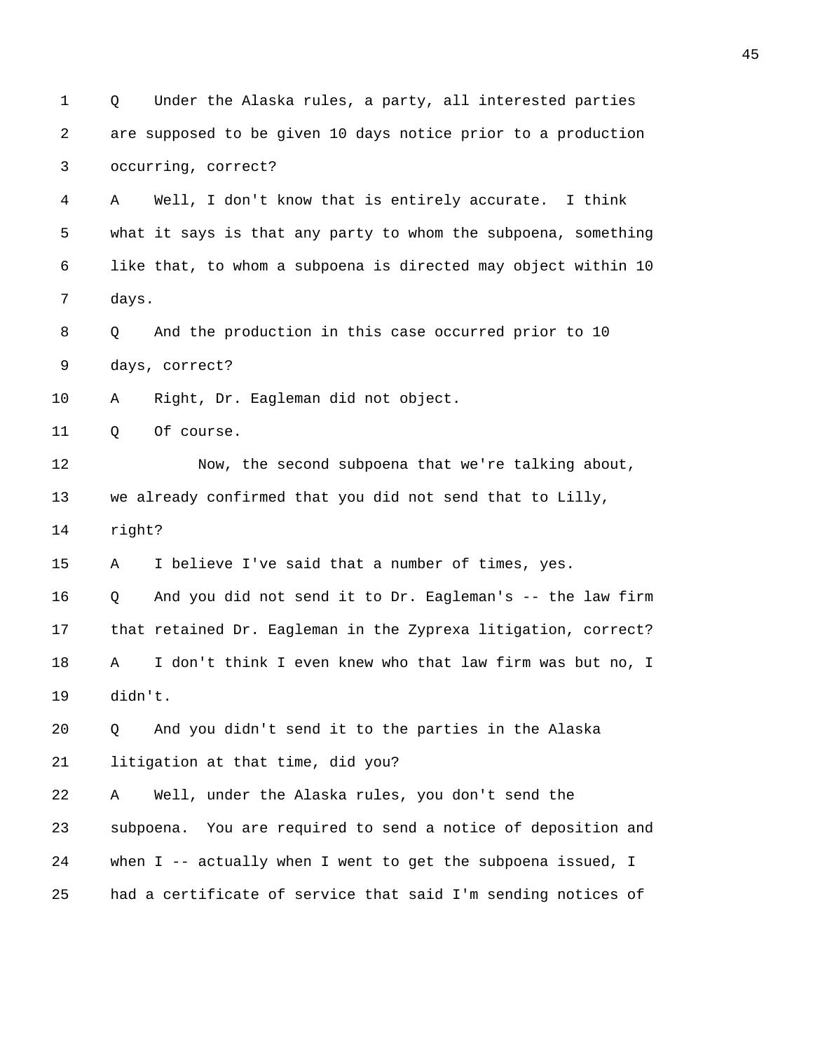1 Q Under the Alaska rules, a party, all interested parties
2 are supposed to be given 10 days notice prior to a production
3 occurring, correct?
4 A Well, I don't know that is entirely accurate. I think
5 what it says is that any party to whom the subpoena, something
6 like that, to whom a subpoena is directed may object within 10
7 days.
8 Q And the production in this case occurred prior to 10
9 days, correct?
10 A Right, Dr. Eagleman did not object.
11 Q Of course.
12 Now, the second subpoena that we're talking about,
13 we already confirmed that you did not send that to Lilly,
14 right?
15 A I believe I've said that a number of times, yes.
16 Q And you did not send it to Dr. Eagleman's -- the law firm
17 that retained Dr. Eagleman in the Zyprexa litigation, correct?
18 A I don't think I even knew who that law firm was but no, I
19 didn't.
20 Q And you didn't send it to the parties in the Alaska
21 litigation at that time, did you?
22 A Well, under the Alaska rules, you don't send the
23 subpoena. You are required to send a notice of deposition and
24 when I -- actually when I went to get the subpoena issued, I
25 had a certificate of service that said I'm sending notices of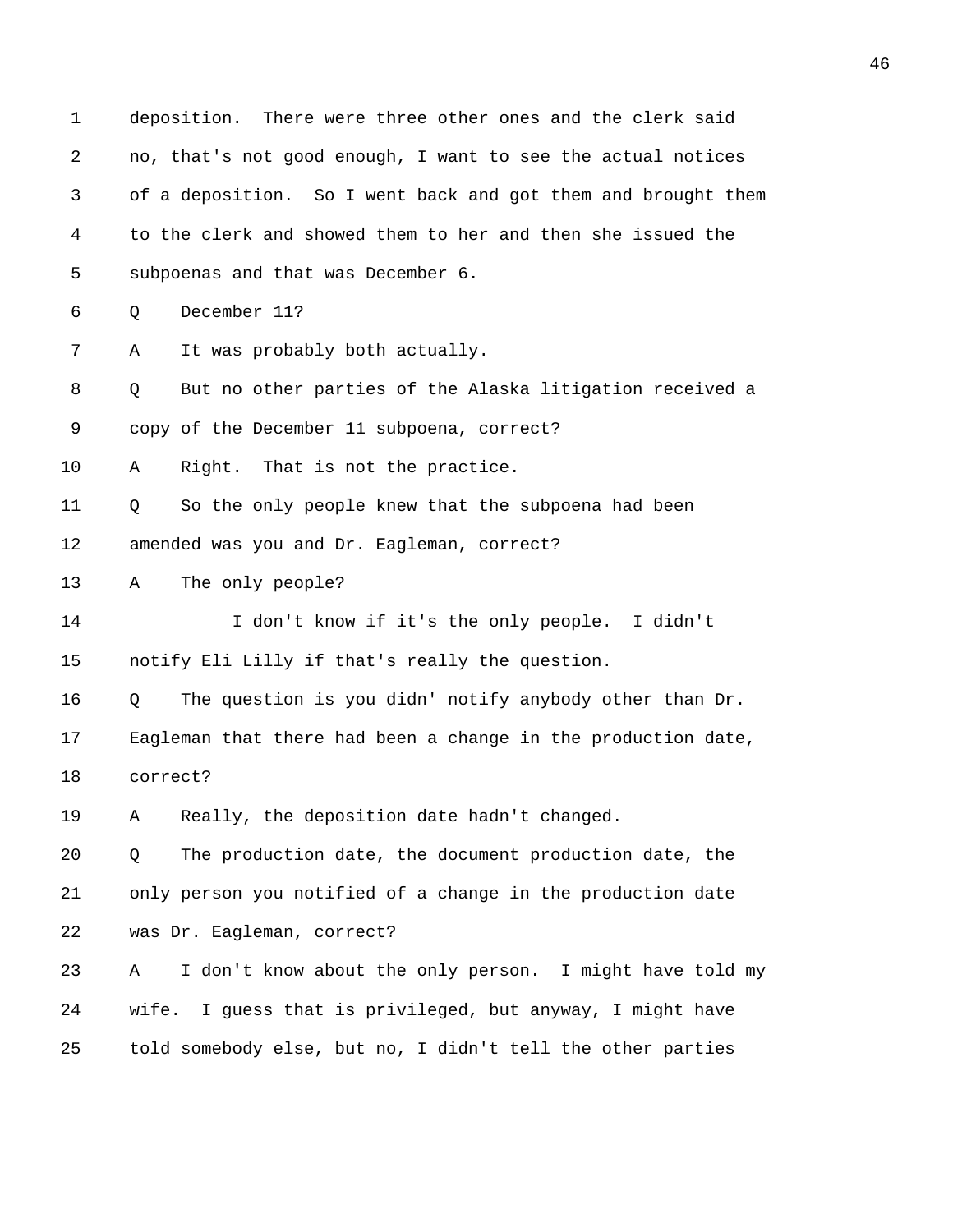deposition. There were three other ones and the clerk said no, that's not good enough, I want to see the actual notices of a deposition. So I went back and got them and brought them to the clerk and showed them to her and then she issued the subpoenas and that was December 6.

Q December 11?

A It was probably both actually.

Q But no other parties of the Alaska litigation received a copy of the December 11 subpoena, correct?

A Right. That is not the practice.

Q So the only people knew that the subpoena had been amended was you and Dr. Eagleman, correct?

A The only people?

I don't know if it's the only people. I didn't notify Eli Lilly if that's really the question.

Q The question is you didn' notify anybody other than Dr. Eagleman that there had been a change in the production date, correct?

A Really, the deposition date hadn't changed.

Q The production date, the document production date, the only person you notified of a change in the production date was Dr. Eagleman, correct?

A I don't know about the only person. I might have told my wife. I guess that is privileged, but anyway, I might have told somebody else, but no, I didn't tell the other parties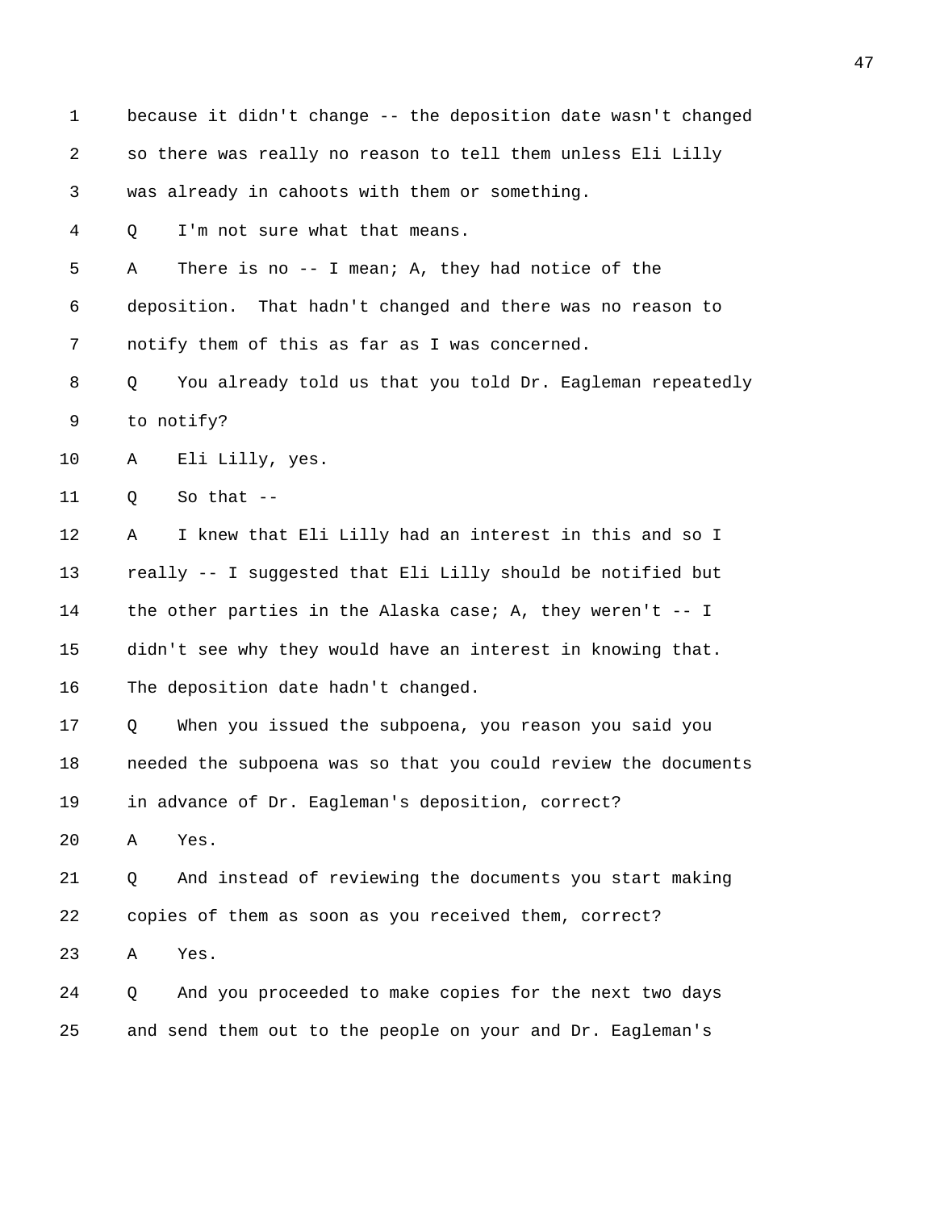1 because it didn't change -- the deposition date wasn't changed
2 so there was really no reason to tell them unless Eli Lilly
3 was already in cahoots with them or something.
4 Q I'm not sure what that means.
5 A There is no -- I mean; A, they had notice of the
6 deposition. That hadn't changed and there was no reason to
7 notify them of this as far as I was concerned.
8 Q You already told us that you told Dr. Eagleman repeatedly
9 to notify?
10 A Eli Lilly, yes.
11 Q So that --
12 A I knew that Eli Lilly had an interest in this and so I
13 really -- I suggested that Eli Lilly should be notified but
14 the other parties in the Alaska case; A, they weren't -- I
15 didn't see why they would have an interest in knowing that.
16 The deposition date hadn't changed.
17 Q When you issued the subpoena, you reason you said you
18 needed the subpoena was so that you could review the documents
19 in advance of Dr. Eagleman's deposition, correct?
20 A Yes.
21 Q And instead of reviewing the documents you start making
22 copies of them as soon as you received them, correct?
23 A Yes.
24 Q And you proceeded to make copies for the next two days
25 and send them out to the people on your and Dr. Eagleman's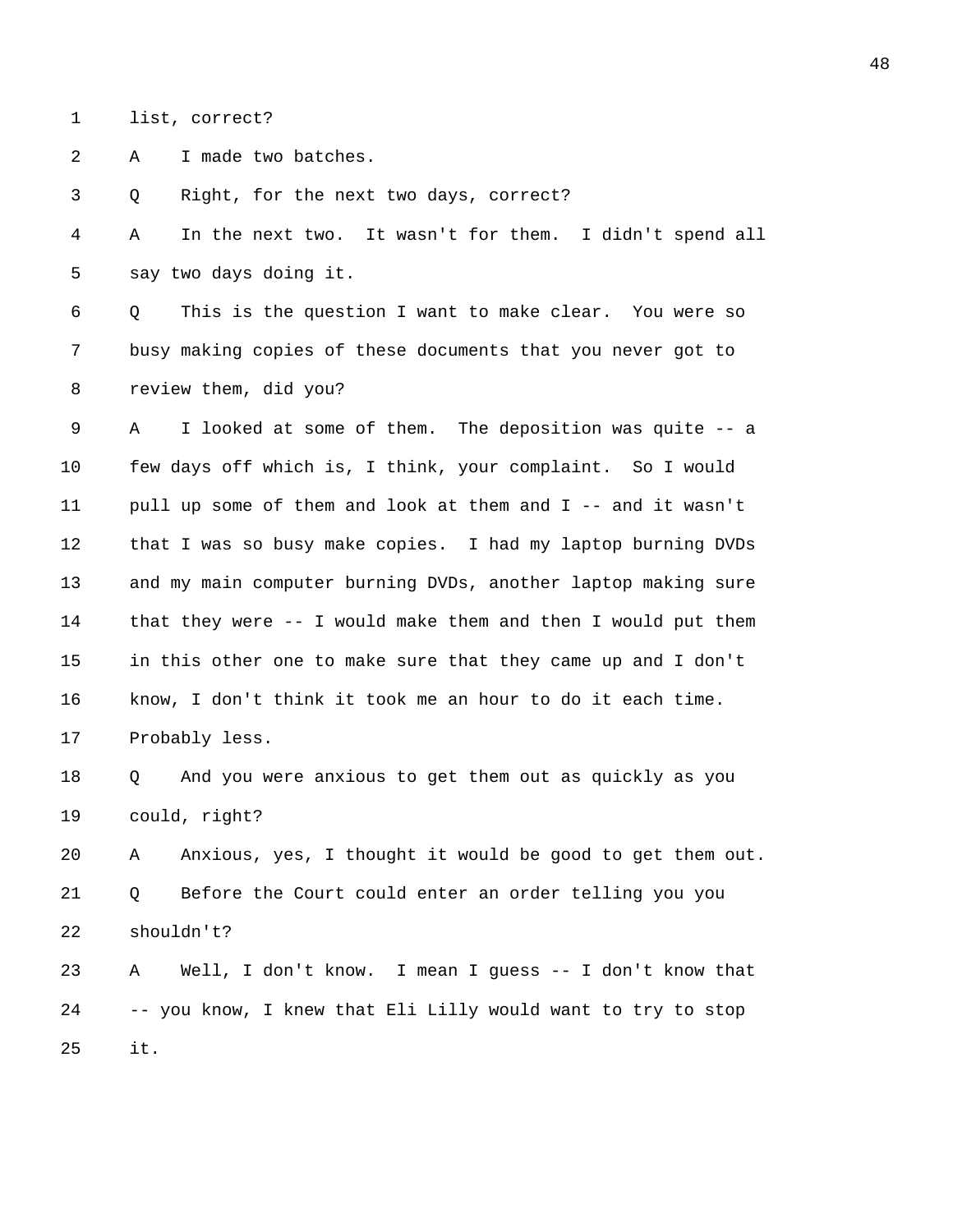1 list, correct?

2 A I made two batches.

3 Q Right, for the next two days, correct?

4 A In the next two. It wasn't for them. I didn't spend all

5 say two days doing it.

6 Q This is the question I want to make clear. You were so

7 busy making copies of these documents that you never got to

8 review them, did you?

9 A I looked at some of them. The deposition was quite -- a

10 few days off which is, I think, your complaint. So I would

11 pull up some of them and look at them and I -- and it wasn't

12 that I was so busy make copies. I had my laptop burning DVDs

13 and my main computer burning DVDs, another laptop making sure

14 that they were -- I would make them and then I would put them

15 in this other one to make sure that they came up and I don't

16 know, I don't think it took me an hour to do it each time.

17 Probably less.

18 Q And you were anxious to get them out as quickly as you

19 could, right?

20 A Anxious, yes, I thought it would be good to get them out.

21 Q Before the Court could enter an order telling you you

22 shouldn't?

23 A Well, I don't know. I mean I guess -- I don't know that

24 -- you know, I knew that Eli Lilly would want to try to stop

25 it.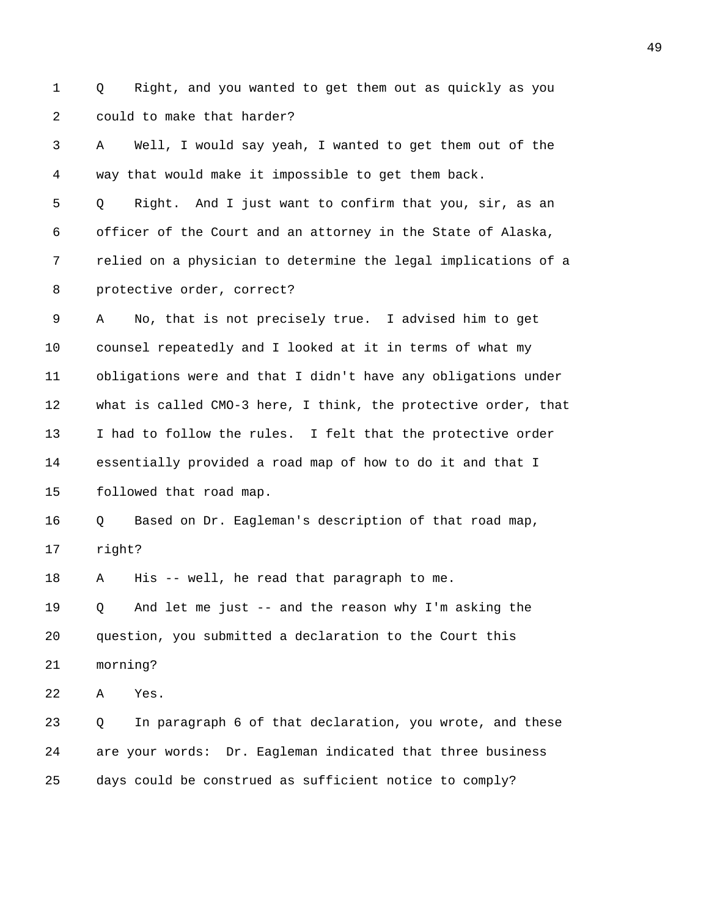1 Q Right, and you wanted to get them out as quickly as you
2 could to make that harder?
3 A Well, I would say yeah, I wanted to get them out of the
4 way that would make it impossible to get them back.
5 Q Right. And I just want to confirm that you, sir, as an
6 officer of the Court and an attorney in the State of Alaska,
7 relied on a physician to determine the legal implications of a
8 protective order, correct?
9 A No, that is not precisely true. I advised him to get
10 counsel repeatedly and I looked at it in terms of what my
11 obligations were and that I didn't have any obligations under
12 what is called CMO-3 here, I think, the protective order, that
13 I had to follow the rules. I felt that the protective order
14 essentially provided a road map of how to do it and that I
15 followed that road map.
16 Q Based on Dr. Eagleman's description of that road map,
17 right?
18 A His -- well, he read that paragraph to me.
19 Q And let me just -- and the reason why I'm asking the
20 question, you submitted a declaration to the Court this
21 morning?
22 A Yes.
23 Q In paragraph 6 of that declaration, you wrote, and these
24 are your words: Dr. Eagleman indicated that three business
25 days could be construed as sufficient notice to comply?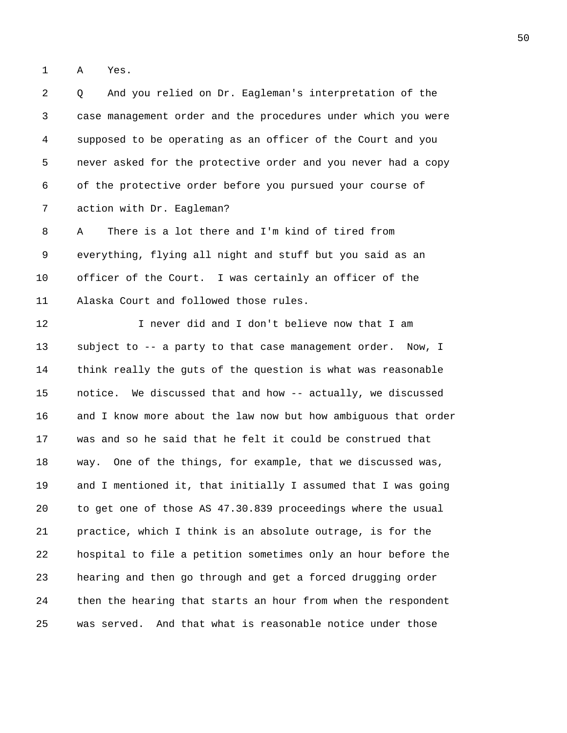1 A Yes.

2 Q And you relied on Dr. Eagleman's interpretation of the

3 case management order and the procedures under which you were

4 supposed to be operating as an officer of the Court and you

5 never asked for the protective order and you never had a copy

6 of the protective order before you pursued your course of

7 action with Dr. Eagleman?

8 A There is a lot there and I'm kind of tired from

9 everything, flying all night and stuff but you said as an

10 officer of the Court. I was certainly an officer of the

11 Alaska Court and followed those rules.

12 I never did and I don't believe now that I am

13 subject to -- a party to that case management order. Now, I

14 think really the guts of the question is what was reasonable

15 notice. We discussed that and how -- actually, we discussed

16 and I know more about the law now but how ambiguous that order

17 was and so he said that he felt it could be construed that

18 way. One of the things, for example, that we discussed was,

19 and I mentioned it, that initially I assumed that I was going

20 to get one of those AS 47.30.839 proceedings where the usual

21 practice, which I think is an absolute outrage, is for the

22 hospital to file a petition sometimes only an hour before the

23 hearing and then go through and get a forced drugging order

24 then the hearing that starts an hour from when the respondent

25 was served. And that what is reasonable notice under those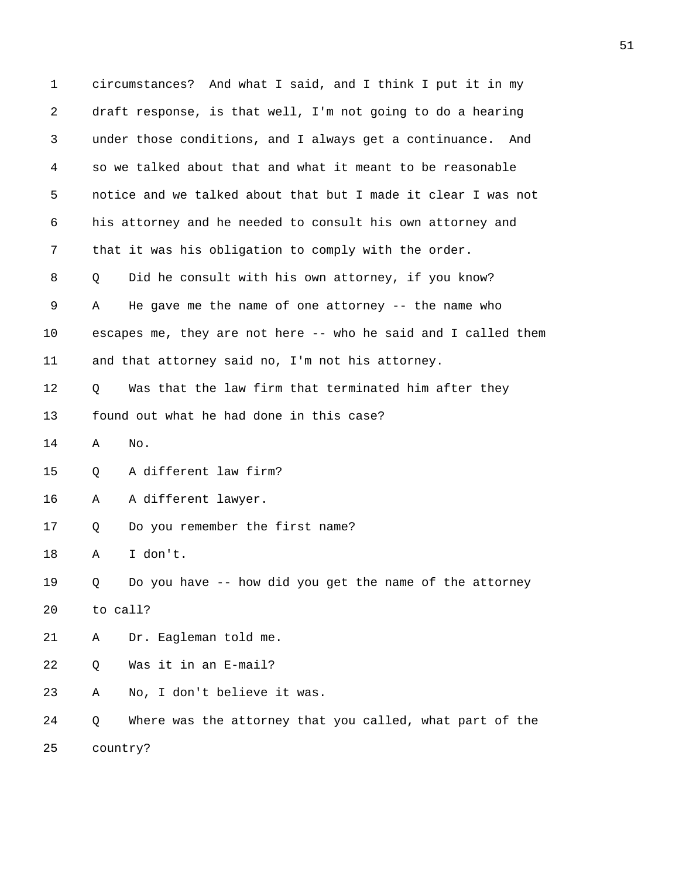1 circumstances? And what I said, and I think I put it in my
2 draft response, is that well, I'm not going to do a hearing
3 under those conditions, and I always get a continuance. And
4 so we talked about that and what it meant to be reasonable
5 notice and we talked about that but I made it clear I was not
6 his attorney and he needed to consult his own attorney and
7 that it was his obligation to comply with the order.
8 Q Did he consult with his own attorney, if you know?
9 A He gave me the name of one attorney -- the name who
10 escapes me, they are not here -- who he said and I called them
11 and that attorney said no, I'm not his attorney.
12 Q Was that the law firm that terminated him after they
13 found out what he had done in this case?
14 A No.
15 Q A different law firm?
16 A A different lawyer.
17 Q Do you remember the first name?
18 A I don't.
19 Q Do you have -- how did you get the name of the attorney
20 to call?
21 A Dr. Eagleman told me.
22 Q Was it in an E-mail?
23 A No, I don't believe it was.
24 Q Where was the attorney that you called, what part of the
25 country?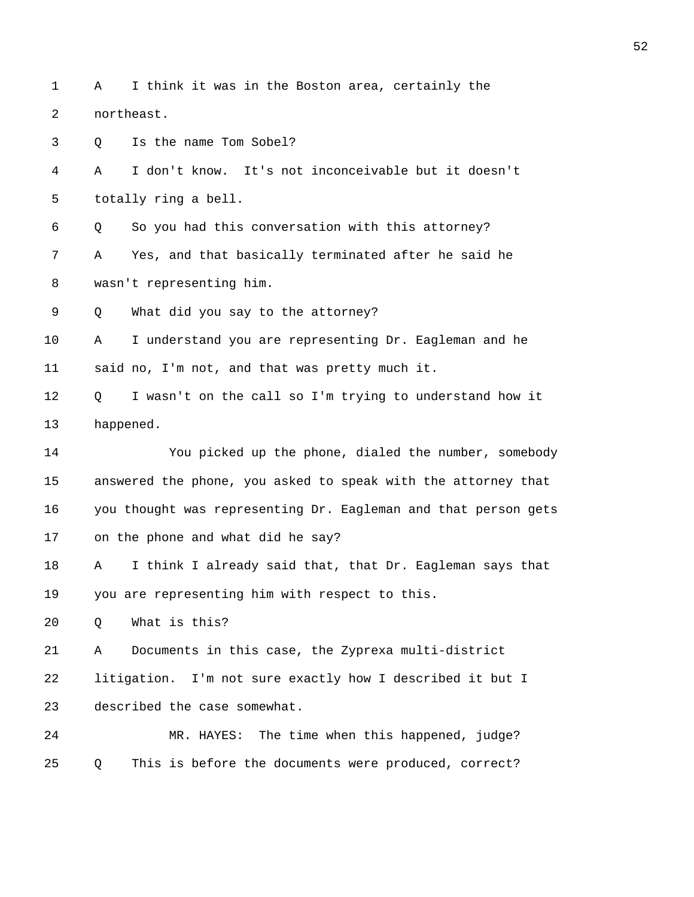1 A I think it was in the Boston area, certainly the
2 northeast.
3 Q Is the name Tom Sobel?
4 A I don't know. It's not inconceivable but it doesn't
5 totally ring a bell.
6 Q So you had this conversation with this attorney?
7 A Yes, and that basically terminated after he said he
8 wasn't representing him.
9 Q What did you say to the attorney?
10 A I understand you are representing Dr. Eagleman and he
11 said no, I'm not, and that was pretty much it.
12 Q I wasn't on the call so I'm trying to understand how it
13 happened.
14 You picked up the phone, dialed the number, somebody
15 answered the phone, you asked to speak with the attorney that
16 you thought was representing Dr. Eagleman and that person gets
17 on the phone and what did he say?
18 A I think I already said that, that Dr. Eagleman says that
19 you are representing him with respect to this.
20 Q What is this?
21 A Documents in this case, the Zyprexa multi-district
22 litigation. I'm not sure exactly how I described it but I
23 described the case somewhat.
24 MR. HAYES: The time when this happened, judge?
25 Q This is before the documents were produced, correct?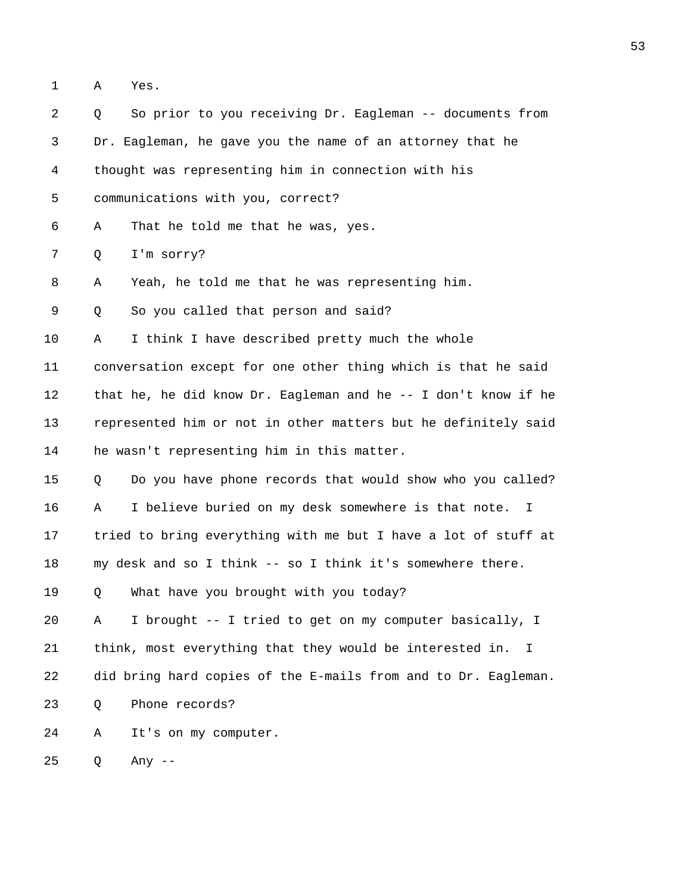1 A Yes.

2 Q So prior to you receiving Dr. Eagleman -- documents from

3 Dr. Eagleman, he gave you the name of an attorney that he

4 thought was representing him in connection with his

5 communications with you, correct?

6 A That he told me that he was, yes.

7 Q I'm sorry?

8 A Yeah, he told me that he was representing him.

9 Q So you called that person and said?

10 A I think I have described pretty much the whole

11 conversation except for one other thing which is that he said

12 that he, he did know Dr. Eagleman and he -- I don't know if he

13 represented him or not in other matters but he definitely said

14 he wasn't representing him in this matter.

15 Q Do you have phone records that would show who you called?

16 A I believe buried on my desk somewhere is that note. I

17 tried to bring everything with me but I have a lot of stuff at

18 my desk and so I think -- so I think it's somewhere there.

19 Q What have you brought with you today?

20 A I brought -- I tried to get on my computer basically, I

21 think, most everything that they would be interested in. I

22 did bring hard copies of the E-mails from and to Dr. Eagleman.

23 Q Phone records?

24 A It's on my computer.

25 Q Any --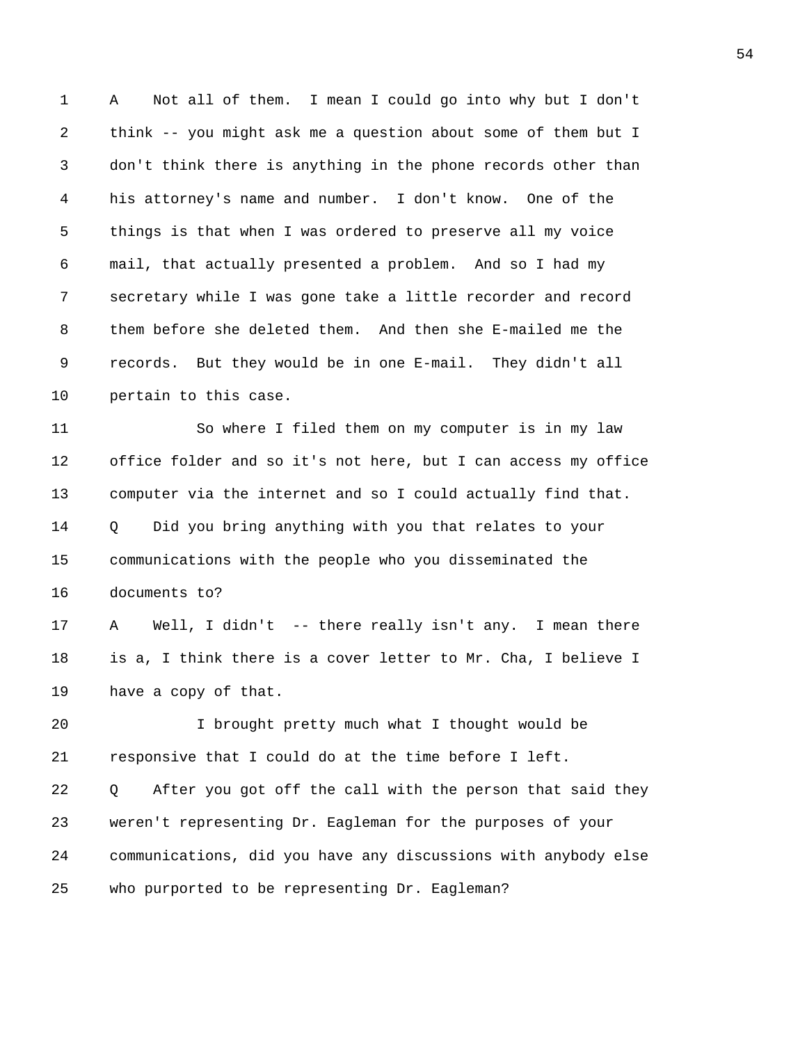1 A Not all of them. I mean I could go into why but I don't
2 think -- you might ask me a question about some of them but I
3 don't think there is anything in the phone records other than
4 his attorney's name and number. I don't know. One of the
5 things is that when I was ordered to preserve all my voice
6 mail, that actually presented a problem. And so I had my
7 secretary while I was gone take a little recorder and record
8 them before she deleted them. And then she E-mailed me the
9 records. But they would be in one E-mail. They didn't all
10 pertain to this case.
11 So where I filed them on my computer is in my law
12 office folder and so it's not here, but I can access my office
13 computer via the internet and so I could actually find that.
14 Q Did you bring anything with you that relates to your
15 communications with the people who you disseminated the
16 documents to?
17 A Well, I didn't -- there really isn't any. I mean there
18 is a, I think there is a cover letter to Mr. Cha, I believe I
19 have a copy of that.
20 I brought pretty much what I thought would be
21 responsive that I could do at the time before I left.
22 Q After you got off the call with the person that said they
23 weren't representing Dr. Eagleman for the purposes of your
24 communications, did you have any discussions with anybody else
25 who purported to be representing Dr. Eagleman?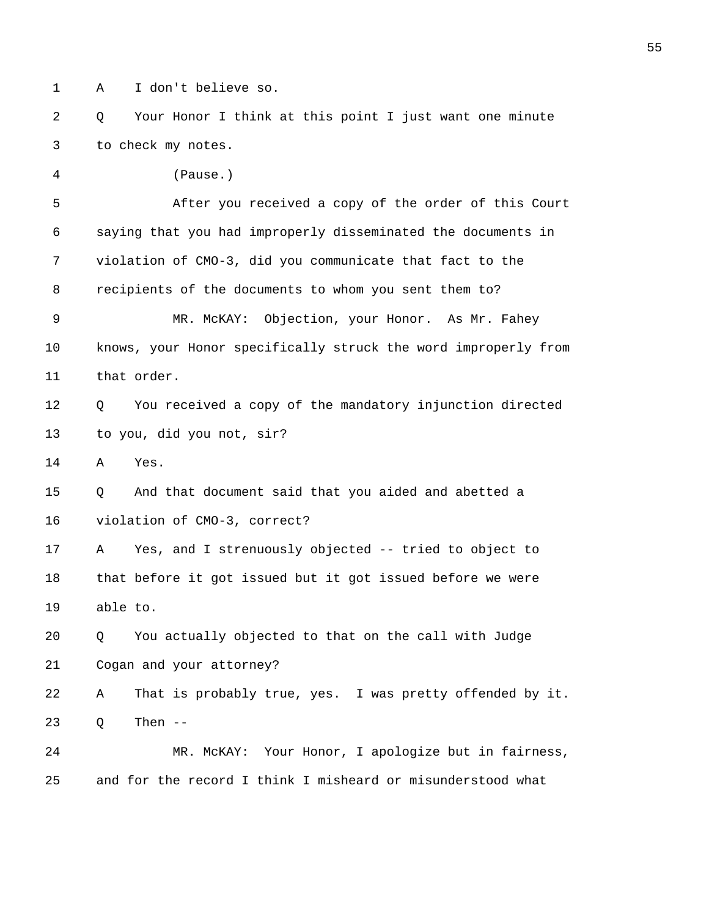1 A I don't believe so.

2 Q Your Honor I think at this point I just want one minute

3 to check my notes.

4 (Pause.)

5 After you received a copy of the order of this Court

6 saying that you had improperly disseminated the documents in

7 violation of CMO-3, did you communicate that fact to the

8 recipients of the documents to whom you sent them to?

9 MR. McKAY: Objection, your Honor. As Mr. Fahey

10 knows, your Honor specifically struck the word improperly from

11 that order.

12 Q You received a copy of the mandatory injunction directed

13 to you, did you not, sir?

14 A Yes.

15 Q And that document said that you aided and abetted a

16 violation of CMO-3, correct?

17 A Yes, and I strenuously objected -- tried to object to

18 that before it got issued but it got issued before we were

19 able to.

20 Q You actually objected to that on the call with Judge

21 Cogan and your attorney?

22 A That is probably true, yes. I was pretty offended by it.

23 Q Then --

24 MR. McKAY: Your Honor, I apologize but in fairness,

25 and for the record I think I misheard or misunderstood what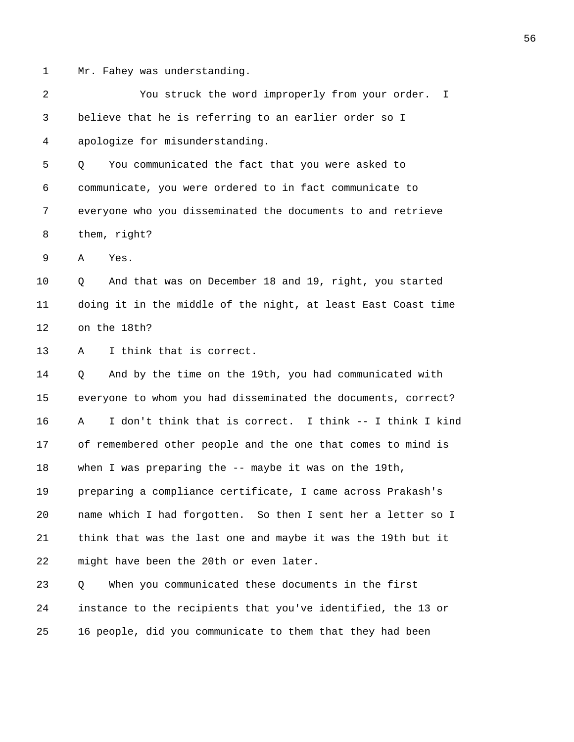1 Mr. Fahey was understanding.

2 You struck the word improperly from your order. I

3 believe that he is referring to an earlier order so I

4 apologize for misunderstanding.

5 Q You communicated the fact that you were asked to

6 communicate, you were ordered to in fact communicate to

7 everyone who you disseminated the documents to and retrieve

8 them, right?

9 A Yes.

10 Q And that was on December 18 and 19, right, you started

11 doing it in the middle of the night, at least East Coast time

12 on the 18th?

13 A I think that is correct.

14 Q And by the time on the 19th, you had communicated with

15 everyone to whom you had disseminated the documents, correct?

16 A I don't think that is correct. I think -- I think I kind

17 of remembered other people and the one that comes to mind is

18 when I was preparing the -- maybe it was on the 19th,

19 preparing a compliance certificate, I came across Prakash's

20 name which I had forgotten. So then I sent her a letter so I

21 think that was the last one and maybe it was the 19th but it

22 might have been the 20th or even later.

23 Q When you communicated these documents in the first

24 instance to the recipients that you've identified, the 13 or

25 16 people, did you communicate to them that they had been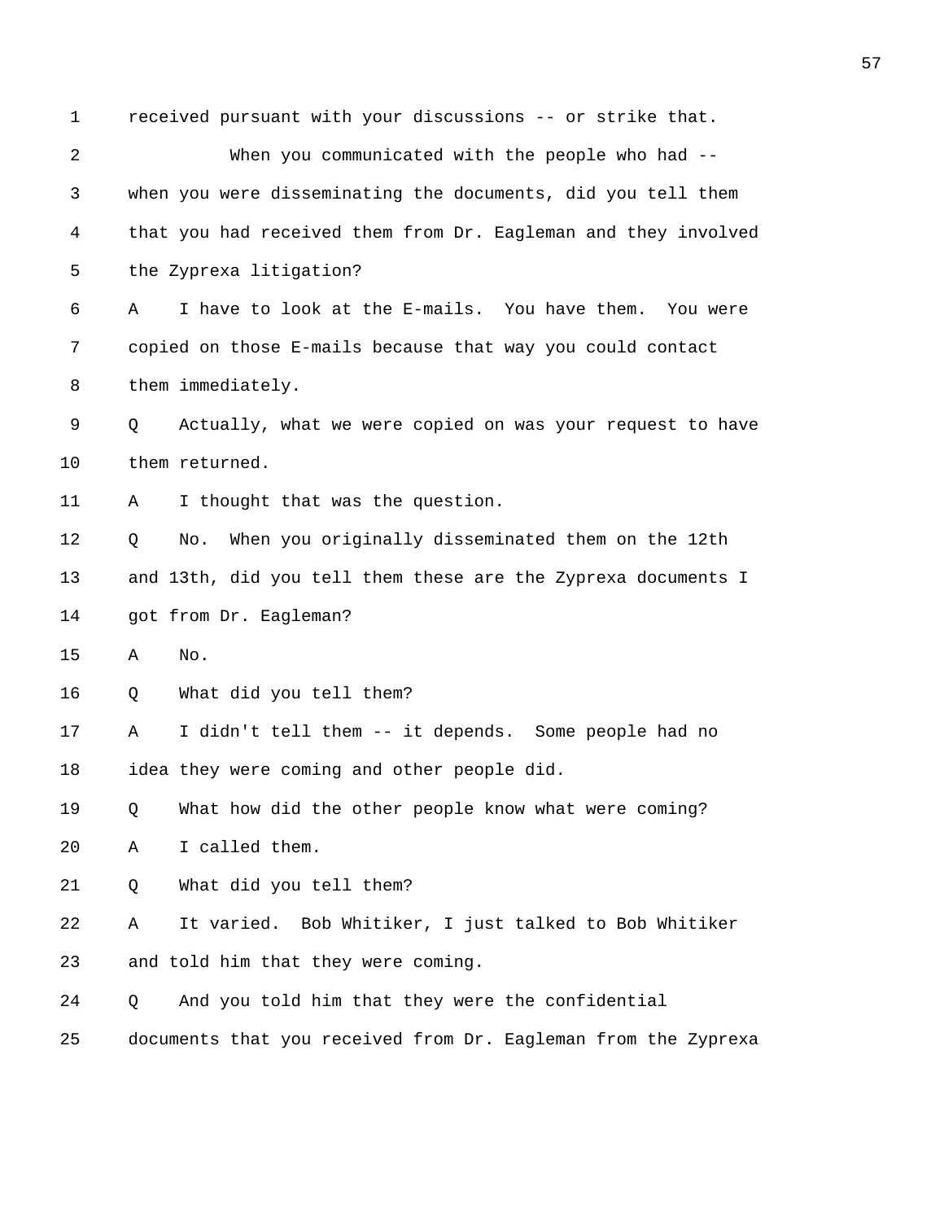1 received pursuant with your discussions -- or strike that.

2 When you communicated with the people who had --

3 when you were disseminating the documents, did you tell them

4 that you had received them from Dr. Eagleman and they involved

5 the Zyprexa litigation?

6 A I have to look at the E-mails. You have them. You were

7 copied on those E-mails because that way you could contact

8 them immediately.

9 Q Actually, what we were copied on was your request to have

10 them returned.

11 A I thought that was the question.

12 Q No. When you originally disseminated them on the 12th

13 and 13th, did you tell them these are the Zyprexa documents I

14 got from Dr. Eagleman?

15 A No.

16 Q What did you tell them?

17 A I didn't tell them -- it depends. Some people had no

18 idea they were coming and other people did.

19 Q What how did the other people know what were coming?

20 A I called them.

21 Q What did you tell them?

22 A It varied. Bob Whitiker, I just talked to Bob Whitiker

23 and told him that they were coming.

24 Q And you told him that they were the confidential

25 documents that you received from Dr. Eagleman from the Zyprexa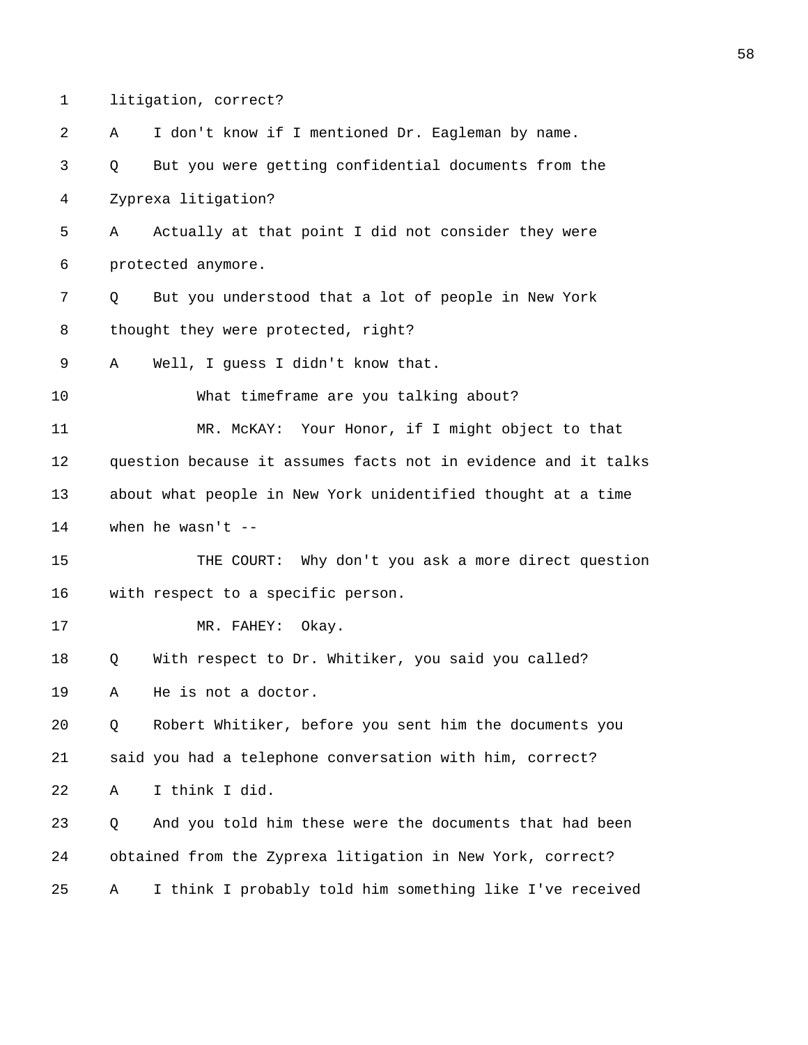1 litigation, correct?

2 A I don't know if I mentioned Dr. Eagleman by name.

3 Q But you were getting confidential documents from the

4 Zyprexa litigation?

5 A Actually at that point I did not consider they were

6 protected anymore.

7 Q But you understood that a lot of people in New York

8 thought they were protected, right?

9 A Well, I guess I didn't know that.

10 What timeframe are you talking about?

11 MR. McKAY: Your Honor, if I might object to that

12 question because it assumes facts not in evidence and it talks

13 about what people in New York unidentified thought at a time

14 when he wasn't --

15 THE COURT: Why don't you ask a more direct question

16 with respect to a specific person.

17 MR. FAHEY: Okay.

18 Q With respect to Dr. Whitiker, you said you called?

19 A He is not a doctor.

20 Q Robert Whitiker, before you sent him the documents you

21 said you had a telephone conversation with him, correct?

22 A I think I did.

23 Q And you told him these were the documents that had been

24 obtained from the Zyprexa litigation in New York, correct?

25 A I think I probably told him something like I've received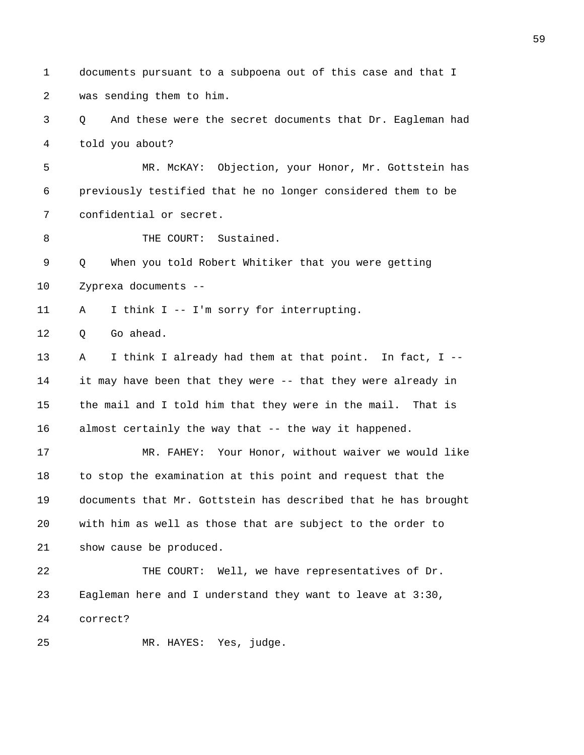1 documents pursuant to a subpoena out of this case and that I
2 was sending them to him.
3 Q And these were the secret documents that Dr. Eagleman had
4 told you about?
5 MR. McKAY: Objection, your Honor, Mr. Gottstein has
6 previously testified that he no longer considered them to be
7 confidential or secret.
8 THE COURT: Sustained.
9 Q When you told Robert Whitiker that you were getting
10 Zyprexa documents --
11 A I think I -- I'm sorry for interrupting.
12 Q Go ahead.
13 A I think I already had them at that point. In fact, I --
14 it may have been that they were -- that they were already in
15 the mail and I told him that they were in the mail. That is
16 almost certainly the way that -- the way it happened.
17 MR. FAHEY: Your Honor, without waiver we would like
18 to stop the examination at this point and request that the
19 documents that Mr. Gottstein has described that he has brought
20 with him as well as those that are subject to the order to
21 show cause be produced.
22 THE COURT: Well, we have representatives of Dr.
23 Eagleman here and I understand they want to leave at 3:30,
24 correct?
25 MR. HAYES: Yes, judge.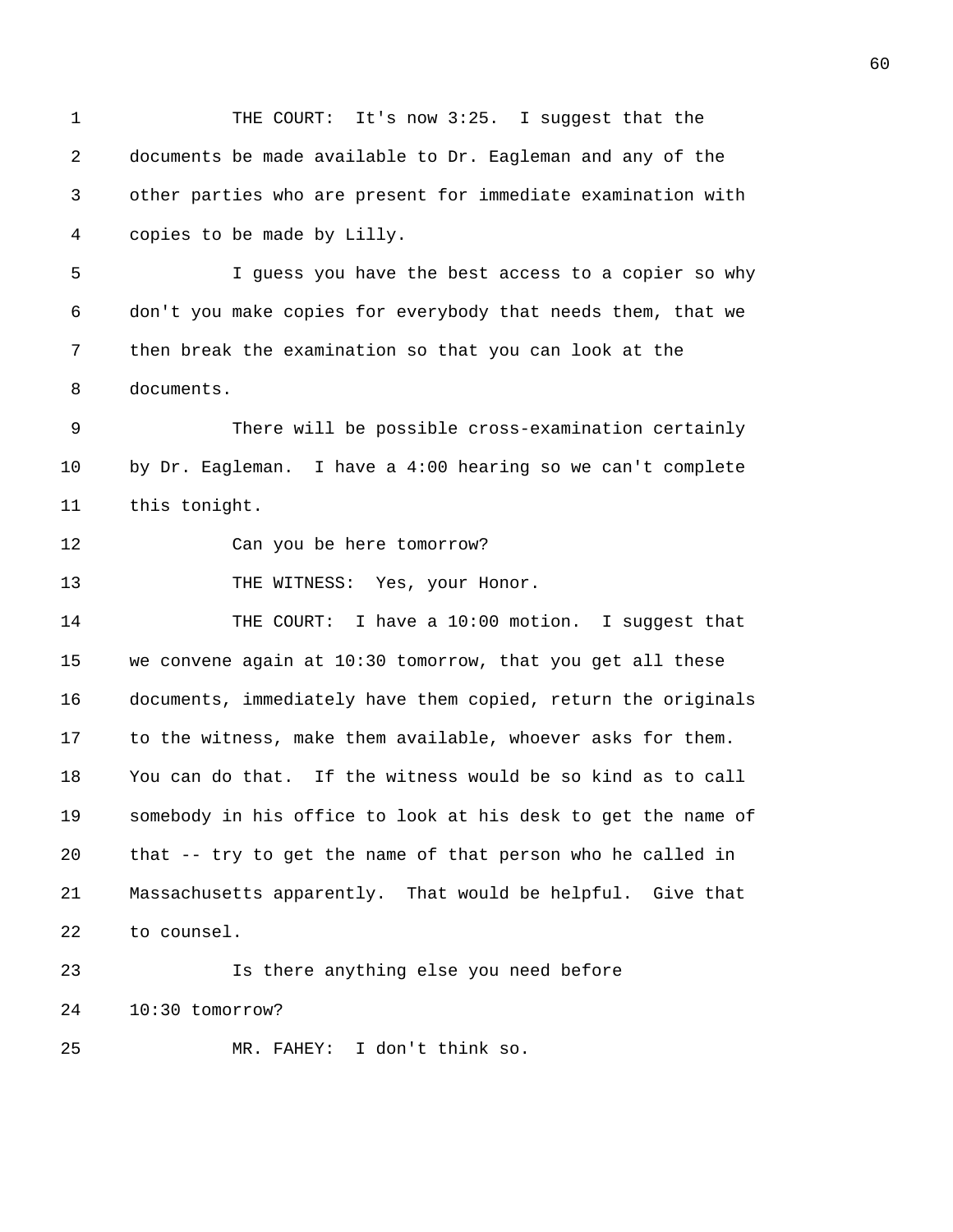THE COURT: It's now 3:25. I suggest that the documents be made available to Dr. Eagleman and any of the other parties who are present for immediate examination with copies to be made by Lilly.

I guess you have the best access to a copier so why don't you make copies for everybody that needs them, that we then break the examination so that you can look at the documents.

There will be possible cross-examination certainly by Dr. Eagleman. I have a 4:00 hearing so we can't complete this tonight.

Can you be here tomorrow?

THE WITNESS: Yes, your Honor.

THE COURT: I have a 10:00 motion. I suggest that we convene again at 10:30 tomorrow, that you get all these documents, immediately have them copied, return the originals to the witness, make them available, whoever asks for them. You can do that. If the witness would be so kind as to call somebody in his office to look at his desk to get the name of that -- try to get the name of that person who he called in Massachusetts apparently. That would be helpful. Give that to counsel.

Is there anything else you need before 10:30 tomorrow?

MR. FAHEY: I don't think so.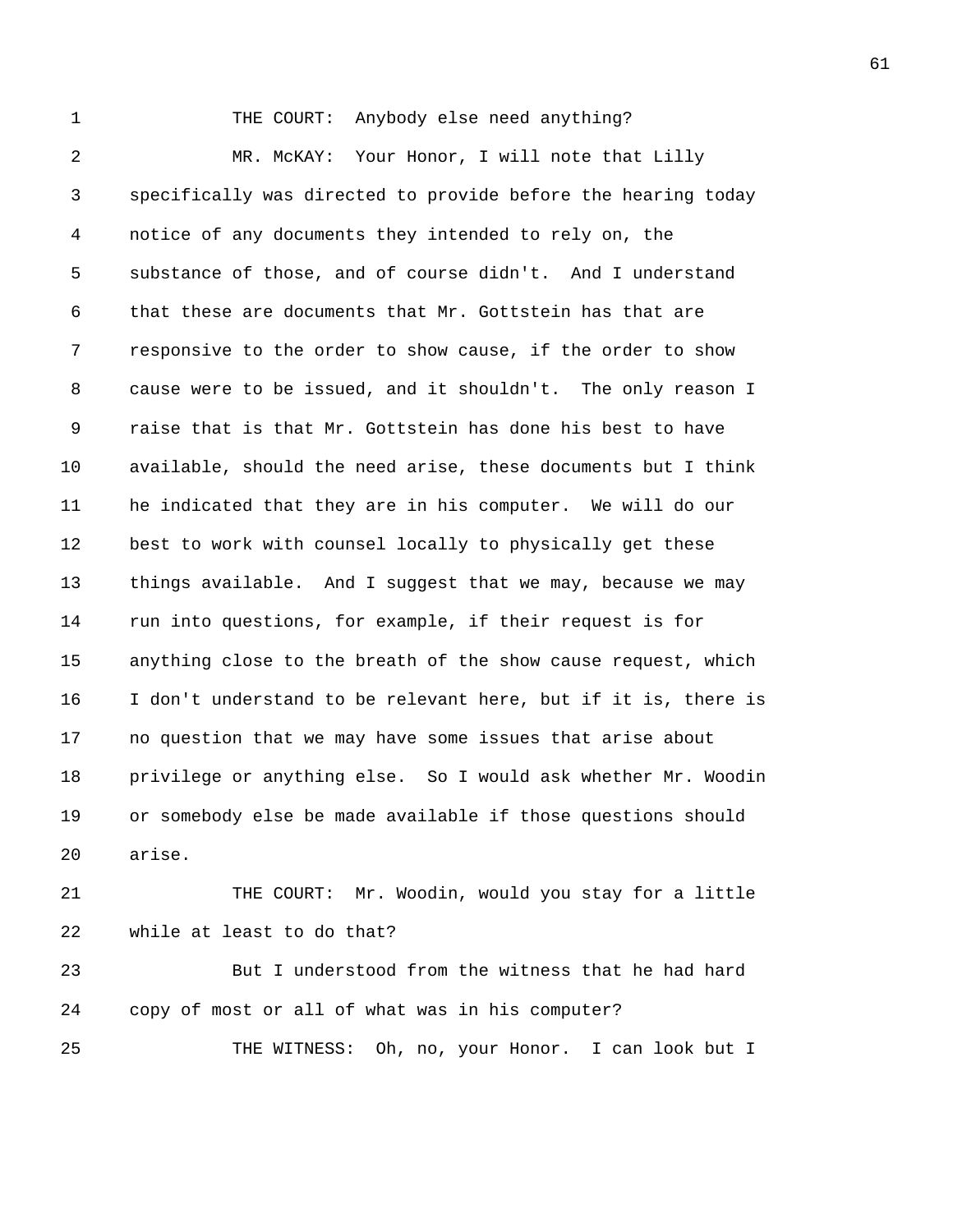THE COURT: Anybody else need anything?

MR. McKAY: Your Honor, I will note that Lilly specifically was directed to provide before the hearing today notice of any documents they intended to rely on, the substance of those, and of course didn't. And I understand that these are documents that Mr. Gottstein has that are responsive to the order to show cause, if the order to show cause were to be issued, and it shouldn't. The only reason I raise that is that Mr. Gottstein has done his best to have available, should the need arise, these documents but I think he indicated that they are in his computer. We will do our best to work with counsel locally to physically get these things available. And I suggest that we may, because we may run into questions, for example, if their request is for anything close to the breath of the show cause request, which I don't understand to be relevant here, but if it is, there is no question that we may have some issues that arise about privilege or anything else. So I would ask whether Mr. Woodin or somebody else be made available if those questions should arise.

THE COURT: Mr. Woodin, would you stay for a little while at least to do that?

But I understood from the witness that he had hard copy of most or all of what was in his computer?

THE WITNESS: Oh, no, your Honor. I can look but I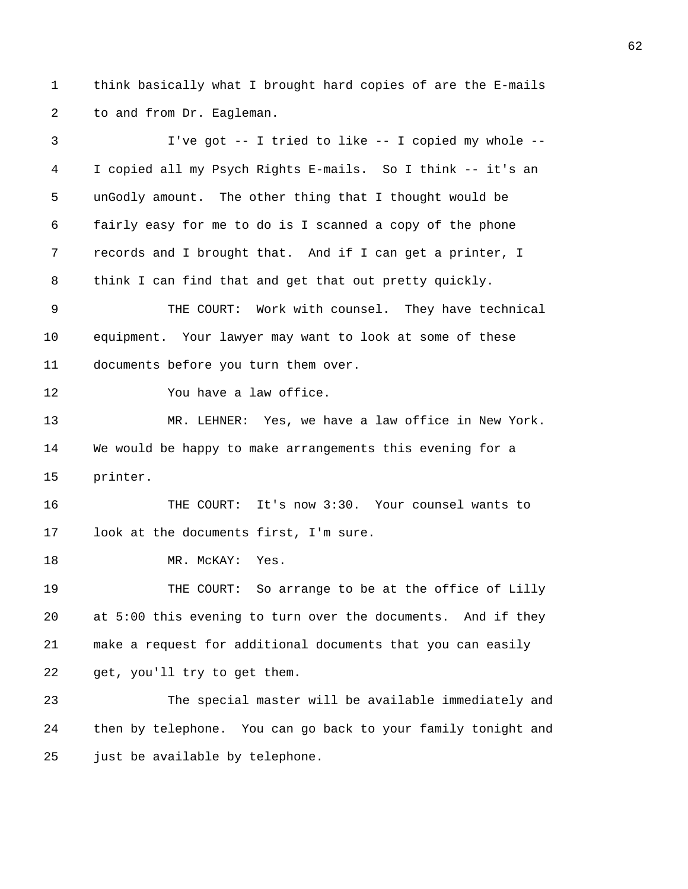think basically what I brought hard copies of are the E-mails to and from Dr. Eagleman.

I've got -- I tried to like -- I copied my whole -- I copied all my Psych Rights E-mails. So I think -- it's an unGodly amount. The other thing that I thought would be fairly easy for me to do is I scanned a copy of the phone records and I brought that. And if I can get a printer, I think I can find that and get that out pretty quickly.

THE COURT: Work with counsel. They have technical equipment. Your lawyer may want to look at some of these documents before you turn them over.

You have a law office.

MR. LEHNER: Yes, we have a law office in New York. We would be happy to make arrangements this evening for a printer.

THE COURT: It's now 3:30. Your counsel wants to look at the documents first, I'm sure.

MR. McKAY: Yes.

THE COURT: So arrange to be at the office of Lilly at 5:00 this evening to turn over the documents. And if they make a request for additional documents that you can easily get, you'll try to get them.

The special master will be available immediately and then by telephone. You can go back to your family tonight and just be available by telephone.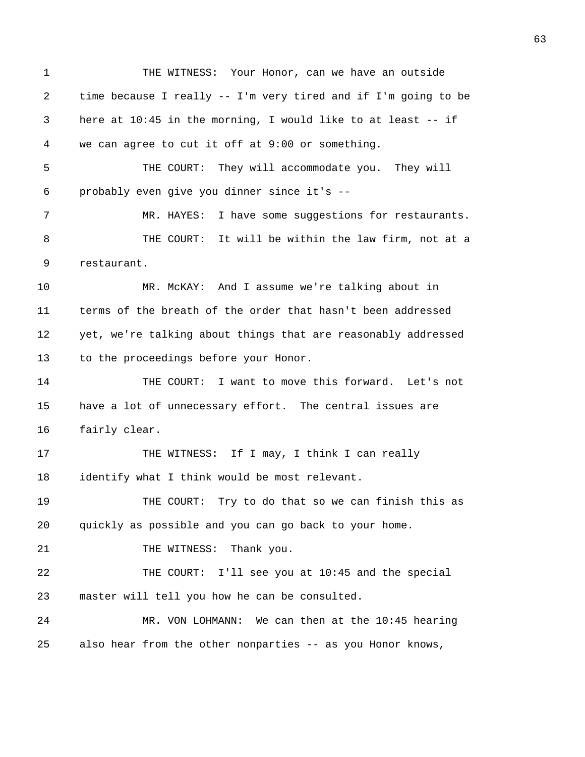1 THE WITNESS: Your Honor, can we have an outside
2 time because I really -- I'm very tired and if I'm going to be
3 here at 10:45 in the morning, I would like to at least -- if
4 we can agree to cut it off at 9:00 or something.
5 THE COURT: They will accommodate you. They will
6 probably even give you dinner since it's --
7 MR. HAYES: I have some suggestions for restaurants.
8 THE COURT: It will be within the law firm, not at a
9 restaurant.
10 MR. McKAY: And I assume we're talking about in
11 terms of the breath of the order that hasn't been addressed
12 yet, we're talking about things that are reasonably addressed
13 to the proceedings before your Honor.
14 THE COURT: I want to move this forward. Let's not
15 have a lot of unnecessary effort. The central issues are
16 fairly clear.
17 THE WITNESS: If I may, I think I can really
18 identify what I think would be most relevant.
19 THE COURT: Try to do that so we can finish this as
20 quickly as possible and you can go back to your home.
21 THE WITNESS: Thank you.
22 THE COURT: I'll see you at 10:45 and the special
23 master will tell you how he can be consulted.
24 MR. VON LOHMANN: We can then at the 10:45 hearing
25 also hear from the other nonparties -- as you Honor knows,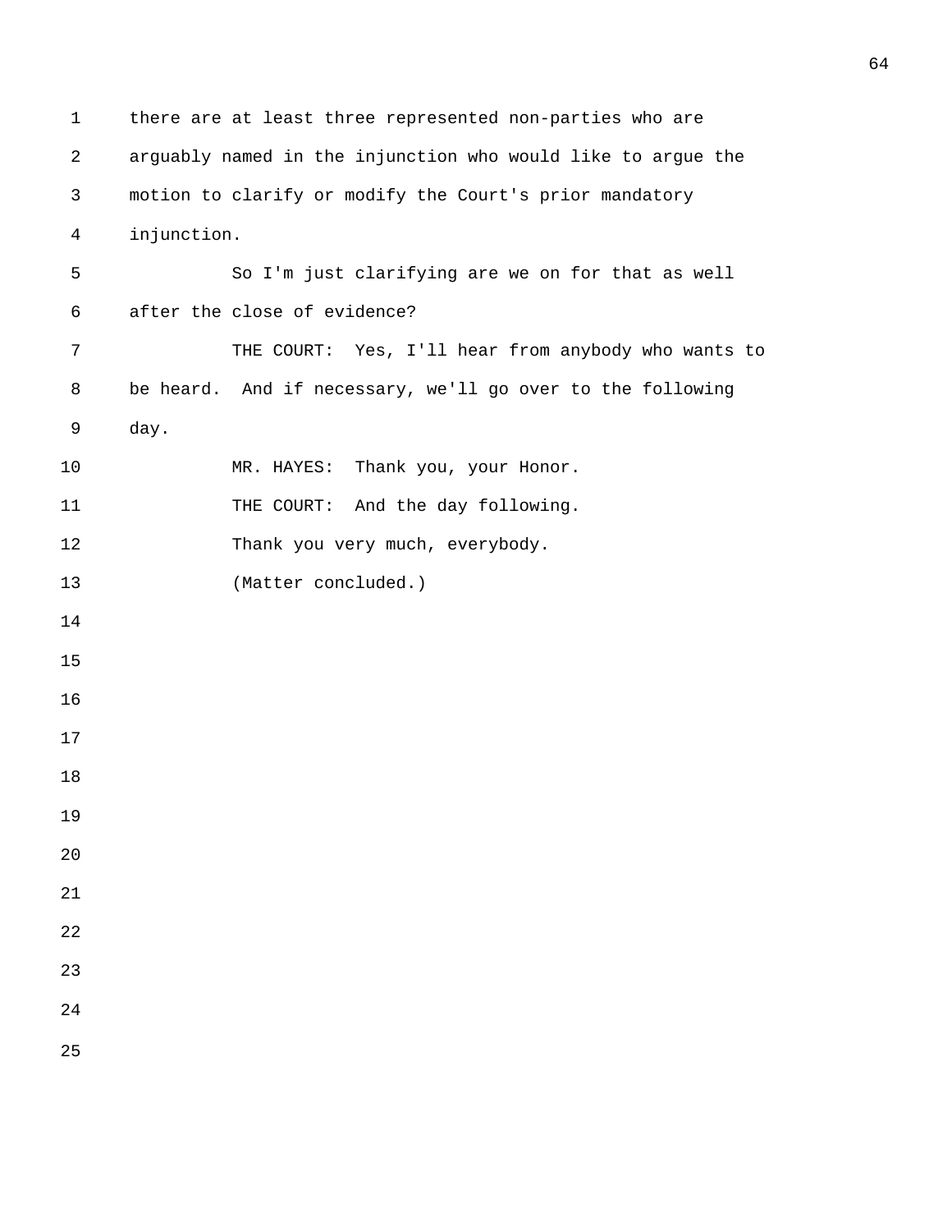there are at least three represented non-parties who are arguably named in the injunction who would like to argue the motion to clarify or modify the Court's prior mandatory injunction.

So I'm just clarifying are we on for that as well after the close of evidence?

THE COURT: Yes, I'll hear from anybody who wants to be heard. And if necessary, we'll go over to the following day.

MR. HAYES: Thank you, your Honor.

THE COURT: And the day following.

Thank you very much, everybody.

(Matter concluded.)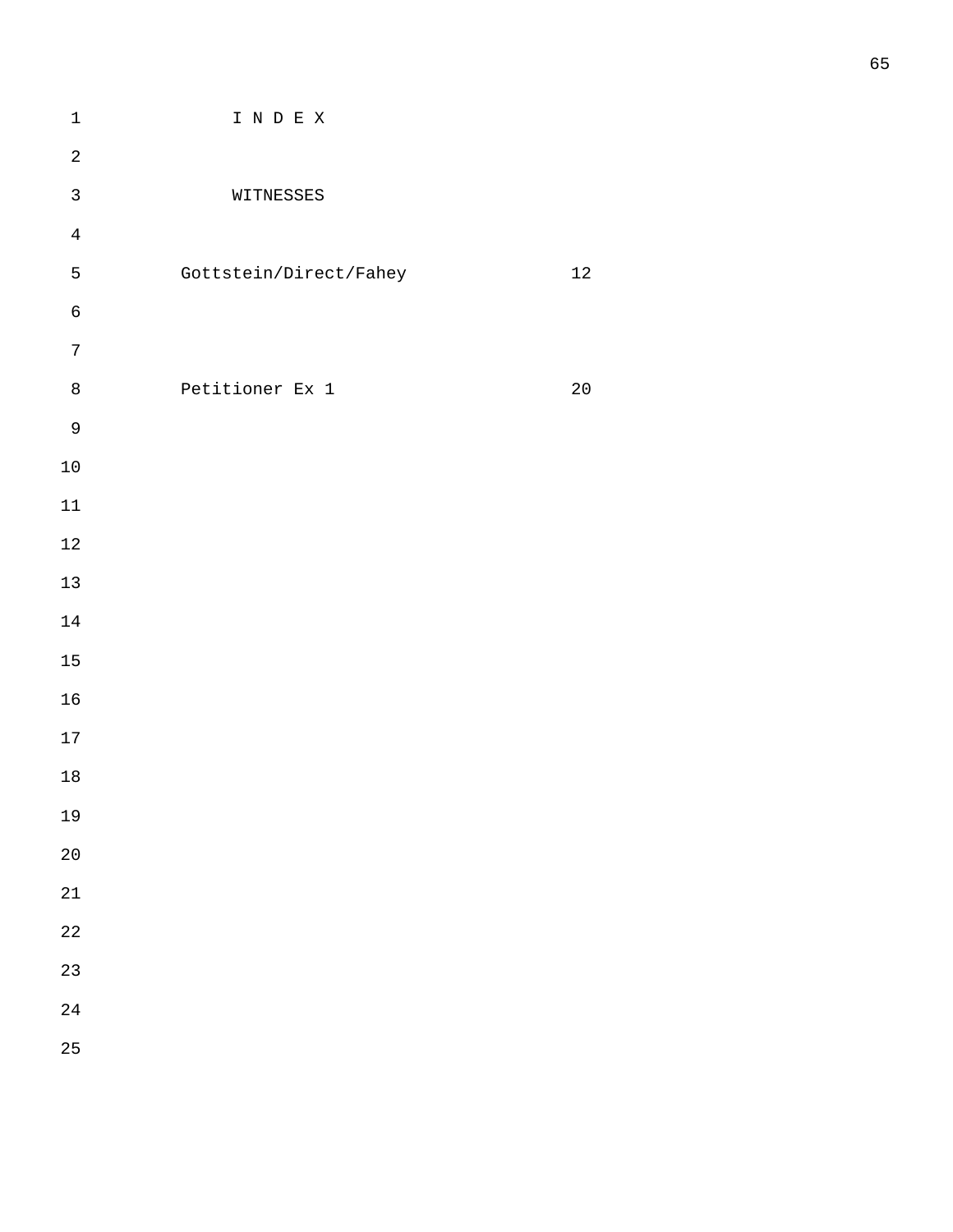I N D E X

WITNESSES

| | |
|---|---|
| Gottstein/Direct/Fahey | 12 |
| Petitioner Ex 1 | 20 |